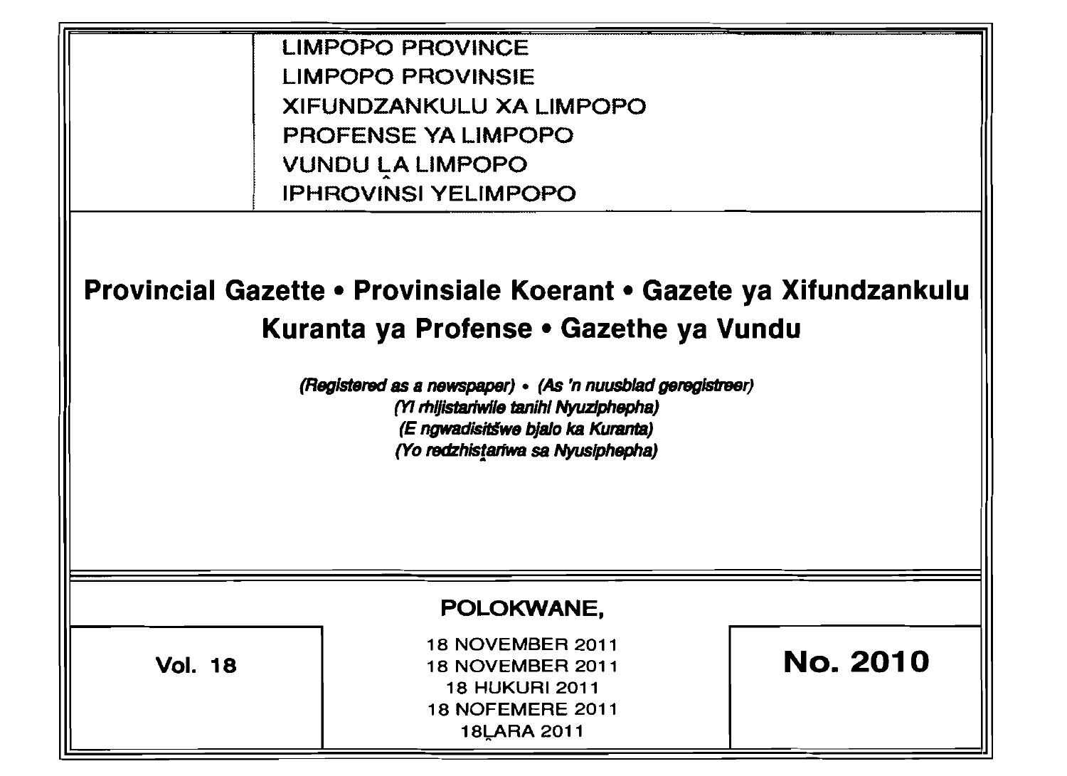LIMPOPO PROVINCE
LIMPOPO PROVINSIE
XIFUNDZANKULU XA LIMPOPO
PROFENSE YA LIMPOPO
VUNDU ḼA LIMPOPO
IPHROVINSI YELIMPOPO

# Provincial Gazette • Provinsiale Koerant • Gazete ya Xifundzankulu Kuranta ya Profense • Gazethe ya Vundu

*(Registered as a newspaper) • (As 'n nuusblad geregistreer)*
*(Yi rhijistariwile tanihi Nyuziphepha)*
*(E ngwadisitšwe bjalo ka Kuranta)*
*(Yo redzhisṱariwa sa Nyusiphepha)*

**POLOKWANE,**

| Vol. 18 | 18 NOVEMBER 2011<br>18 NOVEMBER 2011<br>18 HUKURI 2011<br>18 NOFEMERE 2011<br>18 ḼARA 2011 | No. 2010 |
|---|---|---|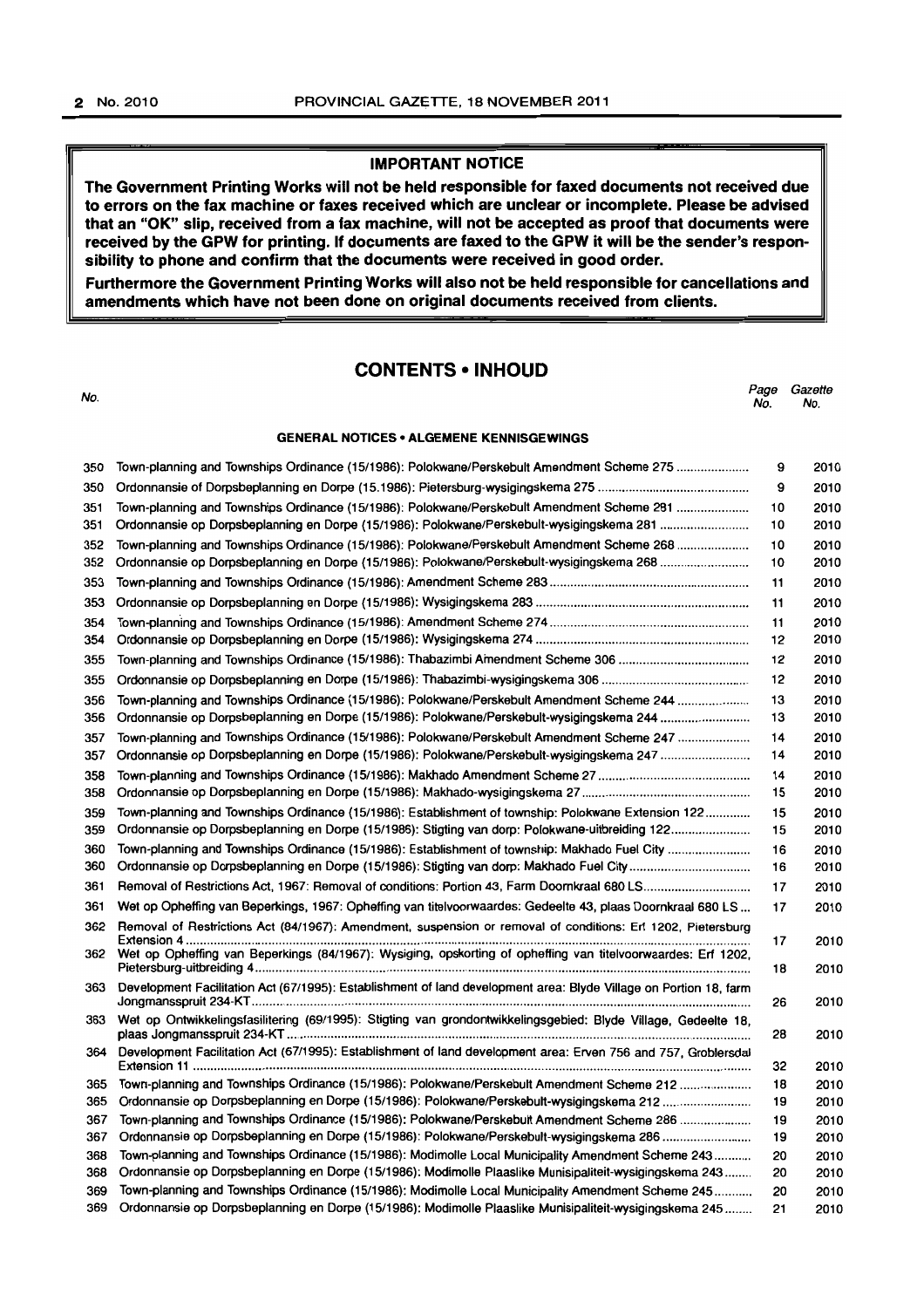**IMPORTANT NOTICE**

**The Government Printing Works will not be held responsible for faxed documents not received due to errors on the fax machine or faxes received which are unclear or incomplete. Please be advised that an "OK" slip, received from a fax machine, will not be accepted as proof that documents were received by the GPW for printing. If documents are faxed to the GPW it will be the sender's responsibility to phone and confirm that the documents were received in good order.**

**Furthermore the Government Printing Works will also not be held responsible for cancellations and amendments which have not been done on original documents received from clients.**

## CONTENTS • INHOUD

| No. | | Page No. | Gazette No. |
|---|---|---|---|
| | **GENERAL NOTICES • ALGEMENE KENNISGEWINGS** | | |
| 350 | Town-planning and Townships Ordinance (15/1986): Polokwane/Perskebult Amendment Scheme 275 | 9 | 2010 |
| 350 | Ordonnansie of Dorpsbeplanning en Dorpe (15.1986): Pietersburg-wysigingskema 275 | 9 | 2010 |
| 351 | Town-planning and Townships Ordinance (15/1986): Polokwane/Perskebult Amendment Scheme 281 | 10 | 2010 |
| 351 | Ordonnansie op Dorpsbeplanning en Dorpe (15/1986): Polokwane/Perskebult-wysigingskema 281 | 10 | 2010 |
| 352 | Town-planning and Townships Ordinance (15/1986): Polokwane/Perskebult Amendment Scheme 268 | 10 | 2010 |
| 352 | Ordonnansie op Dorpsbeplanning en Dorpe (15/1986): Polokwane/Perskebult-wysigingskema 268 | 10 | 2010 |
| 353 | Town-planning and Townships Ordinance (15/1986): Amendment Scheme 283 | 11 | 2010 |
| 353 | Ordonnansie op Dorpsbeplanning en Dorpe (15/1986): Wysigingskema 283 | 11 | 2010 |
| 354 | Town-planning and Townships Ordinance (15/1986): Amendment Scheme 274 | 11 | 2010 |
| 354 | Ordonnansie op Dorpsbeplanning en Dorpe (15/1986): Wysigingskema 274 | 12 | 2010 |
| 355 | Town-planning and Townships Ordinance (15/1986): Thabazimbi Amendment Scheme 306 | 12 | 2010 |
| 355 | Ordonnansie op Dorpsbeplanning en Dorpe (15/1986): Thabazimbi-wysigingskema 306 | 12 | 2010 |
| 356 | Town-planning and Townships Ordinance (15/1986): Polokwane/Perskebult Amendment Scheme 244 | 13 | 2010 |
| 356 | Ordonnansie op Dorpsbeplanning en Dorpe (15/1986): Polokwane/Perskebult-wysigingskema 244 | 13 | 2010 |
| 357 | Town-planning and Townships Ordinance (15/1986): Polokwane/Perskebult Amendment Scheme 247 | 14 | 2010 |
| 357 | Ordonnansie op Dorpsbeplanning en Dorpe (15/1986): Polokwane/Perskebult-wysigingskema 247 | 14 | 2010 |
| 358 | Town-planning and Townships Ordinance (15/1986): Makhado Amendment Scheme 27 | 14 | 2010 |
| 358 | Ordonnansie op Dorpsbeplanning en Dorpe (15/1986): Makhado-wysigingskema 27 | 15 | 2010 |
| 359 | Town-planning and Townships Ordinance (15/1986): Establishment of township: Polokwane Extension 122 | 15 | 2010 |
| 359 | Ordonnansie op Dorpsbeplanning en Dorpe (15/1986): Stigting van dorp: Polokwane-uitbreiding 122 | 15 | 2010 |
| 360 | Town-planning and Townships Ordinance (15/1986): Establishment of township: Makhado Fuel City | 16 | 2010 |
| 360 | Ordonnansie op Dorpsbeplanning en Dorpe (15/1986): Stigting van dorp: Makhado Fuel City | 16 | 2010 |
| 361 | Removal of Restrictions Act, 1967: Removal of conditions: Portion 43, Farm Doornkraal 680 LS | 17 | 2010 |
| 361 | Wet op Opheffing van Beperkings, 1967: Opheffing van titelvoorwaardes: Gedeelte 43, plaas Doornkraal 680 LS | 17 | 2010 |
| 362 | Removal of Restrictions Act (84/1967): Amendment, suspension or removal of conditions: Erf 1202, Pietersburg Extension 4 | 17 | 2010 |
| 362 | Wet op Opheffing van Beperkings (84/1967): Wysiging, opskorting of opheffing van titelvoorwaardes: Erf 1202, Pietersburg-uitbreiding 4 | 18 | 2010 |
| 363 | Development Facilitation Act (67/1995): Establishment of land development area: Blyde Village on Portion 18, farm Jongmansspruit 234-KT | 26 | 2010 |
| 363 | Wet op Ontwikkelingsfasilitering (69/1995): Stigting van grondontwikkelingsgebied: Blyde Village, Gedeelte 18, plaas Jongmansspruit 234-KT | 28 | 2010 |
| 364 | Development Facilitation Act (67/1995): Establishment of land development area: Erven 756 and 757, Groblersdal Extension 11 | 32 | 2010 |
| 365 | Town-planning and Townships Ordinance (15/1986): Polokwane/Perskebult Amendment Scheme 212 | 18 | 2010 |
| 365 | Ordonnansie op Dorpsbeplanning en Dorpe (15/1986): Polokwane/Perskebult-wysigingskema 212 | 19 | 2010 |
| 367 | Town-planning and Townships Ordinance (15/1986): Polokwane/Perskebult Amendment Scheme 286 | 19 | 2010 |
| 367 | Ordonnansie op Dorpsbeplanning en Dorpe (15/1986): Polokwane/Perskebult-wysigingskema 286 | 19 | 2010 |
| 368 | Town-planning and Townships Ordinance (15/1986): Modimolle Local Municipality Amendment Scheme 243 | 20 | 2010 |
| 368 | Ordonnansie op Dorpsbeplanning en Dorpe (15/1986): Modimolle Plaaslike Munisipaliteit-wysigingskema 243 | 20 | 2010 |
| 369 | Town-planning and Townships Ordinance (15/1986): Modimolle Local Municipality Amendment Scheme 245 | 20 | 2010 |
| 369 | Ordonnansie op Dorpsbeplanning en Dorpe (15/1986): Modimolle Plaaslike Munisipaliteit-wysigingskema 245 | 21 | 2010 |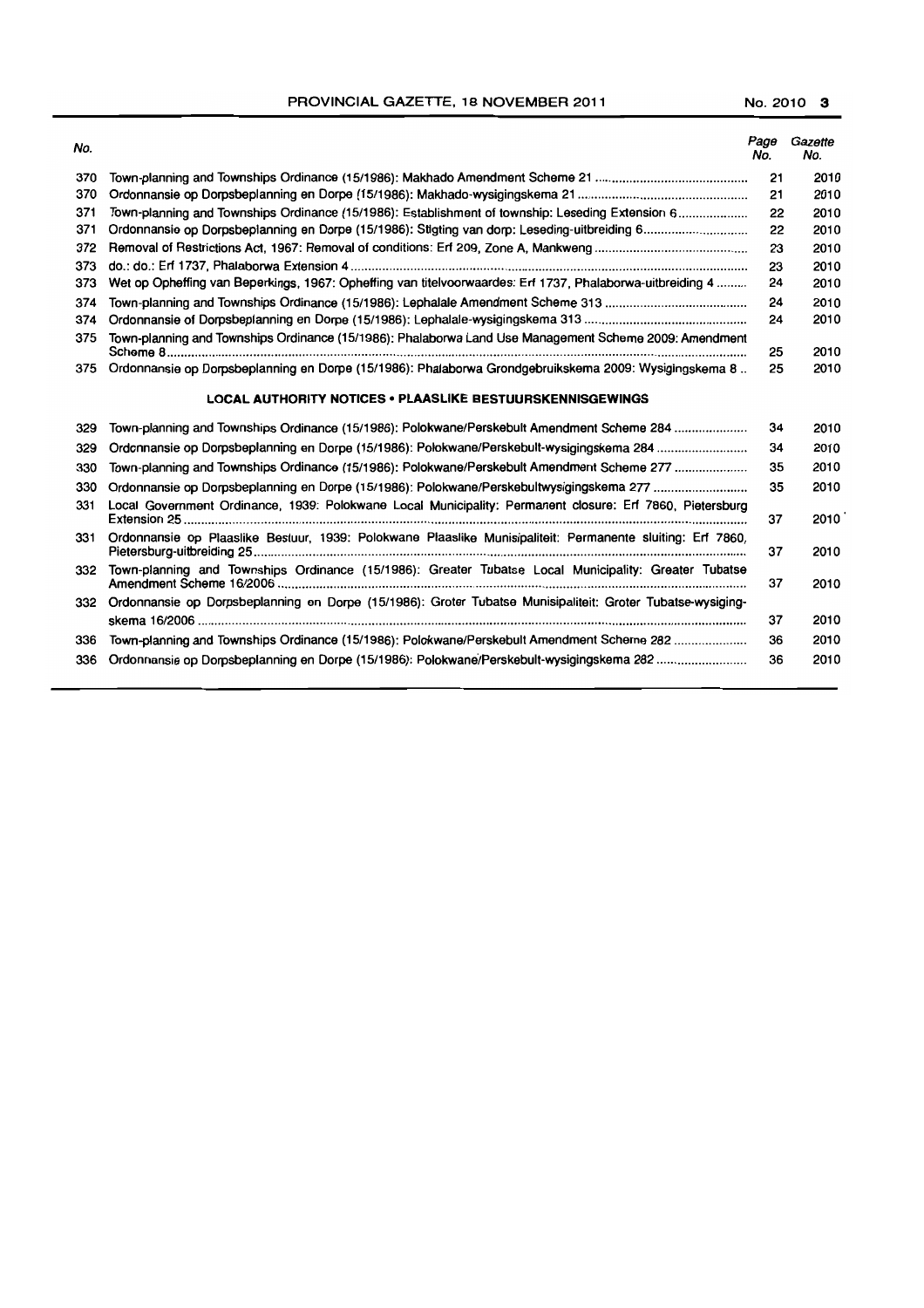| No. | | Page No. | Gazette No. |
|---|---|---|---|
| 370 | Town-planning and Townships Ordinance (15/1986): Makhado Amendment Scheme 21 | 21 | 2010 |
| 370 | Ordonnansie op Dorpsbeplanning en Dorpe (15/1986): Makhado-wysigingskema 21 | 21 | 2010 |
| 371 | Town-planning and Townships Ordinance (15/1986): Establishment of township: Leseding Extension 6 | 22 | 2010 |
| 371 | Ordonnansie op Dorpsbeplanning en Dorpe (15/1986): Stigting van dorp: Leseding-uitbreiding 6 | 22 | 2010 |
| 372 | Removal of Restrictions Act, 1967: Removal of conditions: Erf 209, Zone A, Mankweng | 23 | 2010 |
| 373 | do.: do.: Erf 1737, Phalaborwa Extension 4 | 23 | 2010 |
| 373 | Wet op Opheffing van Beperkings, 1967: Opheffing van titelvoorwaardes: Erf 1737, Phalaborwa-uitbreiding 4 | 24 | 2010 |
| 374 | Town-planning and Townships Ordinance (15/1986): Lephalale Amendment Scheme 313 | 24 | 2010 |
| 374 | Ordonnansie of Dorpsbeplanning en Dorpe (15/1986): Lephalale-wysigingskema 313 | 24 | 2010 |
| 375 | Town-planning and Townships Ordinance (15/1986): Phalaborwa Land Use Management Scheme 2009: Amendment Scheme 8 | 25 | 2010 |
| 375 | Ordonnansie op Dorpsbeplanning en Dorpe (15/1986): Phalaborwa Grondgebruikskema 2009: Wysigingskema 8 | 25 | 2010 |

## LOCAL AUTHORITY NOTICES • PLAASLIKE BESTUURSKENNISGEWINGS

| No. | | Page No. | Gazette No. |
|---|---|---|---|
| 329 | Town-planning and Townships Ordinance (15/1986): Polokwane/Perskebult Amendment Scheme 284 | 34 | 2010 |
| 329 | Ordonnansie op Dorpsbeplanning en Dorpe (15/1986): Polokwane/Perskebult-wysigingskema 284 | 34 | 2010 |
| 330 | Town-planning and Townships Ordinance (15/1986): Polokwane/Perskebult Amendment Scheme 277 | 35 | 2010 |
| 330 | Ordonnansie op Dorpsbeplanning en Dorpe (15/1986): Polokwane/Perskebultwysigingskema 277 | 35 | 2010 |
| 331 | Local Government Ordinance, 1939: Polokwane Local Municipality: Permanent closure: Erf 7860, Pietersburg Extension 25 | 37 | 2010 |
| 331 | Ordonnansie op Plaaslike Bestuur, 1939: Polokwane Plaaslike Munisipaliteit: Permanente sluiting: Erf 7860, Pietersburg-uitbreiding 25 | 37 | 2010 |
| 332 | Town-planning and Townships Ordinance (15/1986): Greater Tubatse Local Municipality: Greater Tubatse Amendment Scheme 16/2006 | 37 | 2010 |
| 332 | Ordonnansie op Dorpsbeplanning en Dorpe (15/1986): Groter Tubatse Munisipaliteit: Groter Tubatse-wysigingskema 16/2006 | 37 | 2010 |
| 336 | Town-planning and Townships Ordinance (15/1986): Polokwane/Perskebult Amendment Scheme 282 | 36 | 2010 |
| 336 | Ordonnansie op Dorpsbeplanning en Dorpe (15/1986): Polokwane/Perskebult-wysigingskema 282 | 36 | 2010 |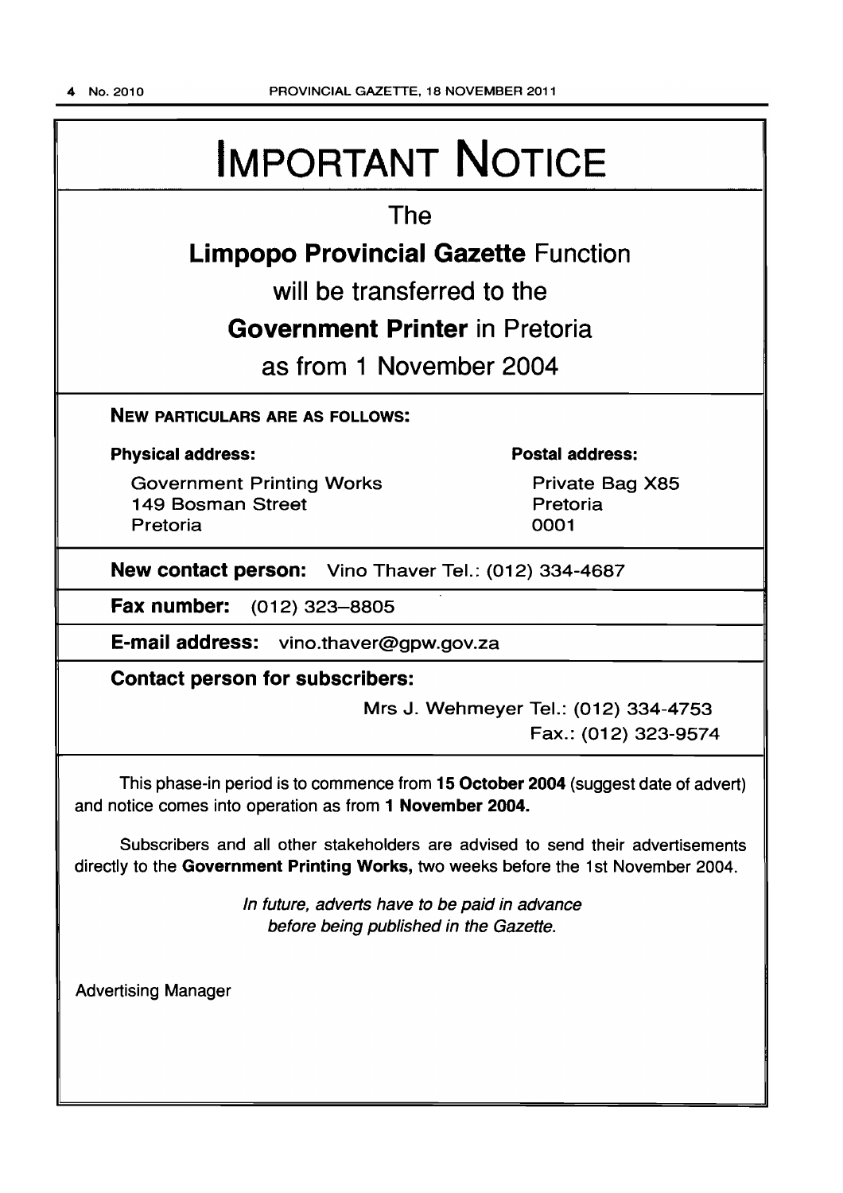# IMPORTANT NOTICE

The

**Limpopo Provincial Gazette** Function

will be transferred to the

**Government Printer** in Pretoria

as from 1 November 2004

**NEW PARTICULARS ARE AS FOLLOWS:**

**Physical address:**

Government Printing Works
149 Bosman Street
Pretoria

**Postal address:**

Private Bag X85
Pretoria
0001

**New contact person:** Vino Thaver Tel.: (012) 334-4687

**Fax number:** (012) 323–8805

**E-mail address:** vino.thaver@gpw.gov.za

**Contact person for subscribers:**

Mrs J. Wehmeyer Tel.: (012) 334-4753
Fax.: (012) 323-9574

This phase-in period is to commence from **15 October 2004** (suggest date of advert) and notice comes into operation as from **1 November 2004.**

Subscribers and all other stakeholders are advised to send their advertisements directly to the **Government Printing Works,** two weeks before the 1st November 2004.

*In future, adverts have to be paid in advance before being published in the Gazette.*

Advertising Manager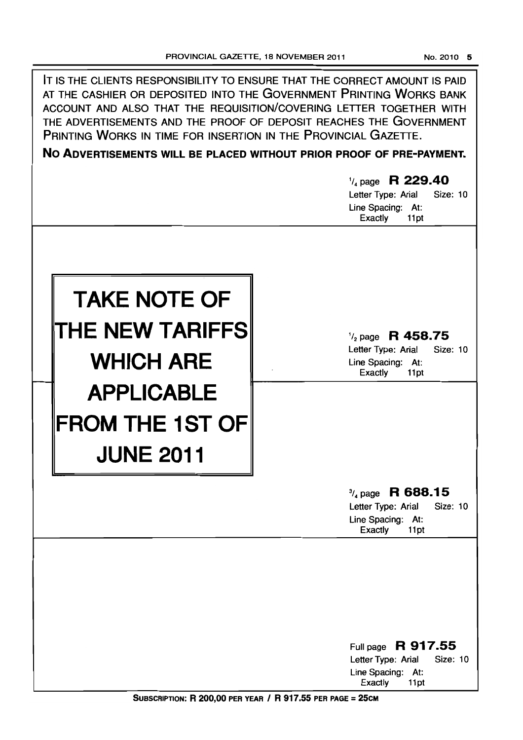IT IS THE CLIENTS RESPONSIBILITY TO ENSURE THAT THE CORRECT AMOUNT IS PAID AT THE CASHIER OR DEPOSITED INTO THE GOVERNMENT PRINTING WORKS BANK ACCOUNT AND ALSO THAT THE REQUISITION/COVERING LETTER TOGETHER WITH THE ADVERTISEMENTS AND THE PROOF OF DEPOSIT REACHES THE GOVERNMENT PRINTING WORKS IN TIME FOR INSERTION IN THE PROVINCIAL GAZETTE.

**NO ADVERTISEMENTS WILL BE PLACED WITHOUT PRIOR PROOF OF PRE-PAYMENT.**

¼ page **R 229.40**
Letter Type: Arial Size: 10
Line Spacing: At: Exactly 11pt

# TAKE NOTE OF THE NEW TARIFFS WHICH ARE APPLICABLE FROM THE 1ST OF JUNE 2011

½ page **R 458.75**
Letter Type: Arial Size: 10
Line Spacing: At: Exactly 11pt

¾ page **R 688.15**
Letter Type: Arial Size: 10
Line Spacing: At: Exactly 11pt

Full page **R 917.55**
Letter Type: Arial Size: 10
Line Spacing: At: Exactly 11pt

**SUBSCRIPTION: R 200,00 PER YEAR / R 917.55 PER PAGE = 25CM**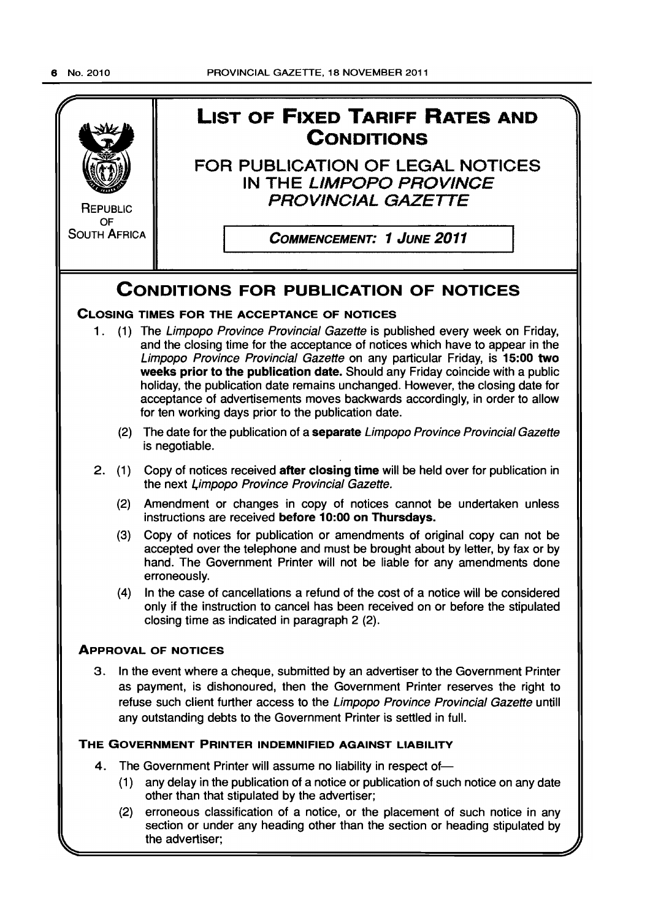REPUBLIC OF SOUTH AFRICA

# LIST OF FIXED TARIFF RATES AND CONDITIONS

## FOR PUBLICATION OF LEGAL NOTICES IN THE *LIMPOPO PROVINCE PROVINCIAL GAZETTE*

***COMMENCEMENT: 1 JUNE 2011***

# CONDITIONS FOR PUBLICATION OF NOTICES

### CLOSING TIMES FOR THE ACCEPTANCE OF NOTICES

1. (1) The *Limpopo Province Provincial Gazette* is published every week on Friday, and the closing time for the acceptance of notices which have to appear in the *Limpopo Province Provincial Gazette* on any particular Friday, is **15:00 two weeks prior to the publication date.** Should any Friday coincide with a public holiday, the publication date remains unchanged. However, the closing date for acceptance of advertisements moves backwards accordingly, in order to allow for ten working days prior to the publication date.

   (2) The date for the publication of a **separate** *Limpopo Province Provincial Gazette* is negotiable.

2. (1) Copy of notices received **after closing time** will be held over for publication in the next *Limpopo Province Provincial Gazette.*

   (2) Amendment or changes in copy of notices cannot be undertaken unless instructions are received **before 10:00 on Thursdays.**

   (3) Copy of notices for publication or amendments of original copy can not be accepted over the telephone and must be brought about by letter, by fax or by hand. The Government Printer will not be liable for any amendments done erroneously.

   (4) In the case of cancellations a refund of the cost of a notice will be considered only if the instruction to cancel has been received on or before the stipulated closing time as indicated in paragraph 2 (2).

### APPROVAL OF NOTICES

3. In the event where a cheque, submitted by an advertiser to the Government Printer as payment, is dishonoured, then the Government Printer reserves the right to refuse such client further access to the *Limpopo Province Provincial Gazette* untill any outstanding debts to the Government Printer is settled in full.

### THE GOVERNMENT PRINTER INDEMNIFIED AGAINST LIABILITY

4. The Government Printer will assume no liability in respect of—

   (1) any delay in the publication of a notice or publication of such notice on any date other than that stipulated by the advertiser;

   (2) erroneous classification of a notice, or the placement of such notice in any section or under any heading other than the section or heading stipulated by the advertiser;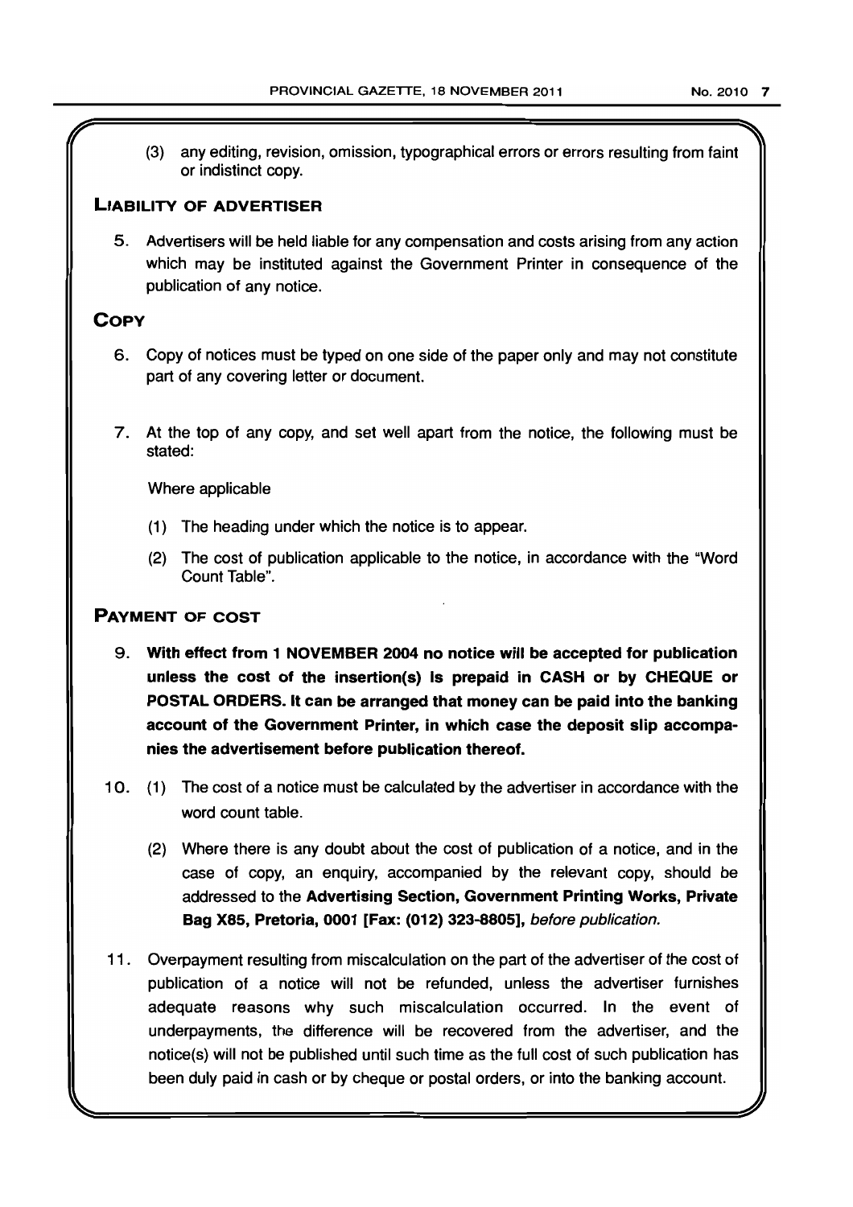(3) any editing, revision, omission, typographical errors or errors resulting from faint or indistinct copy.

## LIABILITY OF ADVERTISER

5. Advertisers will be held liable for any compensation and costs arising from any action which may be instituted against the Government Printer in consequence of the publication of any notice.

## COPY

6. Copy of notices must be typed on one side of the paper only and may not constitute part of any covering letter or document.

7. At the top of any copy, and set well apart from the notice, the following must be stated:

   Where applicable

   (1) The heading under which the notice is to appear.

   (2) The cost of publication applicable to the notice, in accordance with the "Word Count Table".

## PAYMENT OF COST

9. **With effect from 1 NOVEMBER 2004 no notice will be accepted for publication unless the cost of the insertion(s) is prepaid in CASH or by CHEQUE or POSTAL ORDERS. It can be arranged that money can be paid into the banking account of the Government Printer, in which case the deposit slip accompanies the advertisement before publication thereof.**

10. (1) The cost of a notice must be calculated by the advertiser in accordance with the word count table.

    (2) Where there is any doubt about the cost of publication of a notice, and in the case of copy, an enquiry, accompanied by the relevant copy, should be addressed to the **Advertising Section, Government Printing Works, Private Bag X85, Pretoria, 0001 [Fax: (012) 323-8805],** *before publication.*

11. Overpayment resulting from miscalculation on the part of the advertiser of the cost of publication of a notice will not be refunded, unless the advertiser furnishes adequate reasons why such miscalculation occurred. In the event of underpayments, the difference will be recovered from the advertiser, and the notice(s) will not be published until such time as the full cost of such publication has been duly paid in cash or by cheque or postal orders, or into the banking account.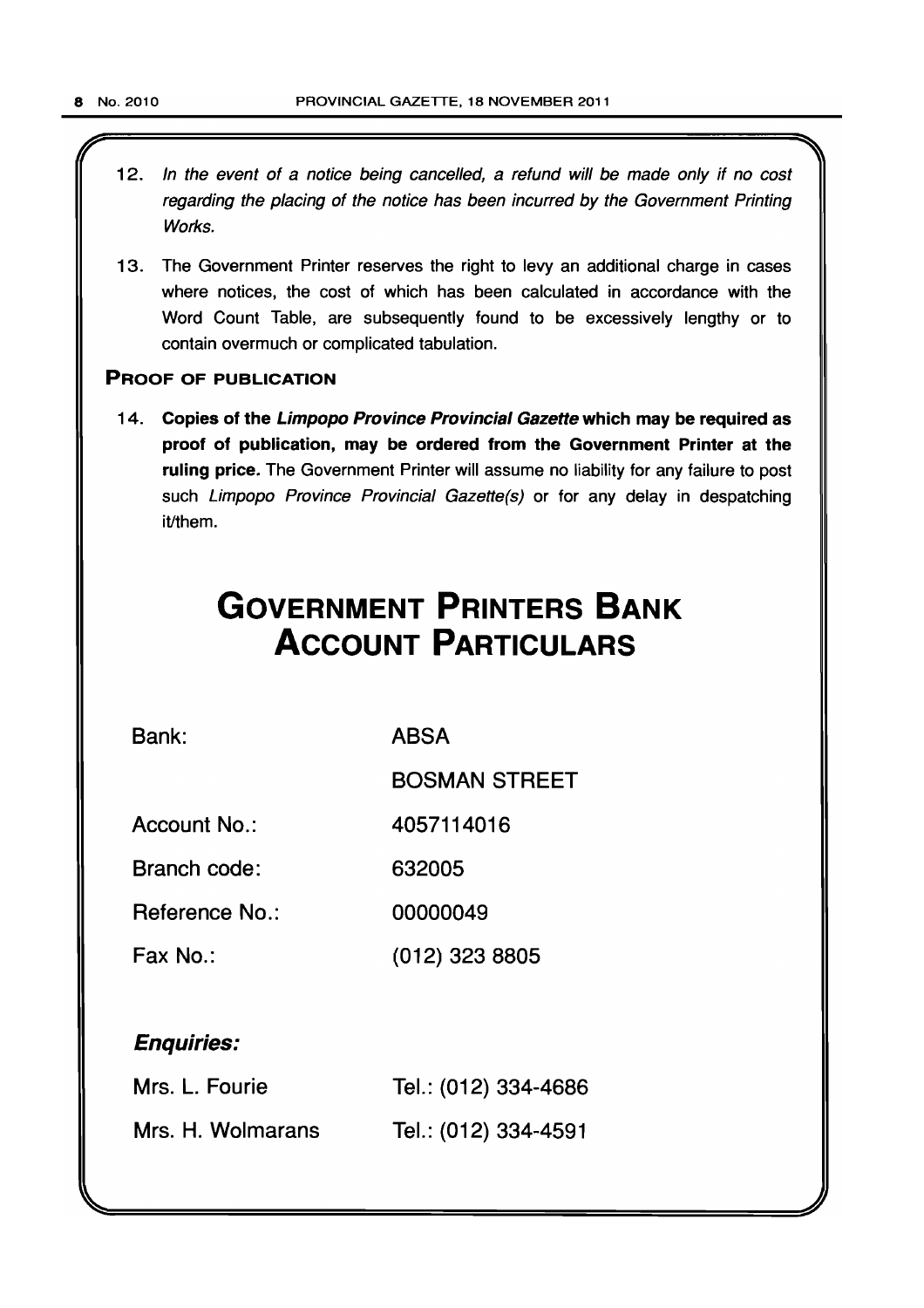12. *In the event of a notice being cancelled, a refund will be made only if no cost regarding the placing of the notice has been incurred by the Government Printing Works.*

13. The Government Printer reserves the right to levy an additional charge in cases where notices, the cost of which has been calculated in accordance with the Word Count Table, are subsequently found to be excessively lengthy or to contain overmuch or complicated tabulation.

**PROOF OF PUBLICATION**

14. **Copies of the *Limpopo Province Provincial Gazette* which may be required as proof of publication, may be ordered from the Government Printer at the ruling price.** The Government Printer will assume no liability for any failure to post such *Limpopo Province Provincial Gazette(s)* or for any delay in despatching it/them.

# GOVERNMENT PRINTERS BANK ACCOUNT PARTICULARS

| | |
|---|---|
| Bank: | ABSA |
| | BOSMAN STREET |
| Account No.: | 4057114016 |
| Branch code: | 632005 |
| Reference No.: | 00000049 |
| Fax No.: | (012) 323 8805 |

***Enquiries:***

| | |
|---|---|
| Mrs. L. Fourie | Tel.: (012) 334-4686 |
| Mrs. H. Wolmarans | Tel.: (012) 334-4591 |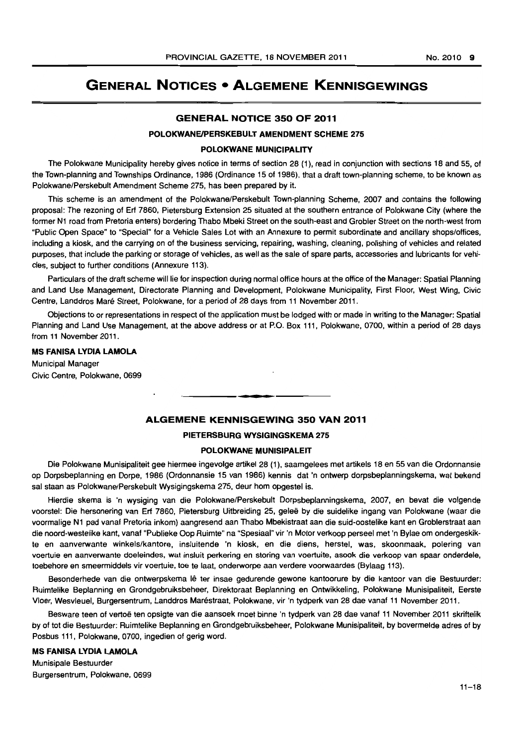# GENERAL NOTICES • ALGEMENE KENNISGEWINGS

## GENERAL NOTICE 350 OF 2011

### POLOKWANE/PERSKEBULT AMENDMENT SCHEME 275

### POLOKWANE MUNICIPALITY

The Polokwane Municipality hereby gives notice in terms of section 28 (1), read in conjunction with sections 18 and 55, of the Town-planning and Townships Ordinance, 1986 (Ordinance 15 of 1986), that a draft town-planning scheme, to be known as Polokwane/Perskebult Amendment Scheme 275, has been prepared by it.

This scheme is an amendment of the Polokwane/Perskebult Town-planning Scheme, 2007 and contains the following proposal: The rezoning of Erf 7860, Pietersburg Extension 25 situated at the southern entrance of Polokwane City (where the former N1 road from Pretoria enters) bordering Thabo Mbeki Street on the south-east and Grobler Street on the north-west from "Public Open Space" to "Special" for a Vehicle Sales Lot with an Annexure to permit subordinate and ancillary shops/offices, including a kiosk, and the carrying on of the business servicing, repairing, washing, cleaning, polishing of vehicles and related purposes, that include the parking or storage of vehicles, as well as the sale of spare parts, accessories and lubricants for vehicles, subject to further conditions (Annexure 113).

Particulars of the draft scheme will lie for inspection during normal office hours at the office of the Manager: Spatial Planning and Land Use Management, Directorate Planning and Development, Polokwane Municipality, First Floor, West Wing, Civic Centre, Landdros Maré Street, Polokwane, for a period of 28 days from 11 November 2011.

Objections to or representations in respect of the application must be lodged with or made in writing to the Manager: Spatial Planning and Land Use Management, at the above address or at P.O. Box 111, Polokwane, 0700, within a period of 28 days from 11 November 2011.

**MS FANISA LYDIA LAMOLA**
Municipal Manager
Civic Centre, Polokwane, 0699

---

## ALGEMENE KENNISGEWING 350 VAN 2011

### PIETERSBURG WYSIGINGSKEMA 275

### POLOKWANE MUNISIPALEIT

Die Polokwane Munisipaliteit gee hiermee ingevolge artikel 28 (1), saamgelees met artikels 18 en 55 van die Ordonnansie op Dorpsbeplanning en Dorpe, 1986 (Ordonnansie 15 van 1986) kennis dat 'n ontwerp dorpsbeplanningskema, wat bekend sal staan as Polokwane/Perskebult Wysigingskema 275, deur hom opgestel is.

Hierdie skema is 'n wysiging van die Polokwane/Perskebult Dorpsbeplanningskema, 2007, en bevat die volgende voorstel: Die hersonering van Erf 7860, Pietersburg Uitbreiding 25, geleë by die suidelike ingang van Polokwane (waar die voormalige N1 pad vanaf Pretoria inkom) aangresend aan Thabo Mbekistraat aan die suid-oostelike kant en Groblerstraat aan die noord-westelike kant, vanaf "Publieke Oop Ruimte" na "Spesiaal" vir 'n Motor verkoop perseel met 'n Bylae om ondergeskikte en aanverwante winkels/kantore, insluitende 'n kiosk, en die diens, herstel, was, skoonmaak, polering van voertuie en aanverwante doeleindes, wat insluit perkering en storing van voertuite, asook die verkoop van spaar onderdele, toebehore en smeermiddels vir voertuie, toe te laat, onderworpe aan verdere voorwaardes (Bylaag 113).

Besonderhede van die ontwerpskema lê ter insae gedurende gewone kantoorure by die kantoor van die Bestuurder: Ruimtelike Beplanning en Grondgebruiksbeheer, Direktoraat Beplanning en Ontwikkeling, Polokwane Munisipaliteit, Eerste Vloer, Wesvleuel, Burgersentrum, Landdros Maréstraat, Polokwane, vir 'n tydperk van 28 dae vanaf 11 November 2011.

Besware teen of vertoë ten opsigte van die aansoek moet binne 'n tydperk van 28 dae vanaf 11 November 2011 skriftelik by of tot die Bestuurder: Ruimtelike Beplanning en Grondgebruiksbeheer, Polokwane Munisipaliteit, by bovermelde adres of by Posbus 111, Polokwane, 0700, ingedien of gerig word.

**MS FANISA LYDIA LAMOLA**
Munisipale Bestuurder
Burgersentrum, Polokwane, 0699

11–18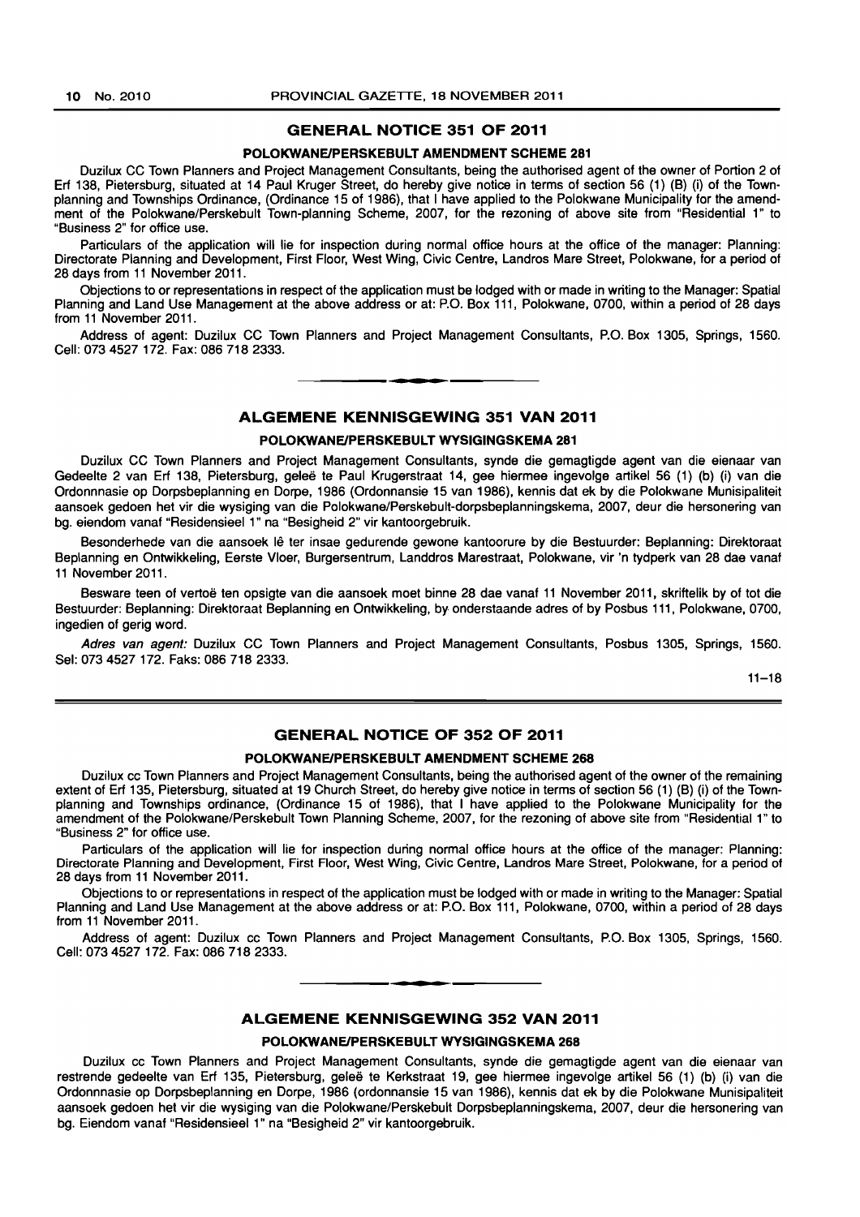## GENERAL NOTICE 351 OF 2011

### POLOKWANE/PERSKEBULT AMENDMENT SCHEME 281

Duzilux CC Town Planners and Project Management Consultants, being the authorised agent of the owner of Portion 2 of Erf 138, Pietersburg, situated at 14 Paul Kruger Street, do hereby give notice in terms of section 56 (1) (B) (i) of the Town-planning and Townships Ordinance, (Ordinance 15 of 1986), that I have applied to the Polokwane Municipality for the amendment of the Polokwane/Perskebult Town-planning Scheme, 2007, for the rezoning of above site from "Residential 1" to "Business 2" for office use.

Particulars of the application will lie for inspection during normal office hours at the office of the manager: Planning: Directorate Planning and Development, First Floor, West Wing, Civic Centre, Landros Mare Street, Polokwane, for a period of 28 days from 11 November 2011.

Objections to or representations in respect of the application must be lodged with or made in writing to the Manager: Spatial Planning and Land Use Management at the above address or at: P.O. Box 111, Polokwane, 0700, within a period of 28 days from 11 November 2011.

Address of agent: Duzilux CC Town Planners and Project Management Consultants, P.O. Box 1305, Springs, 1560. Cell: 073 4527 172. Fax: 086 718 2333.

## ALGEMENE KENNISGEWING 351 VAN 2011

### POLOKWANE/PERSKEBULT WYSIGINGSKEMA 281

Duzilux CC Town Planners and Project Management Consultants, synde die gemagtigde agent van die eienaar van Gedeelte 2 van Erf 138, Pietersburg, geleë te Paul Krugerstraat 14, gee hiermee ingevolge artikel 56 (1) (b) (i) van die Ordonnnasie op Dorpsbeplanning en Dorpe, 1986 (Ordonnansie 15 van 1986), kennis dat ek by die Polokwane Munisipaliteit aansoek gedoen het vir die wysiging van die Polokwane/Perskebult-dorpsbeplanningskema, 2007, deur die hersonering van bg. eiendom vanaf "Residensieel 1" na "Besigheid 2" vir kantoorgebruik.

Besonderhede van die aansoek lê ter insae gedurende gewone kantoorure by die Bestuurder: Beplanning: Direktoraat Beplanning en Ontwikkeling, Eerste Vloer, Burgersentrum, Landdros Marestraat, Polokwane, vir 'n tydperk van 28 dae vanaf 11 November 2011.

Besware teen of vertoë ten opsigte van die aansoek moet binne 28 dae vanaf 11 November 2011, skriftelik by of tot die Bestuurder: Beplanning: Direktoraat Beplanning en Ontwikkeling, by onderstaande adres of by Posbus 111, Polokwane, 0700, ingedien of gerig word.

*Adres van agent:* Duzilux CC Town Planners and Project Management Consultants, Posbus 1305, Springs, 1560. Sel: 073 4527 172. Faks: 086 718 2333.

11–18

## GENERAL NOTICE OF 352 OF 2011

### POLOKWANE/PERSKEBULT AMENDMENT SCHEME 268

Duzilux cc Town Planners and Project Management Consultants, being the authorised agent of the owner of the remaining extent of Erf 135, Pietersburg, situated at 19 Church Street, do hereby give notice in terms of section 56 (1) (B) (i) of the Town-planning and Townships ordinance, (Ordinance 15 of 1986), that I have applied to the Polokwane Municipality for the amendment of the Polokwane/Perskebult Town Planning Scheme, 2007, for the rezoning of above site from "Residential 1" to "Business 2" for office use.

Particulars of the application will lie for inspection during normal office hours at the office of the manager: Planning: Directorate Planning and Development, First Floor, West Wing, Civic Centre, Landros Mare Street, Polokwane, for a period of 28 days from 11 November 2011.

Objections to or representations in respect of the application must be lodged with or made in writing to the Manager: Spatial Planning and Land Use Management at the above address or at: P.O. Box 111, Polokwane, 0700, within a period of 28 days from 11 November 2011.

Address of agent: Duzilux cc Town Planners and Project Management Consultants, P.O. Box 1305, Springs, 1560. Cell: 073 4527 172. Fax: 086 718 2333.

## ALGEMENE KENNISGEWING 352 VAN 2011

### POLOKWANE/PERSKEBULT WYSIGINGSKEMA 268

Duzilux cc Town Planners and Project Management Consultants, synde die gemagtigde agent van die eienaar van restrende gedeelte van Erf 135, Pietersburg, geleë te Kerkstraat 19, gee hiermee ingevolge artikel 56 (1) (b) (i) van die Ordonnnasie op Dorpsbeplanning en Dorpe, 1986 (ordonnansie 15 van 1986), kennis dat ek by die Polokwane Munisipaliteit aansoek gedoen het vir die wysiging van die Polokwane/Perskebult Dorpsbeplanningskema, 2007, deur die hersonering van bg. Eiendom vanaf "Residensieel 1" na "Besigheid 2" vir kantoorgebruik.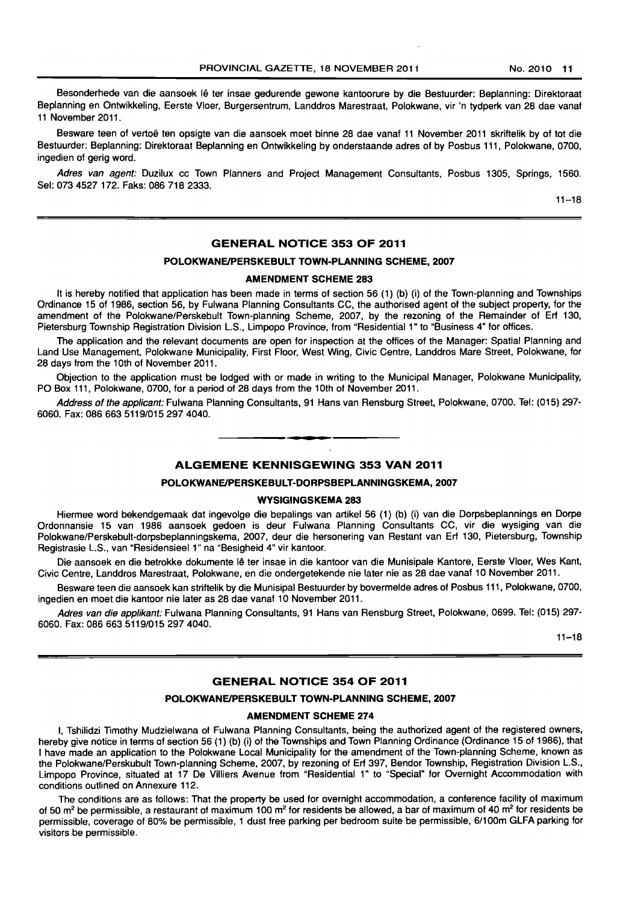Besonderhede van die aansoek lê ter insae gedurende gewone kantoorure by die Bestuurder: Beplanning: Direktoraat Beplanning en Ontwikkeling, Eerste Vloer, Burgersentrum, Landdros Marestraat, Polokwane, vir 'n tydperk van 28 dae vanaf 11 November 2011.

Besware teen of vertoë ten opsigte van die aansoek moet binne 28 dae vanaf 11 November 2011 skriftelik by of tot die Bestuurder: Beplanning: Direktoraat Beplanning en Ontwikkeling by onderstaande adres of by Posbus 111, Polokwane, 0700, ingedien of gerig word.

*Adres van agent:* Duzilux cc Town Planners and Project Management Consultants, Posbus 1305, Springs, 1560. Sel: 073 4527 172. Faks: 086 718 2333.

11–18

## GENERAL NOTICE 353 OF 2011

### POLOKWANE/PERSKEBULT TOWN-PLANNING SCHEME, 2007

### AMENDMENT SCHEME 283

It is hereby notified that application has been made in terms of section 56 (1) (b) (i) of the Town-planning and Townships Ordinance 15 of 1986, section 56, by Fulwana Planning Consultants CC, the authorised agent of the subject property, for the amendment of the Polokwane/Perskebult Town-planning Scheme, 2007, by the rezoning of the Remainder of Erf 130, Pietersburg Township Registration Division L.S., Limpopo Province, from "Residential 1" to "Business 4" for offices.

The application and the relevant documents are open for inspection at the offices of the Manager: Spatial Planning and Land Use Management, Polokwane Municipality, First Floor, West Wing, Civic Centre, Landdros Mare Street, Polokwane, for 28 days from the 10th of November 2011.

Objection to the application must be lodged with or made in writing to the Municipal Manager, Polokwane Municipality, PO Box 111, Polokwane, 0700, for a period of 28 days from the 10th of November 2011.

*Address of the applicant:* Fulwana Planning Consultants, 91 Hans van Rensburg Street, Polokwane, 0700. Tel: (015) 297-6060. Fax: 086 663 5119/015 297 4040.

## ALGEMENE KENNISGEWING 353 VAN 2011

### POLOKWANE/PERSKEBULT-DORPSBEPLANNINGSKEMA, 2007

### WYSIGINGSKEMA 283

Hiermee word bekendgemaak dat ingevolge die bepalings van artikel 56 (1) (b) (i) van die Dorpsbeplannings en Dorpe Ordonnansie 15 van 1986 aansoek gedoen is deur Fulwana Planning Consultants CC, vir die wysiging van die Polokwane/Perskebult-dorpsbeplanningskema, 2007, deur die hersonering van Restant van Erf 130, Pietersburg, Township Registrasie L.S., van "Residensieel 1" na "Besigheid 4" vir kantoor.

Die aansoek en die betrokke dokumente lê ter insae in die kantoor van die Munisipale Kantore, Eerste Vloer, Wes Kant, Civic Centre, Landdros Marestraat, Polokwane, en die ondergetekende nie later nie as 28 dae vanaf 10 November 2011.

Besware teen die aansoek kan striftelik by die Munisipal Bestuurder by bovermelde adres of Posbus 111, Polokwane, 0700, ingedien en moet die kantoor nie later as 28 dae vanaf 10 November 2011.

*Adres van die applikant:* Fulwana Planning Consultants, 91 Hans van Rensburg Street, Polokwane, 0699. Tel: (015) 297-6060. Fax: 086 663 5119/015 297 4040.

11–18

## GENERAL NOTICE 354 OF 2011

### POLOKWANE/PERSKEBULT TOWN-PLANNING SCHEME, 2007

### AMENDMENT SCHEME 274

I, Tshilidzi Timothy Mudzielwana of Fulwana Planning Consultants, being the authorized agent of the registered owners, hereby give notice in terms of section 56 (1) (b) (i) of the Townships and Town Planning Ordinance (Ordinance 15 of 1986), that I have made an application to the Polokwane Local Municipality for the amendment of the Town-planning Scheme, known as the Polokwane/Perskubult Town-planning Scheme, 2007, by rezoning of Erf 397, Bendor Township, Registration Division L.S., Limpopo Province, situated at 17 De Villiers Avenue from "Residential 1" to "Special" for Overnight Accommodation with conditions outlined on Annexure 112.

The conditions are as follows: That the property be used for overnight accommodation, a conference facility of maximum of 50 m$^2$ be permissible, a restaurant of maximum 100 m$^2$ for residents be allowed, a bar of maximum of 40 m$^2$ for residents be permissible, coverage of 80% be permissible, 1 dust free parking per bedroom suite be permissible, 6/100m GLFA parking for visitors be permissible.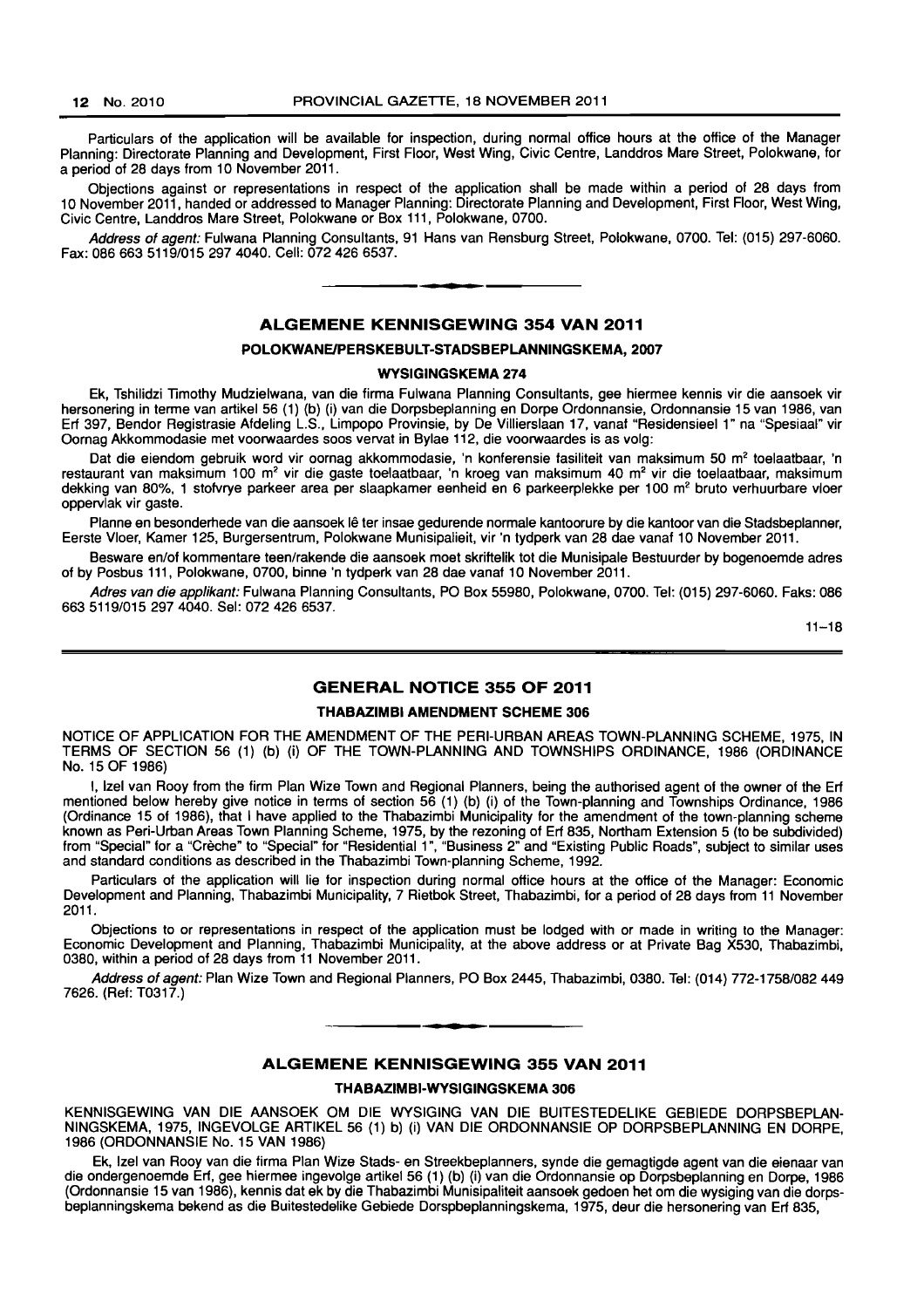Particulars of the application will be available for inspection, during normal office hours at the office of the Manager Planning: Directorate Planning and Development, First Floor, West Wing, Civic Centre, Landdros Mare Street, Polokwane, for a period of 28 days from 10 November 2011.

Objections against or representations in respect of the application shall be made within a period of 28 days from 10 November 2011, handed or addressed to Manager Planning: Directorate Planning and Development, First Floor, West Wing, Civic Centre, Landdros Mare Street, Polokwane or Box 111, Polokwane, 0700.

*Address of agent:* Fulwana Planning Consultants, 91 Hans van Rensburg Street, Polokwane, 0700. Tel: (015) 297-6060. Fax: 086 663 5119/015 297 4040. Cell: 072 426 6537.

---

## ALGEMENE KENNISGEWING 354 VAN 2011

### POLOKWANE/PERSKEBULT-STADSBEPLANNINGSKEMA, 2007

### WYSIGINGSKEMA 274

Ek, Tshilidzi Timothy Mudzielwana, van die firma Fulwana Planning Consultants, gee hiermee kennis vir die aansoek vir hersonering in terme van artikel 56 (1) (b) (i) van die Dorpsbeplanning en Dorpe Ordonnansie, Ordonnansie 15 van 1986, van Erf 397, Bendor Registrasie Afdeling L.S., Limpopo Provinsie, by De Villierslaan 17, vanaf "Residensieel 1" na "Spesiaal" vir Oornag Akkommodasie met voorwaardes soos vervat in Bylae 112, die voorwaardes is as volg:

Dat die eiendom gebruik word vir oornag akkommodasie, 'n konferensie fasiliteit van maksimum 50 m² toelaatbaar, 'n restaurant van maksimum 100 m² vir die gaste toelaatbaar, 'n kroeg van maksimum 40 m² vir die toelaatbaar, maksimum dekking van 80%, 1 stofvrye parkeer area per slaapkamer eenheid en 6 parkeerplekke per 100 m² bruto verhuurbare vloer oppervlak vir gaste.

Planne en besonderhede van die aansoek lê ter insae gedurende normale kantoorure by die kantoor van die Stadsbeplanner, Eerste Vloer, Kamer 125, Burgersentrum, Polokwane Munisipalieit, vir 'n tydperk van 28 dae vanaf 10 November 2011.

Besware en/of kommentare teen/rakende die aansoek moet skriftelik tot die Munisipale Bestuurder by bogenoemde adres of by Posbus 111, Polokwane, 0700, binne 'n tydperk van 28 dae vanaf 10 November 2011.

*Adres van die applikant:* Fulwana Planning Consultants, PO Box 55980, Polokwane, 0700. Tel: (015) 297-6060. Faks: 086 663 5119/015 297 4040. Sel: 072 426 6537.

11–18

---

## GENERAL NOTICE 355 OF 2011

### THABAZIMBI AMENDMENT SCHEME 306

NOTICE OF APPLICATION FOR THE AMENDMENT OF THE PERI-URBAN AREAS TOWN-PLANNING SCHEME, 1975, IN TERMS OF SECTION 56 (1) (b) (i) OF THE TOWN-PLANNING AND TOWNSHIPS ORDINANCE, 1986 (ORDINANCE No. 15 OF 1986)

I, Izel van Rooy from the firm Plan Wize Town and Regional Planners, being the authorised agent of the owner of the Erf mentioned below hereby give notice in terms of section 56 (1) (b) (i) of the Town-planning and Townships Ordinance, 1986 (Ordinance 15 of 1986), that I have applied to the Thabazimbi Municipality for the amendment of the town-planning scheme known as Peri-Urban Areas Town Planning Scheme, 1975, by the rezoning of Erf 835, Northam Extension 5 (to be subdivided) from "Special" for a "Crèche" to "Special" for "Residential 1", "Business 2" and "Existing Public Roads", subject to similar uses and standard conditions as described in the Thabazimbi Town-planning Scheme, 1992.

Particulars of the application will lie for inspection during normal office hours at the office of the Manager: Economic Development and Planning, Thabazimbi Municipality, 7 Rietbok Street, Thabazimbi, for a period of 28 days from 11 November 2011.

Objections to or representations in respect of the application must be lodged with or made in writing to the Manager: Economic Development and Planning, Thabazimbi Municipality, at the above address or at Private Bag X530, Thabazimbi, 0380, within a period of 28 days from 11 November 2011.

*Address of agent:* Plan Wize Town and Regional Planners, PO Box 2445, Thabazimbi, 0380. Tel: (014) 772-1758/082 449 7626. (Ref: T0317.)

---

## ALGEMENE KENNISGEWING 355 VAN 2011

### THABAZIMBI-WYSIGINGSKEMA 306

KENNISGEWING VAN DIE AANSOEK OM DIE WYSIGING VAN DIE BUITESTEDELIKE GEBIEDE DORPSBEPLANNINGSKEMA, 1975, INGEVOLGE ARTIKEL 56 (1) b) (i) VAN DIE ORDONNANSIE OP DORPSBEPLANNING EN DORPE, 1986 (ORDONNANSIE No. 15 VAN 1986)

Ek, Izel van Rooy van die firma Plan Wize Stads- en Streekbeplanners, synde die gemagtigde agent van die eienaar van die ondergenoemde Erf, gee hiermee ingevolge artikel 56 (1) (b) (i) van die Ordonnansie op Dorpsbeplanning en Dorpe, 1986 (Ordonnansie 15 van 1986), kennis dat ek by die Thabazimbi Munisipaliteit aansoek gedoen het om die wysiging van die dorpsbeplanningskema bekend as die Buitestedelike Gebiede Dorspbeplanningskema, 1975, deur die hersonering van Erf 835,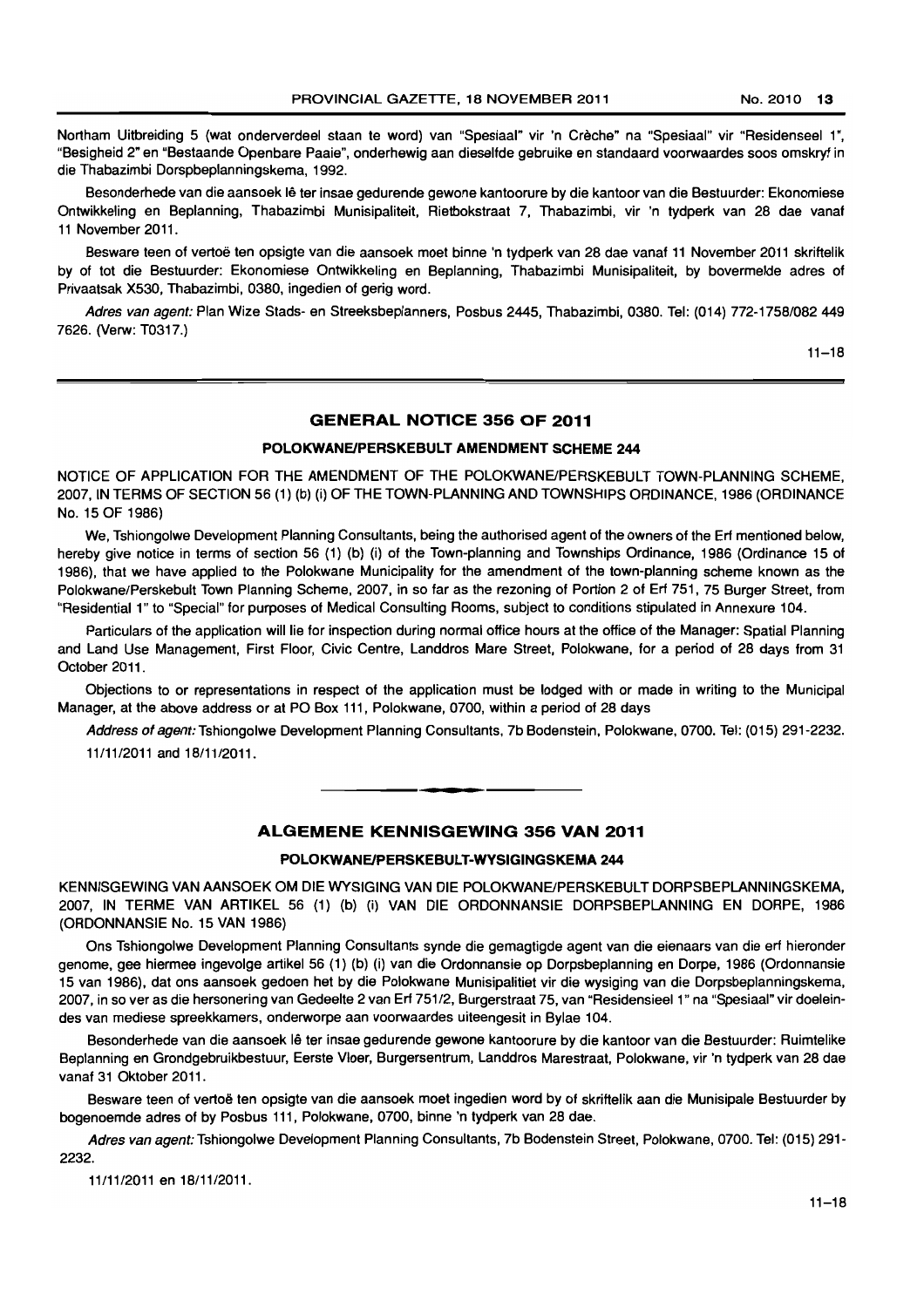Northam Uitbreiding 5 (wat onderverdeel staan te word) van "Spesiaal" vir 'n Crèche" na "Spesiaal" vir "Residenseel 1", "Besigheid 2" en "Bestaande Openbare Paaie", onderhewig aan dieselfde gebruike en standaard voorwaardes soos omskryf in die Thabazimbi Dorspbeplanningskema, 1992.

Besonderhede van die aansoek lê ter insae gedurende gewone kantoorure by die kantoor van die Bestuurder: Ekonomiese Ontwikkeling en Beplanning, Thabazimbi Munisipaliteit, Rietbokstraat 7, Thabazimbi, vir 'n tydperk van 28 dae vanaf 11 November 2011.

Besware teen of vertoë ten opsigte van die aansoek moet binne 'n tydperk van 28 dae vanaf 11 November 2011 skriftelik by of tot die Bestuurder: Ekonomiese Ontwikkeling en Beplanning, Thabazimbi Munisipaliteit, by bovermelde adres of Privaatsak X530, Thabazimbi, 0380, ingedien of gerig word.

*Adres van agent:* Plan Wize Stads- en Streeksbeplanners, Posbus 2445, Thabazimbi, 0380. Tel: (014) 772-1758/082 449 7626. (Verw: T0317.)

11–18

## GENERAL NOTICE 356 OF 2011

### POLOKWANE/PERSKEBULT AMENDMENT SCHEME 244

NOTICE OF APPLICATION FOR THE AMENDMENT OF THE POLOKWANE/PERSKEBULT TOWN-PLANNING SCHEME, 2007, IN TERMS OF SECTION 56 (1) (b) (i) OF THE TOWN-PLANNING AND TOWNSHIPS ORDINANCE, 1986 (ORDINANCE No. 15 OF 1986)

We, Tshiongolwe Development Planning Consultants, being the authorised agent of the owners of the Erf mentioned below, hereby give notice in terms of section 56 (1) (b) (i) of the Town-planning and Townships Ordinance, 1986 (Ordinance 15 of 1986), that we have applied to the Polokwane Municipality for the amendment of the town-planning scheme known as the Polokwane/Perskebult Town Planning Scheme, 2007, in so far as the rezoning of Portion 2 of Erf 751, 75 Burger Street, from "Residential 1" to "Special" for purposes of Medical Consulting Rooms, subject to conditions stipulated in Annexure 104.

Particulars of the application will lie for inspection during normal office hours at the office of the Manager: Spatial Planning and Land Use Management, First Floor, Civic Centre, Landdros Mare Street, Polokwane, for a period of 28 days from 31 October 2011.

Objections to or representations in respect of the application must be lodged with or made in writing to the Municipal Manager, at the above address or at PO Box 111, Polokwane, 0700, within a period of 28 days

*Address of agent:* Tshiongolwe Development Planning Consultants, 7b Bodenstein, Polokwane, 0700. Tel: (015) 291-2232. 11/11/2011 and 18/11/2011.

## ALGEMENE KENNISGEWING 356 VAN 2011

### POLOKWANE/PERSKEBULT-WYSIGINGSKEMA 244

KENNISGEWING VAN AANSOEK OM DIE WYSIGING VAN DIE POLOKWANE/PERSKEBULT DORPSBEPLANNINGSKEMA, 2007, IN TERME VAN ARTIKEL 56 (1) (b) (i) VAN DIE ORDONNANSIE DORPSBEPLANNING EN DORPE, 1986 (ORDONNANSIE No. 15 VAN 1986)

Ons Tshiongolwe Development Planning Consultants synde die gemagtigde agent van die eienaars van die erf hieronder genome, gee hiermee ingevolge artikel 56 (1) (b) (i) van die Ordonnansie op Dorpsbeplanning en Dorpe, 1986 (Ordonnansie 15 van 1986), dat ons aansoek gedoen het by die Polokwane Munisipalitiet vir die wysiging van die Dorpsbeplanningskema, 2007, in so ver as die hersonering van Gedeelte 2 van Erf 751/2, Burgerstraat 75, van "Residensieel 1" na "Spesiaal" vir doeleindes van mediese spreekkamers, onderworpe aan voorwaardes uiteengesit in Bylae 104.

Besonderhede van die aansoek lê ter insae gedurende gewone kantoorure by die kantoor van die Bestuurder: Ruimtelike Beplanning en Grondgebruikbestuur, Eerste Vloer, Burgersentrum, Landdros Marestraat, Polokwane, vir 'n tydperk van 28 dae vanaf 31 Oktober 2011.

Besware teen of vertoë ten opsigte van die aansoek moet ingedien word by of skriftelik aan die Munisipale Bestuurder by bogenoemde adres of by Posbus 111, Polokwane, 0700, binne 'n tydperk van 28 dae.

*Adres van agent:* Tshiongolwe Development Planning Consultants, 7b Bodenstein Street, Polokwane, 0700. Tel: (015) 291-2232.

11/11/2011 en 18/11/2011.

11–18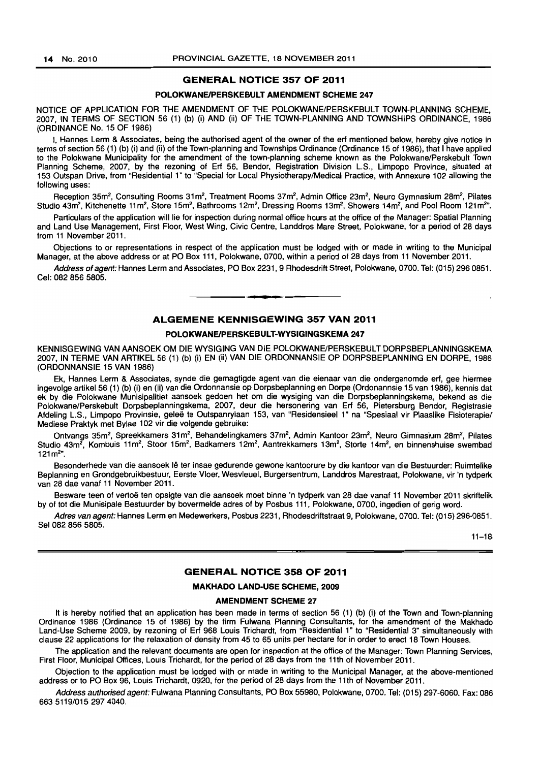## GENERAL NOTICE 357 OF 2011

### POLOKWANE/PERSKEBULT AMENDMENT SCHEME 247

NOTICE OF APPLICATION FOR THE AMENDMENT OF THE POLOKWANE/PERSKEBULT TOWN-PLANNING SCHEME, 2007, IN TERMS OF SECTION 56 (1) (b) (i) AND (ii) OF THE TOWN-PLANNING AND TOWNSHIPS ORDINANCE, 1986 (ORDINANCE No. 15 OF 1986)

I, Hannes Lerm & Associates, being the authorised agent of the owner of the erf mentioned below, hereby give notice in terms of section 56 (1) (b) (i) and (ii) of the Town-planning and Townships Ordinance (Ordinance 15 of 1986), that I have applied to the Polokwane Municipality for the amendment of the town-planning scheme known as the Polokwane/Perskebult Town Planning Scheme, 2007, by the rezoning of Erf 56, Bendor, Registration Division L.S., Limpopo Province, situated at 153 Outspan Drive, from "Residential 1" to "Special for Local Physiotherapy/Medical Practice, with Annexure 102 allowing the following uses:

Reception 35m$^2$, Consulting Rooms 31m$^2$, Treatment Rooms 37m$^2$, Admin Office 23m$^2$, Neuro Gymnasium 28m$^2$, Pilates Studio 43m$^2$, Kitchenette 11m$^2$, Store 15m$^2$, Bathrooms 12m$^2$, Dressing Rooms 13m$^2$, Showers 14m$^2$, and Pool Room 121m$^2$".

Particulars of the application will lie for inspection during normal office hours at the office of the Manager: Spatial Planning and Land Use Management, First Floor, West Wing, Civic Centre, Landdros Mare Street, Polokwane, for a period of 28 days from 11 November 2011.

Objections to or representations in respect of the application must be lodged with or made in writing to the Municipal Manager, at the above address or at PO Box 111, Polokwane, 0700, within a period of 28 days from 11 November 2011.

*Address of agent:* Hannes Lerm and Associates, PO Box 2231, 9 Rhodesdrift Street, Polokwane, 0700. Tel: (015) 296 0851. Cel: 082 856 5805.

---

## ALGEMENE KENNISGEWING 357 VAN 2011

### POLOKWANE/PERSKEBULT-WYSIGINGSKEMA 247

KENNISGEWING VAN AANSOEK OM DIE WYSIGING VAN DIE POLOKWANE/PERSKEBULT DORPSBEPLANNINGSKEMA 2007, IN TERME VAN ARTIKEL 56 (1) (b) (i) EN (ii) VAN DIE ORDONNANSIE OP DORPSBEPLANNING EN DORPE, 1986 (ORDONNANSIE 15 VAN 1986)

Ek, Hannes Lerm & Associates, synde die gemagtigde agent van die eienaar van die ondergenoemde erf, gee hiermee ingevolge artikel 56 (1) (b) (i) en (ii) van die Ordonnansie op Dorpsbeplanning en Dorpe (Ordonannsie 15 van 1986), kennis dat ek by die Polokwane Munisipaliteit aansoek gedoen het om die wysiging van die Dorpsbeplanningskema, bekend as die Polokwane/Perskebult Dorpsbeplanningskema, 2007, deur die hersonering van Erf 56, Pietersburg Bendor, Registrasie Afdeling L.S., Limpopo Provinsie, geleë te Outspanrylaan 153, van "Residensieel 1" na "Spesiaal vir Plaaslike Fisioterapie/ Mediese Praktyk met Bylae 102 vir die volgende gebruike:

Ontvangs 35m$^2$, Spreekkamers 31m$^2$, Behandelingkamers 37m$^2$, Admin Kantoor 23m$^2$, Neuro Gimnasium 28m$^2$, Pilates Studio 43m$^2$, Kombuis 11m$^2$, Stoor 15m$^2$, Badkamers 12m$^2$, Aantrekkamers 13m$^2$, Storte 14m$^2$, en binnenshuise swembad 121m$^2$".

Besonderhede van die aansoek lê ter insae gedurende gewone kantoorure by die kantoor van die Bestuurder: Ruimtelike Beplanning en Grondgebruikbestuur, Eerste Vloer, Wesvleuel, Burgersentrum, Landdros Marestraat, Polokwane, vir 'n tydperk van 28 dae vanaf 11 November 2011.

Besware teen of vertoë ten opsigte van die aansoek moet binne 'n tydperk van 28 dae vanaf 11 November 2011 skriftelik by of tot die Munisipale Bestuurder by bovermelde adres of by Posbus 111, Polokwane, 0700, ingedien of gerig word.

*Adres van agent:* Hannes Lerm en Medewerkers, Posbus 2231, Rhodesdriftstraat 9, Polokwane, 0700. Tel: (015) 296-0851. Sel 082 856 5805.

11–18

---

## GENERAL NOTICE 358 OF 2011

### MAKHADO LAND-USE SCHEME, 2009

### AMENDMENT SCHEME 27

It is hereby notified that an application has been made in terms of section 56 (1) (b) (i) of the Town and Town-planning Ordinance 1986 (Ordinance 15 of 1986) by the firm Fulwana Planning Consultants, for the amendment of the Makhado Land-Use Scheme 2009, by rezoning of Erf 968 Louis Trichardt, from "Residential 1" to "Residential 3" simultaneously with clause 22 applications for the relaxation of density from 45 to 65 units per hectare for in order to erect 18 Town Houses.

The application and the relevant documents are open for inspection at the office of the Manager: Town Planning Services, First Floor, Municipal Offices, Louis Trichardt, for the period of 28 days from the 11th of November 2011.

Objection to the application must be lodged with or made in writing to the Municipal Manager, at the above-mentioned address or to PO Box 96, Louis Trichardt, 0920, for the period of 28 days from the 11th of November 2011.

*Address authorised agent:* Fulwana Planning Consultants, PO Box 55980, Polokwane, 0700. Tel: (015) 297-6060. Fax: 086 663 5119/015 297 4040.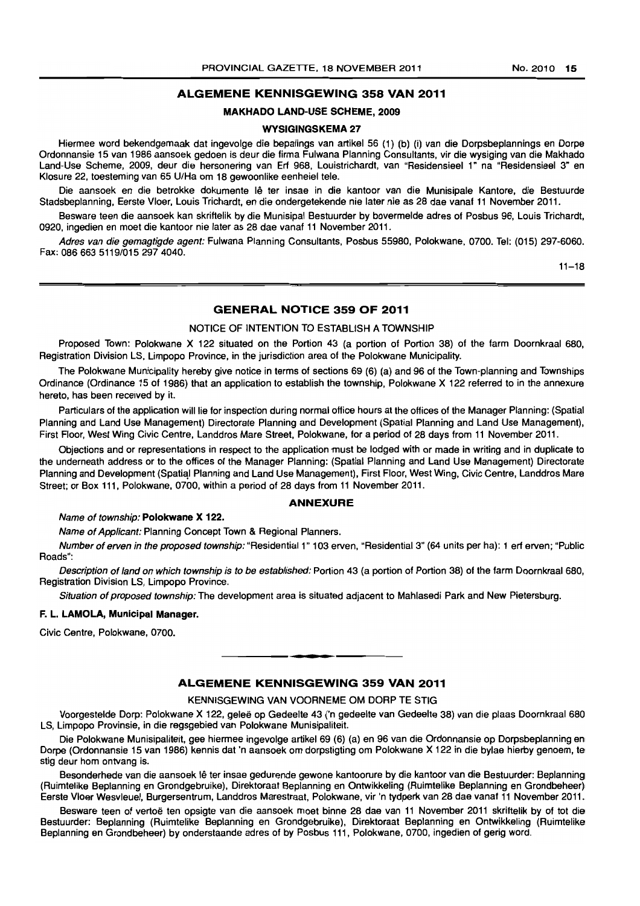## ALGEMENE KENNISGEWING 358 VAN 2011

### MAKHADO LAND-USE SCHEME, 2009

### WYSIGINGSKEMA 27

Hiermee word bekendgemaak dat ingevolge die bepalings van artikel 56 (1) (b) (i) van die Dorpsbeplannings en Dorpe Ordonnansie 15 van 1986 aansoek gedoen is deur die firma Fulwana Planning Consultants, vir die wysiging van die Makhado Land-Use Scheme, 2009, deur die hersonering van Erf 968, Louistrichardt, van "Residensieel 1" na "Residensieel 3" en Klosure 22, toesteming van 65 U/Ha om 18 gewoonlike eenheiel tele.

Die aansoek en die betrokke dokumente lê ter insae in die kantoor van die Munisipale Kantore, die Bestuurde Stadsbeplanning, Eerste Vloer, Louis Trichardt, en die ondergetekende nie later nie as 28 dae vanaf 11 November 2011.

Besware teen die aansoek kan skriftelik by die Munisipal Bestuurder by bovermelde adres of Posbus 96, Louis Trichardt, 0920, ingedien en moet die kantoor nie later as 28 dae vanaf 11 November 2011.

*Adres van die gemagtigde agent:* Fulwana Planning Consultants, Posbus 55980, Polokwane, 0700. Tel: (015) 297-6060. Fax: 086 663 5119/015 297 4040.

11–18

## GENERAL NOTICE 359 OF 2011

NOTICE OF INTENTION TO ESTABLISH A TOWNSHIP

Proposed Town: Polokwane X 122 situated on the Portion 43 (a portion of Portion 38) of the farm Doornkraal 680, Registration Division LS, Limpopo Province, in the jurisdiction area of the Polokwane Municipality.

The Polokwane Municipality hereby give notice in terms of sections 69 (6) (a) and 96 of the Town-planning and Townships Ordinance (Ordinance 15 of 1986) that an application to establish the township, Polokwane X 122 referred to in the annexure hereto, has been received by it.

Particulars of the application will lie for inspection during normal office hours at the offices of the Manager Planning: (Spatial Planning and Land Use Management) Directorate Planning and Development (Spatial Planning and Land Use Management), First Floor, West Wing Civic Centre, Landdros Mare Street, Polokwane, for a period of 28 days from 11 November 2011.

Objections and or representations in respect to the application must be lodged with or made in writing and in duplicate to the underneath address or to the offices of the Manager Planning: (Spatial Planning and Land Use Management) Directorate Planning and Development (Spatial Planning and Land Use Management), First Floor, West Wing, Civic Centre, Landdros Mare Street; or Box 111, Polokwane, 0700, within a period of 28 days from 11 November 2011.

### ANNEXURE

*Name of township:* **Polokwane X 122.**

*Name of Applicant:* Planning Concept Town & Regional Planners.

*Number of erven in the proposed township:* "Residential 1" 103 erven, "Residential 3" (64 units per ha): 1 erf erven; "Public Roads":

*Description of land on which township is to be established:* Portion 43 (a portion of Portion 38) of the farm Doornkraal 680, Registration Division LS, Limpopo Province.

*Situation of proposed township:* The development area is situated adjacent to Mahlasedi Park and New Pietersburg.

**F. L. LAMOLA, Municipal Manager.**

Civic Centre, Polokwane, 0700.

## ALGEMENE KENNISGEWING 359 VAN 2011

KENNISGEWING VAN VOORNEME OM DORP TE STIG

Voorgestelde Dorp: Polokwane X 122, geleë op Gedeelte 43 ('n gedeelte van Gedeelte 38) van die plaas Doornkraal 680 LS, Limpopo Provinsie, in die regsgebied van Polokwane Munisipaliteit.

Die Polokwane Munisipaliteit, gee hiermee ingevolge artikel 69 (6) (a) en 96 van die Ordonnansie op Dorpsbeplanning en Dorpe (Ordonnansie 15 van 1986) kennis dat 'n aansoek om dorpstigting om Polokwane X 122 in die bylae hierby genoem, te stig deur hom ontvang is.

Besonderhede van die aansoek lê ter insae gedurende gewone kantoorure by die kantoor van die Bestuurder: Beplanning (Ruimtelike Beplanning en Grondgebruike), Direktoraat Beplanning en Ontwikkeling (Ruimtelike Beplanning en Grondbeheer) Eerste Vloer Wesvleuel, Burgersentrum, Landdros Marestraat, Polokwane, vir 'n tydperk van 28 dae vanaf 11 November 2011.

Besware teen of vertoë ten opsigte van die aansoek moet binne 28 dae van 11 November 2011 skriftelik by of tot die Bestuurder: Beplanning (Ruimtelike Beplanning en Grondgebruike), Direktoraat Beplanning en Ontwikkeling (Ruimtelike Beplanning en Grondbeheer) by onderstaande adres of by Posbus 111, Polokwane, 0700, ingedien of gerig word.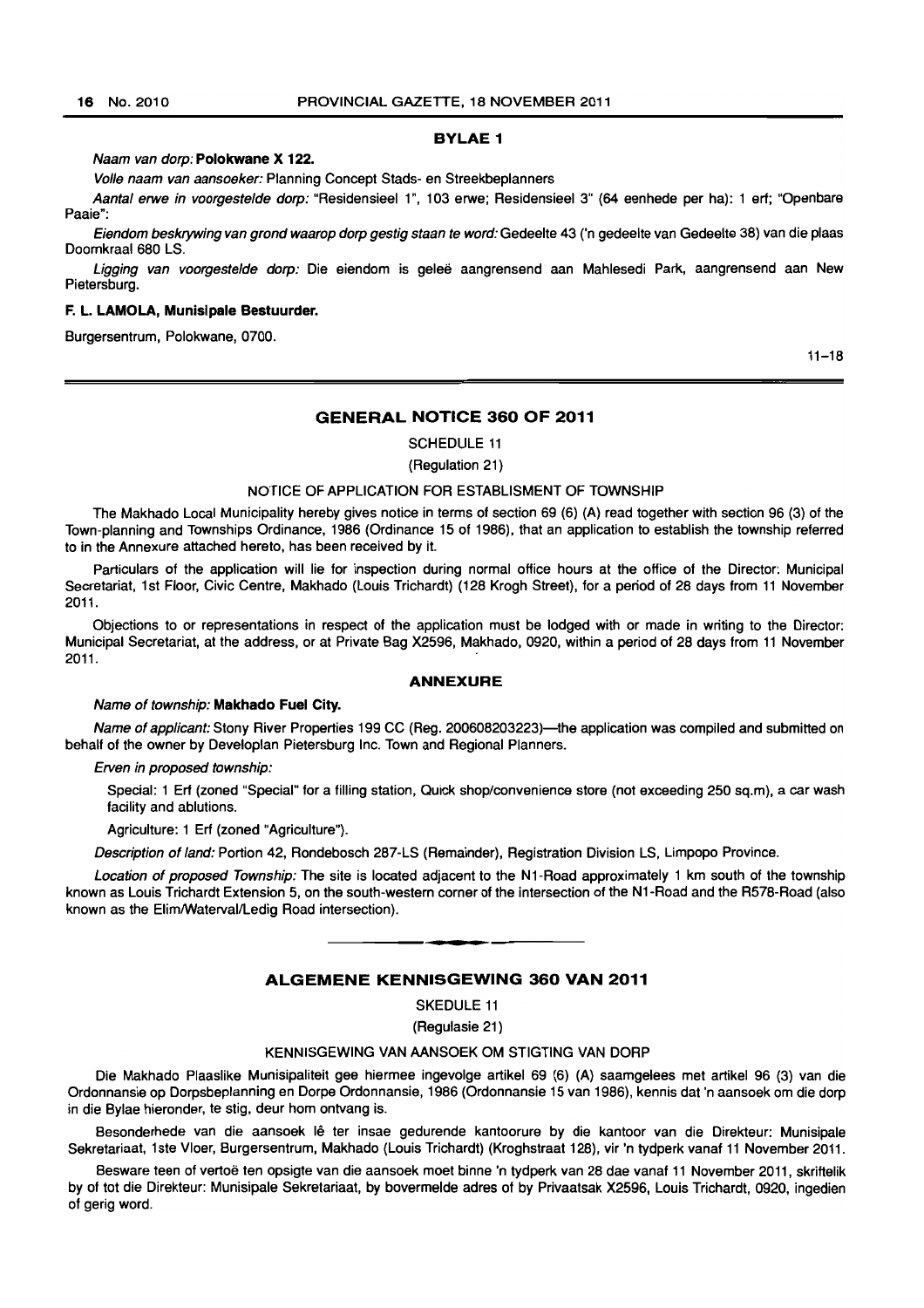**BYLAE 1**

*Naam van dorp:* **Polokwane X 122.**

*Volle naam van aansoeker:* Planning Concept Stads- en Streekbeplanners

*Aantal erwe in voorgestelde dorp:* "Residensieel 1", 103 erwe; Residensieel 3" (64 eenhede per ha): 1 erf; "Openbare Paaie":

*Eiendom beskrywing van grond waarop dorp gestig staan te word:* Gedeelte 43 ('n gedeelte van Gedeelte 38) van die plaas Doornkraal 680 LS.

*Ligging van voorgestelde dorp:* Die eiendom is geleë aangrensend aan Mahlesedi Park, aangrensend aan New Pietersburg.

**F. L. LAMOLA, Munisipale Bestuurder.**

Burgersentrum, Polokwane, 0700.

11–18

## GENERAL NOTICE 360 OF 2011

SCHEDULE 11

(Regulation 21)

NOTICE OF APPLICATION FOR ESTABLISMENT OF TOWNSHIP

The Makhado Local Municipality hereby gives notice in terms of section 69 (6) (A) read together with section 96 (3) of the Town-planning and Townships Ordinance, 1986 (Ordinance 15 of 1986), that an application to establish the township referred to in the Annexure attached hereto, has been received by it.

Particulars of the application will lie for inspection during normal office hours at the office of the Director: Municipal Secretariat, 1st Floor, Civic Centre, Makhado (Louis Trichardt) (128 Krogh Street), for a period of 28 days from 11 November 2011.

Objections to or representations in respect of the application must be lodged with or made in writing to the Director: Municipal Secretariat, at the address, or at Private Bag X2596, Makhado, 0920, within a period of 28 days from 11 November 2011.

**ANNEXURE**

*Name of township:* **Makhado Fuel City.**

*Name of applicant:* Stony River Properties 199 CC (Reg. 200608203223)—the application was compiled and submitted on behalf of the owner by Developlan Pietersburg Inc. Town and Regional Planners.

*Erven in proposed township:*

Special: 1 Erf (zoned "Special" for a filling station, Quick shop/convenience store (not exceeding 250 sq.m), a car wash facility and ablutions.

Agriculture: 1 Erf (zoned "Agriculture").

*Description of land:* Portion 42, Rondebosch 287-LS (Remainder), Registration Division LS, Limpopo Province.

*Location of proposed Township:* The site is located adjacent to the N1-Road approximately 1 km south of the township known as Louis Trichardt Extension 5, on the south-western corner of the intersection of the N1-Road and the R578-Road (also known as the Elim/Waterval/Ledig Road intersection).

## ALGEMENE KENNISGEWING 360 VAN 2011

SKEDULE 11

(Regulasie 21)

KENNISGEWING VAN AANSOEK OM STIGTING VAN DORP

Die Makhado Plaaslike Munisipaliteit gee hiermee ingevolge artikel 69 (6) (A) saamgelees met artikel 96 (3) van die Ordonnansie op Dorpsbeplanning en Dorpe Ordonnansie, 1986 (Ordonnansie 15 van 1986), kennis dat 'n aansoek om die dorp in die Bylae hieronder, te stig, deur hom ontvang is.

Besonderhede van die aansoek lê ter insae gedurende kantoorure by die kantoor van die Direkteur: Munisipale Sekretariaat, 1ste Vloer, Burgersentrum, Makhado (Louis Trichardt) (Kroghstraat 128), vir 'n tydperk vanaf 11 November 2011.

Besware teen of vertoë ten opsigte van die aansoek moet binne 'n tydperk van 28 dae vanaf 11 November 2011, skriftelik by of tot die Direkteur: Munisipale Sekretariaat, by bovermelde adres of by Privaatsak X2596, Louis Trichardt, 0920, ingedien of gerig word.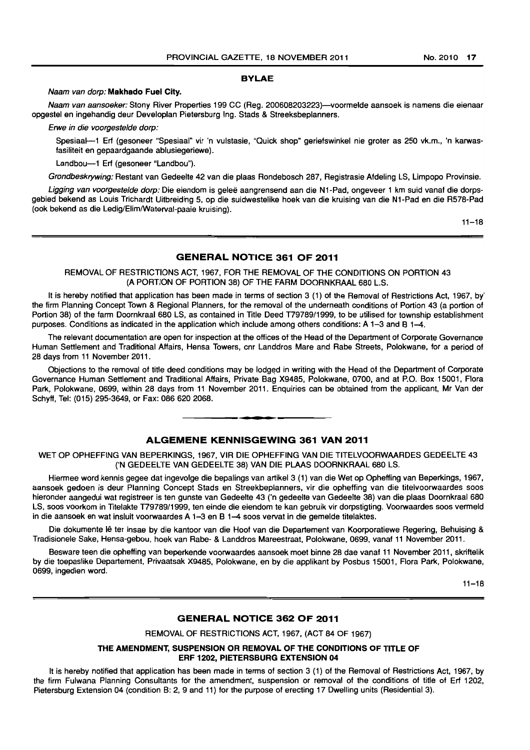## BYLAE

*Naam van dorp:* **Makhado Fuel City.**

*Naam van aansoeker:* Stony River Properties 199 CC (Reg. 200608203223)—voormelde aansoek is namens die eienaar opgestel en ingehandig deur Developlan Pietersburg Ing. Stads & Streeksbeplanners.

*Erwe in die voorgestelde dorp:*

Spesiaal—1 Erf (gesoneer "Spesiaal" vir 'n vulstasie, "Quick shop" geriefswinkel nie groter as 250 vk.m., 'n karwasfasiliteit en gepaardgaande ablusiegeriewe).

Landbou—1 Erf (gesoneer "Landbou").

*Grondbeskrywing:* Restant van Gedeelte 42 van die plaas Rondebosch 287, Registrasie Afdeling LS, Limpopo Provinsie.

*Ligging van voorgestelde dorp:* Die eiendom is geleë aangrensend aan die N1-Pad, ongeveer 1 km suid vanaf die dorpsgebied bekend as Louis Trichardt Uitbreiding 5, op die suidwestelike hoek van die kruising van die N1-Pad en die R578-Pad (ook bekend as die Ledig/Elim/Waterval-paaie kruising).

11–18

## GENERAL NOTICE 361 OF 2011

REMOVAL OF RESTRICTIONS ACT, 1967, FOR THE REMOVAL OF THE CONDITIONS ON PORTION 43 (A PORTION OF PORTION 38) OF THE FARM DOORNKRAAL 680 L.S.

It is hereby notified that application has been made in terms of section 3 (1) of the Removal of Restrictions Act, 1967, by the firm Planning Concept Town & Regional Planners, for the removal of the underneath conditions of Portion 43 (a portion of Portion 38) of the farm Doornkraal 680 LS, as contained in Title Deed T79789/1999, to be utilised for township establishment purposes. Conditions as indicated in the application which include among others conditions: A 1–3 and B 1–4.

The relevant documentation are open for inspection at the offices of the Head of the Department of Corporate Governance Human Settlement and Traditional Affairs, Hensa Towers, cnr Landdros Mare and Rabe Streets, Polokwane, for a period of 28 days from 11 November 2011.

Objections to the removal of title deed conditions may be lodged in writing with the Head of the Department of Corporate Governance Human Settlement and Traditional Affairs, Private Bag X9485, Polokwane, 0700, and at P.O. Box 15001, Flora Park, Polokwane, 0699, within 28 days from 11 November 2011. Enquiries can be obtained from the applicant, Mr Van der Schyff, Tel: (015) 295-3649, or Fax: 086 620 2068.

## ALGEMENE KENNISGEWING 361 VAN 2011

WET OP OPHEFFING VAN BEPERKINGS, 1967, VIR DIE OPHEFFING VAN DIE TITELVOORWAARDES GEDEELTE 43 ('N GEDEELTE VAN GEDEELTE 38) VAN DIE PLAAS DOORNKRAAL 680 LS.

Hiermee word kennis gegee dat ingevolge die bepalings van artikel 3 (1) van die Wet op Opheffing van Beperkings, 1967, aansoek gedoen is deur Planning Concept Stads en Streekbeplanners, vir die opheffing van die titelvoorwaardes soos hieronder aangedui wat registreer is ten gunste van Gedeelte 43 ('n gedeelte van Gedeelte 38) van die plaas Doornkraal 680 LS, soos voorkom in Titelakte T79789/1999, ten einde die eiendom te kan gebruik vir dorpstigting. Voorwaardes soos vermeld in die aansoek en wat insluit voorwaardes A 1–3 en B 1–4 soos vervat in die gemelde titelaktes.

Die dokumente lê ter insae by die kantoor van die Hoof van die Departement van Koorporatiewe Regering, Behuising & Tradisionele Sake, Hensa-gebou, hoek van Rabe- & Landdros Mareestraat, Polokwane, 0699, vanaf 11 November 2011.

Besware teen die opheffing van beperkende voorwaardes aansoek moet binne 28 dae vanaf 11 November 2011, skriftelik by die toepaslike Departement, Privaatsak X9485, Polokwane, en by die applikant by Posbus 15001, Flora Park, Polokwane, 0699, ingedien word.

11–18

## GENERAL NOTICE 362 OF 2011

REMOVAL OF RESTRICTIONS ACT, 1967, (ACT 84 OF 1967)

**THE AMENDMENT, SUSPENSION OR REMOVAL OF THE CONDITIONS OF TITLE OF ERF 1202, PIETERSBURG EXTENSION 04**

It is hereby notified that application has been made in terms of section 3 (1) of the Removal of Restrictions Act, 1967, by the firm Fulwana Planning Consultants for the amendment, suspension or removal of the conditions of title of Erf 1202, Pietersburg Extension 04 (condition B: 2, 9 and 11) for the purpose of erecting 17 Dwelling units (Residential 3).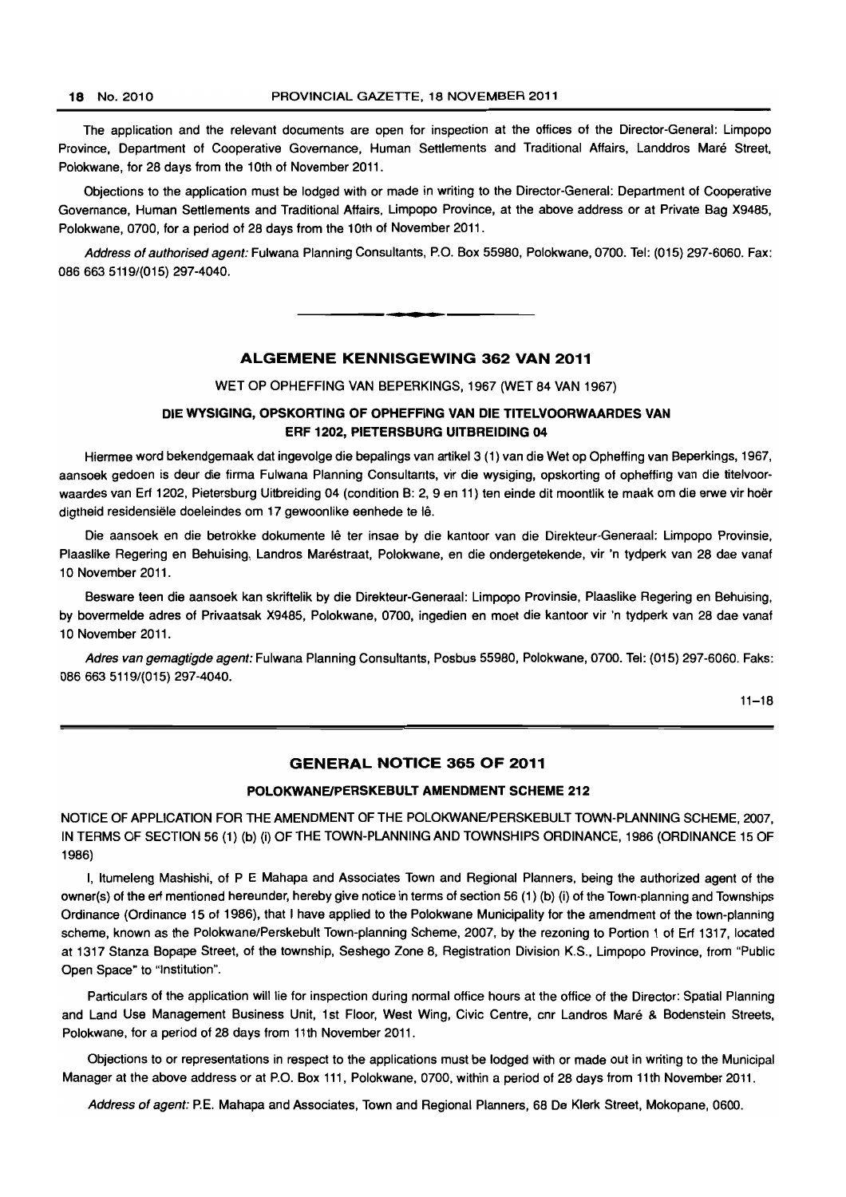The application and the relevant documents are open for inspection at the offices of the Director-General: Limpopo Province, Department of Cooperative Governance, Human Settlements and Traditional Affairs, Landdros Maré Street, Polokwane, for 28 days from the 10th of November 2011.

Objections to the application must be lodged with or made in writing to the Director-General: Department of Cooperative Governance, Human Settlements and Traditional Affairs, Limpopo Province, at the above address or at Private Bag X9485, Polokwane, 0700, for a period of 28 days from the 10th of November 2011.

*Address of authorised agent:* Fulwana Planning Consultants, P.O. Box 55980, Polokwane, 0700. Tel: (015) 297-6060. Fax: 086 663 5119/(015) 297-4040.

---

## ALGEMENE KENNISGEWING 362 VAN 2011

### WET OP OPHEFFING VAN BEPERKINGS, 1967 (WET 84 VAN 1967)

### DIE WYSIGING, OPSKORTING OF OPHEFFING VAN DIE TITELVOORWAARDES VAN ERF 1202, PIETERSBURG UITBREIDING 04

Hiermee word bekendgemaak dat ingevolge die bepalings van artikel 3 (1) van die Wet op Opheffing van Beperkings, 1967, aansoek gedoen is deur die firma Fulwana Planning Consultants, vir die wysiging, opskorting of opheffing van die titelvoorwaardes van Erf 1202, Pietersburg Uitbreiding 04 (condition B: 2, 9 en 11) ten einde dit moontlik te maak om die erwe vir hoër digtheid residensiële doeleindes om 17 gewoonlike eenhede te lê.

Die aansoek en die betrokke dokumente lê ter insae by die kantoor van die Direkteur-Generaal: Limpopo Provinsie, Plaaslike Regering en Behuising, Landros Maréstraat, Polokwane, en die ondergetekende, vir 'n tydperk van 28 dae vanaf 10 November 2011.

Besware teen die aansoek kan skriftelik by die Direkteur-Generaal: Limpopo Provinsie, Plaaslike Regering en Behuising, by bovermelde adres of Privaatsak X9485, Polokwane, 0700, ingedien en moet die kantoor vir 'n tydperk van 28 dae vanaf 10 November 2011.

*Adres van gemagtigde agent:* Fulwana Planning Consultants, Posbus 55980, Polokwane, 0700. Tel: (015) 297-6060. Faks: 086 663 5119/(015) 297-4040.

11–18

---

## GENERAL NOTICE 365 OF 2011

### POLOKWANE/PERSKEBULT AMENDMENT SCHEME 212

NOTICE OF APPLICATION FOR THE AMENDMENT OF THE POLOKWANE/PERSKEBULT TOWN-PLANNING SCHEME, 2007, IN TERMS OF SECTION 56 (1) (b) (i) OF THE TOWN-PLANNING AND TOWNSHIPS ORDINANCE, 1986 (ORDINANCE 15 OF 1986)

I, Itumeleng Mashishi, of P E Mahapa and Associates Town and Regional Planners, being the authorized agent of the owner(s) of the erf mentioned hereunder, hereby give notice in terms of section 56 (1) (b) (i) of the Town-planning and Townships Ordinance (Ordinance 15 of 1986), that I have applied to the Polokwane Municipality for the amendment of the town-planning scheme, known as the Polokwane/Perskebult Town-planning Scheme, 2007, by the rezoning to Portion 1 of Erf 1317, located at 1317 Stanza Bopape Street, of the township, Seshego Zone 8, Registration Division K.S., Limpopo Province, from "Public Open Space" to "Institution".

Particulars of the application will lie for inspection during normal office hours at the office of the Director: Spatial Planning and Land Use Management Business Unit, 1st Floor, West Wing, Civic Centre, cnr Landros Maré & Bodenstein Streets, Polokwane, for a period of 28 days from 11th November 2011.

Objections to or representations in respect to the applications must be lodged with or made out in writing to the Municipal Manager at the above address or at P.O. Box 111, Polokwane, 0700, within a period of 28 days from 11th November 2011.

*Address of agent:* P.E. Mahapa and Associates, Town and Regional Planners, 68 De Klerk Street, Mokopane, 0600.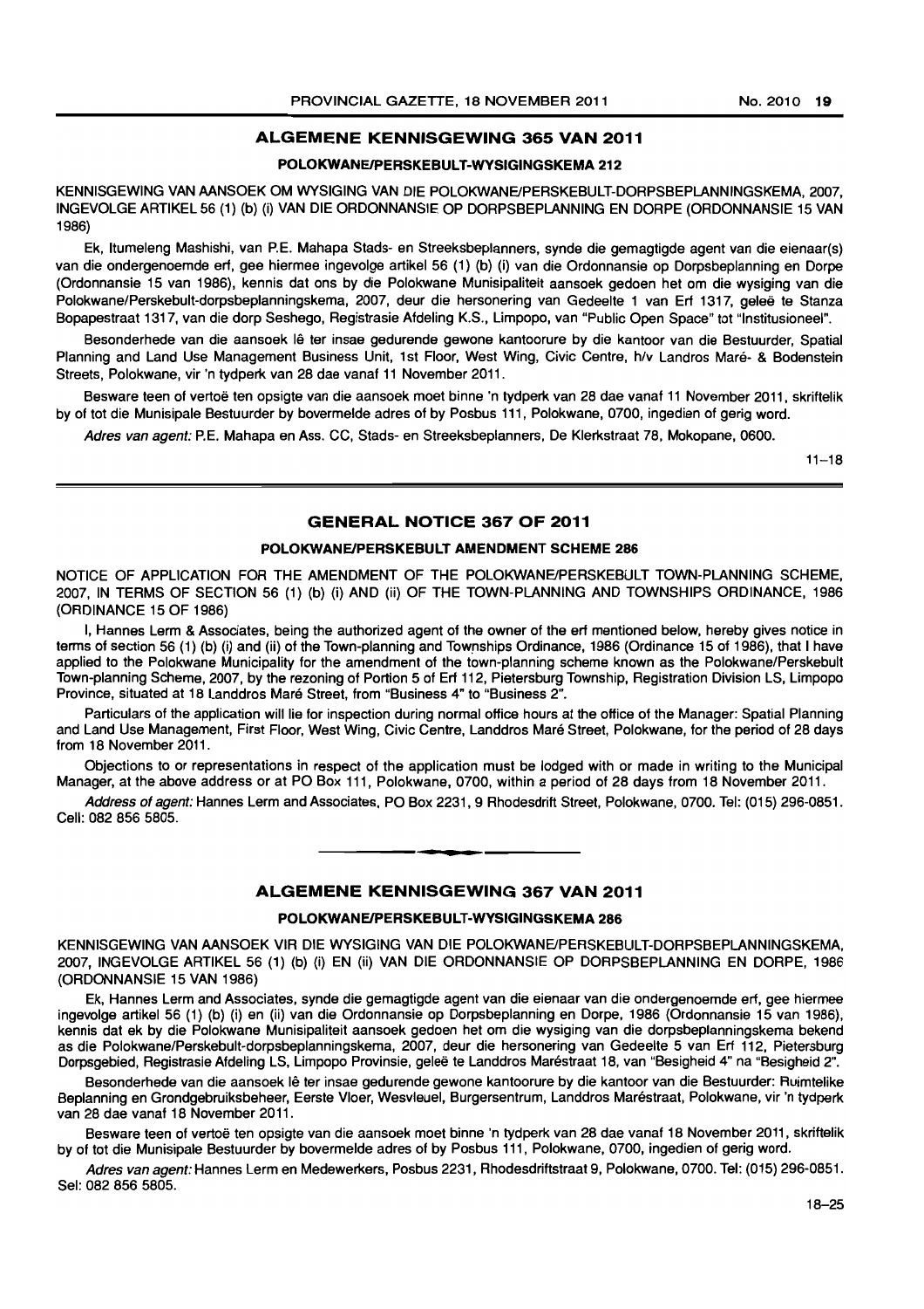## ALGEMENE KENNISGEWING 365 VAN 2011

### POLOKWANE/PERSKEBULT-WYSIGINGSKEMA 212

KENNISGEWING VAN AANSOEK OM WYSIGING VAN DIE POLOKWANE/PERSKEBULT-DORPSBEPLANNINGSKEMA, 2007, INGEVOLGE ARTIKEL 56 (1) (b) (i) VAN DIE ORDONNANSIE OP DORPSBEPLANNING EN DORPE (ORDONNANSIE 15 VAN 1986)

Ek, Itumeleng Mashishi, van P.E. Mahapa Stads- en Streeksbeplanners, synde die gemagtigde agent van die eienaar(s) van die ondergenoemde erf, gee hiermee ingevolge artikel 56 (1) (b) (i) van die Ordonnansie op Dorpsbeplanning en Dorpe (Ordonnansie 15 van 1986), kennis dat ons by die Polokwane Munisipaliteit aansoek gedoen het om die wysiging van die Polokwane/Perskebult-dorpsbeplanningskema, 2007, deur die hersonering van Gedeelte 1 van Erf 1317, geleë te Stanza Bopapestraat 1317, van die dorp Seshego, Registrasie Afdeling K.S., Limpopo, van "Public Open Space" tot "Institusioneel".

Besonderhede van die aansoek lê ter insae gedurende gewone kantoorure by die kantoor van die Bestuurder, Spatial Planning and Land Use Management Business Unit, 1st Floor, West Wing, Civic Centre, h/v Landros Maré- & Bodenstein Streets, Polokwane, vir 'n tydperk van 28 dae vanaf 11 November 2011.

Besware teen of vertoë ten opsigte van die aansoek moet binne 'n tydperk van 28 dae vanaf 11 November 2011, skriftelik by of tot die Munisipale Bestuurder by bovermelde adres of by Posbus 111, Polokwane, 0700, ingedien of gerig word.

*Adres van agent:* P.E. Mahapa en Ass. CC, Stads- en Streeksbeplanners, De Klerkstraat 78, Mokopane, 0600.

11–18

---

## GENERAL NOTICE 367 OF 2011

### POLOKWANE/PERSKEBULT AMENDMENT SCHEME 286

NOTICE OF APPLICATION FOR THE AMENDMENT OF THE POLOKWANE/PERSKEBULT TOWN-PLANNING SCHEME, 2007, IN TERMS OF SECTION 56 (1) (b) (i) AND (ii) OF THE TOWN-PLANNING AND TOWNSHIPS ORDINANCE, 1986 (ORDINANCE 15 OF 1986)

I, Hannes Lerm & Associates, being the authorized agent of the owner of the erf mentioned below, hereby gives notice in terms of section 56 (1) (b) (i) and (ii) of the Town-planning and Townships Ordinance, 1986 (Ordinance 15 of 1986), that I have applied to the Polokwane Municipality for the amendment of the town-planning scheme known as the Polokwane/Perskebult Town-planning Scheme, 2007, by the rezoning of Portion 5 of Erf 112, Pietersburg Township, Registration Division LS, Limpopo Province, situated at 18 Landdros Maré Street, from "Business 4" to "Business 2".

Particulars of the application will lie for inspection during normal office hours at the office of the Manager: Spatial Planning and Land Use Management, First Floor, West Wing, Civic Centre, Landdros Maré Street, Polokwane, for the period of 28 days from 18 November 2011.

Objections to or representations in respect of the application must be lodged with or made in writing to the Municipal Manager, at the above address or at PO Box 111, Polokwane, 0700, within a period of 28 days from 18 November 2011.

*Address of agent:* Hannes Lerm and Associates, PO Box 2231, 9 Rhodesdrift Street, Polokwane, 0700. Tel: (015) 296-0851. Cell: 082 856 5805.

---

## ALGEMENE KENNISGEWING 367 VAN 2011

### POLOKWANE/PERSKEBULT-WYSIGINGSKEMA 286

KENNISGEWING VAN AANSOEK VIR DIE WYSIGING VAN DIE POLOKWANE/PERSKEBULT-DORPSBEPLANNINGSKEMA, 2007, INGEVOLGE ARTIKEL 56 (1) (b) (i) EN (ii) VAN DIE ORDONNANSIE OP DORPSBEPLANNING EN DORPE, 1986 (ORDONNANSIE 15 VAN 1986)

Ek, Hannes Lerm and Associates, synde die gemagtigde agent van die eienaar van die ondergenoemde erf, gee hiermee ingevolge artikel 56 (1) (b) (i) en (ii) van die Ordonnansie op Dorpsbeplanning en Dorpe, 1986 (Ordonnansie 15 van 1986), kennis dat ek by die Polokwane Munisipaliteit aansoek gedoen het om die wysiging van die dorpsbeplanningskema bekend as die Polokwane/Perskebult-dorpsbeplanningskema, 2007, deur die hersonering van Gedeelte 5 van Erf 112, Pietersburg Dorpsgebied, Registrasie Afdeling LS, Limpopo Provinsie, geleë te Landdros Maréstraat 18, van "Besigheid 4" na "Besigheid 2".

Besonderhede van die aansoek lê ter insae gedurende gewone kantoorure by die kantoor van die Bestuurder: Ruimtelike Beplanning en Grondgebruiksbeheer, Eerste Vloer, Wesvleuel, Burgersentrum, Landdros Maréstraat, Polokwane, vir 'n tydperk van 28 dae vanaf 18 November 2011.

Besware teen of vertoë ten opsigte van die aansoek moet binne 'n tydperk van 28 dae vanaf 18 November 2011, skriftelik by of tot die Munisipale Bestuurder by bovermelde adres of by Posbus 111, Polokwane, 0700, ingedien of gerig word.

*Adres van agent:* Hannes Lerm en Medewerkers, Posbus 2231, Rhodesdriftstraat 9, Polokwane, 0700. Tel: (015) 296-0851. Sel: 082 856 5805.

18–25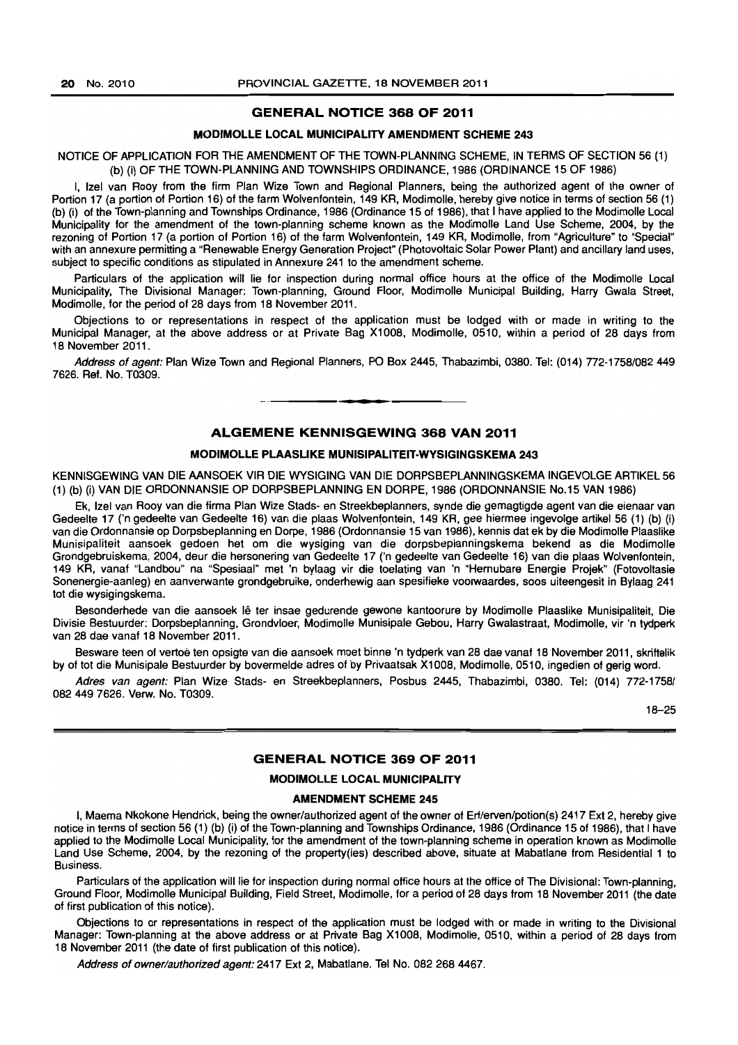## GENERAL NOTICE 368 OF 2011

### MODIMOLLE LOCAL MUNICIPALITY AMENDMENT SCHEME 243

NOTICE OF APPLICATION FOR THE AMENDMENT OF THE TOWN-PLANNING SCHEME, IN TERMS OF SECTION 56 (1) (b) (i) OF THE TOWN-PLANNING AND TOWNSHIPS ORDINANCE, 1986 (ORDINANCE 15 OF 1986)

I, Izel van Rooy from the firm Plan Wize Town and Regional Planners, being the authorized agent of the owner of Portion 17 (a portion of Portion 16) of the farm Wolvenfontein, 149 KR, Modimolle, hereby give notice in terms of section 56 (1) (b) (i) of the Town-planning and Townships Ordinance, 1986 (Ordinance 15 of 1986), that I have applied to the Modimolle Local Municipality for the amendment of the town-planning scheme known as the Modimolle Land Use Scheme, 2004, by the rezoning of Portion 17 (a portion of Portion 16) of the farm Wolvenfontein, 149 KR, Modimolle, from "Agriculture" to "Special" with an annexure permitting a "Renewable Energy Generation Project" (Photovoltaic Solar Power Plant) and ancillary land uses, subject to specific conditions as stipulated in Annexure 241 to the amendment scheme.

Particulars of the application will lie for inspection during normal office hours at the office of the Modimolle Local Municipality, The Divisional Manager: Town-planning, Ground Floor, Modimolle Municipal Building, Harry Gwala Street, Modimolle, for the period of 28 days from 18 November 2011.

Objections to or representations in respect of the application must be lodged with or made in writing to the Municipal Manager, at the above address or at Private Bag X1008, Modimolle, 0510, within a period of 28 days from 18 November 2011.

*Address of agent:* Plan Wize Town and Regional Planners, PO Box 2445, Thabazimbi, 0380. Tel: (014) 772-1758/082 449 7626. Ref. No. T0309.

---

## ALGEMENE KENNISGEWING 368 VAN 2011

### MODIMOLLE PLAASLIKE MUNISIPALITEIT-WYSIGINGSKEMA 243

KENNISGEWING VAN DIE AANSOEK VIR DIE WYSIGING VAN DIE DORPSBEPLANNINGSKEMA INGEVOLGE ARTIKEL 56 (1) (b) (i) VAN DIE ORDONNANSIE OP DORPSBEPLANNING EN DORPE, 1986 (ORDONNANSIE No.15 VAN 1986)

Ek, Izel van Rooy van die firma Plan Wize Stads- en Streekbeplanners, synde die gemagtigde agent van die eienaar van Gedeelte 17 ('n gedeelte van Gedeelte 16) van die plaas Wolvenfontein, 149 KR, gee hiermee ingevolge artikel 56 (1) (b) (i) van die Ordonnansie op Dorpsbeplanning en Dorpe, 1986 (Ordonnansie 15 van 1986), kennis dat ek by die Modimolle Plaaslike Munisipaliteit aansoek gedoen het om die wysiging van die dorpsbeplanningskema bekend as die Modimolle Grondgebruiskema, 2004, deur die hersonering van Gedeelte 17 ('n gedeelte van Gedeelte 16) van die plaas Wolvenfontein, 149 KR, vanaf "Landbou" na "Spesiaal" met 'n bylaag vir die toelating van 'n "Hernubare Energie Projek" (Fotovoltasie Sonenergie-aanleg) en aanverwante grondgebruike, onderhewig aan spesifieke voorwaardes, soos uiteengesit in Bylaag 241 tot die wysigingskema.

Besonderhede van die aansoek lê ter insae gedurende gewone kantoorure by Modimolle Plaaslike Munisipaliteit, Die Divisie Bestuurder: Dorpsbeplanning, Grondvloer, Modimolle Munisipale Gebou, Harry Gwalastraat, Modimolle, vir 'n tydperk van 28 dae vanaf 18 November 2011.

Besware teen of vertoë ten opsigte van die aansoek moet binne 'n tydperk van 28 dae vanaf 18 November 2011, skriftelik by of tot die Munisipale Bestuurder by bovermelde adres of by Privaatsak X1008, Modimolle, 0510, ingedien of gerig word.

*Adres van agent:* Plan Wize Stads- en Streekbeplanners, Posbus 2445, Thabazimbi, 0380. Tel: (014) 772-1758/ 082 449 7626. Verw. No. T0309.

18–25

---

## GENERAL NOTICE 369 OF 2011

### MODIMOLLE LOCAL MUNICIPALITY

### AMENDMENT SCHEME 245

I, Maema Nkokone Hendrick, being the owner/authorized agent of the owner of Erf/erven/potion(s) 2417 Ext 2, hereby give notice in terms of section 56 (1) (b) (i) of the Town-planning and Townships Ordinance, 1986 (Ordinance 15 of 1986), that I have applied to the Modimolle Local Municipality, for the amendment of the town-planning scheme in operation known as Modimolle Land Use Scheme, 2004, by the rezoning of the property(ies) described above, situate at Mabatlane from Residential 1 to Business.

Particulars of the application will lie for inspection during normal office hours at the office of The Divisional: Town-planning, Ground Floor, Modimolle Municipal Building, Field Street, Modimolle, for a period of 28 days from 18 November 2011 (the date of first publication of this notice).

Objections to or representations in respect of the application must be lodged with or made in writing to the Divisional Manager: Town-planning at the above address or at Private Bag X1008, Modimolle, 0510, within a period of 28 days from 18 November 2011 (the date of first publication of this notice).

*Address of owner/authorized agent:* 2417 Ext 2, Mabatlane. Tel No. 082 268 4467.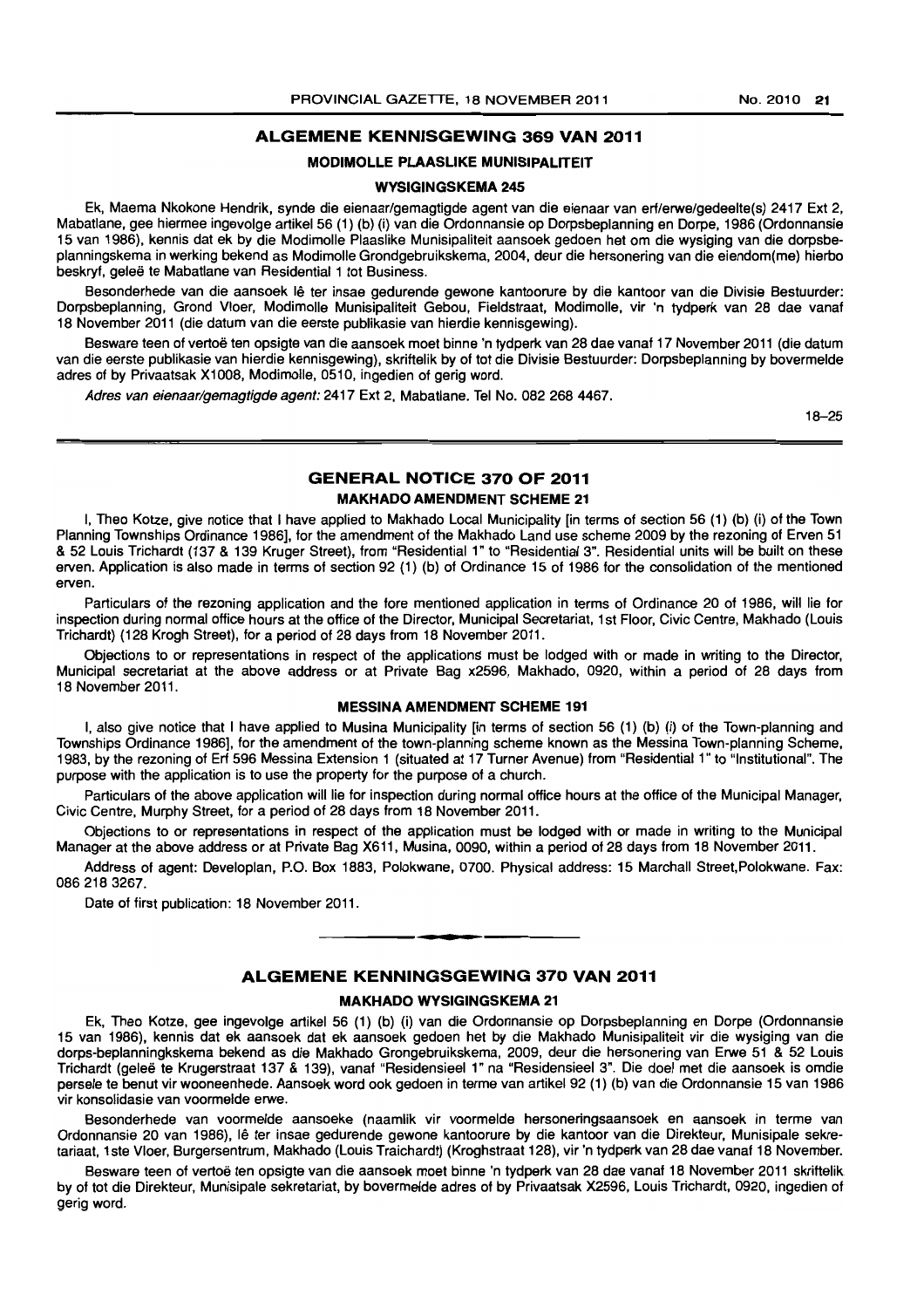## ALGEMENE KENNISGEWING 369 VAN 2011

### MODIMOLLE PLAASLIKE MUNISIPALITEIT

### WYSIGINGSKEMA 245

Ek, Maema Nkokone Hendrik, synde die eienaar/gemagtigde agent van die eienaar van erf/erwe/gedeelte(s) 2417 Ext 2, Mabatlane, gee hiermee ingevolge artikel 56 (1) (b) (i) van die Ordonnansie op Dorpsbeplanning en Dorpe, 1986 (Ordonnansie 15 van 1986), kennis dat ek by die Modimolle Plaaslike Munisipaliteit aansoek gedoen het om die wysiging van die dorpsbeplanningskema in werking bekend as Modimolle Grondgebruikskema, 2004, deur die hersonering van die eiendom(me) hierbo beskryf, geleë te Mabatlane van Residential 1 tot Business.

Besonderhede van die aansoek lê ter insae gedurende gewone kantoorure by die kantoor van die Divisie Bestuurder: Dorpsbeplanning, Grond Vloer, Modimolle Munisipaliteit Gebou, Fieldstraat, Modimolle, vir 'n tydperk van 28 dae vanaf 18 November 2011 (die datum van die eerste publikasie van hierdie kennisgewing).

Besware teen of vertoë ten opsigte van die aansoek moet binne 'n tydperk van 28 dae vanaf 17 November 2011 (die datum van die eerste publikasie van hierdie kennisgewing), skriftelik by of tot die Divisie Bestuurder: Dorpsbeplanning by bovermelde adres of by Privaatsak X1008, Modimolle, 0510, ingedien of gerig word.

*Adres van eienaar/gemagtigde agent:* 2417 Ext 2, Mabatlane. Tel No. 082 268 4467.

18–25

## GENERAL NOTICE 370 OF 2011

### MAKHADO AMENDMENT SCHEME 21

I, Theo Kotze, give notice that I have applied to Makhado Local Municipality [in terms of section 56 (1) (b) (i) of the Town Planning Townships Ordinance 1986], for the amendment of the Makhado Land use scheme 2009 by the rezoning of Erven 51 & 52 Louis Trichardt (137 & 139 Kruger Street), from "Residential 1" to "Residential 3". Residential units will be built on these erven. Application is also made in terms of section 92 (1) (b) of Ordinance 15 of 1986 for the consolidation of the mentioned erven.

Particulars of the rezoning application and the fore mentioned application in terms of Ordinance 20 of 1986, will lie for inspection during normal office hours at the office of the Director, Municipal Secretariat, 1st Floor, Civic Centre, Makhado (Louis Trichardt) (128 Krogh Street), for a period of 28 days from 18 November 2011.

Objections to or representations in respect of the applications must be lodged with or made in writing to the Director, Municipal secretariat at the above address or at Private Bag x2596, Makhado, 0920, within a period of 28 days from 18 November 2011.

### MESSINA AMENDMENT SCHEME 191

I, also give notice that I have applied to Musina Municipality [in terms of section 56 (1) (b) (i) of the Town-planning and Townships Ordinance 1986], for the amendment of the town-planning scheme known as the Messina Town-planning Scheme, 1983, by the rezoning of Erf 596 Messina Extension 1 (situated at 17 Turner Avenue) from "Residential 1" to "Institutional". The purpose with the application is to use the property for the purpose of a church.

Particulars of the above application will lie for inspection during normal office hours at the office of the Municipal Manager, Civic Centre, Murphy Street, for a period of 28 days from 18 November 2011.

Objections to or representations in respect of the application must be lodged with or made in writing to the Municipal Manager at the above address or at Private Bag X611, Musina, 0090, within a period of 28 days from 18 November 2011.

Address of agent: Developlan, P.O. Box 1883, Polokwane, 0700. Physical address: 15 Marchall Street,Polokwane. Fax: 086 218 3267.

Date of first publication: 18 November 2011.

## ALGEMENE KENNINGSGEWING 370 VAN 2011

### MAKHADO WYSIGINGSKEMA 21

Ek, Theo Kotze, gee ingevolge artikel 56 (1) (b) (i) van die Ordonnansie op Dorpsbeplanning en Dorpe (Ordonnansie 15 van 1986), kennis dat ek aansoek dat ek aansoek gedoen het by die Makhado Munisipaliteit vir die wysiging van die dorps-beplanningkskema bekend as die Makhado Grongebruikskema, 2009, deur die hersonering van Erwe 51 & 52 Louis Trichardt (geleë te Krugerstraat 137 & 139), vanaf "Residensieel 1" na "Residensieel 3". Die doel met die aansoek is omdie persele te benut vir wooneenhede. Aansoek word ook gedoen in terme van artikel 92 (1) (b) van die Ordonnansie 15 van 1986 vir konsolidasie van voormelde erwe.

Besonderhede van voormelde aansoeke (naamlik vir voormelde hersoneringsaansoek en aansoek in terme van Ordonnansie 20 van 1986), lê ter insae gedurende gewone kantoorure by die kantoor van die Direkteur, Munisipale sekretariaat, 1ste Vloer, Burgersentrum, Makhado (Louis Traichardt) (Kroghstraat 128), vir 'n tydperk van 28 dae vanaf 18 November.

Besware teen of vertoë ten opsigte van die aansoek moet binne 'n tydperk van 28 dae vanaf 18 November 2011 skriftelik by of tot die Direkteur, Munisipale sekretariat, by bovermelde adres of by Privaatsak X2596, Louis Trichardt, 0920, ingedien of gerig word.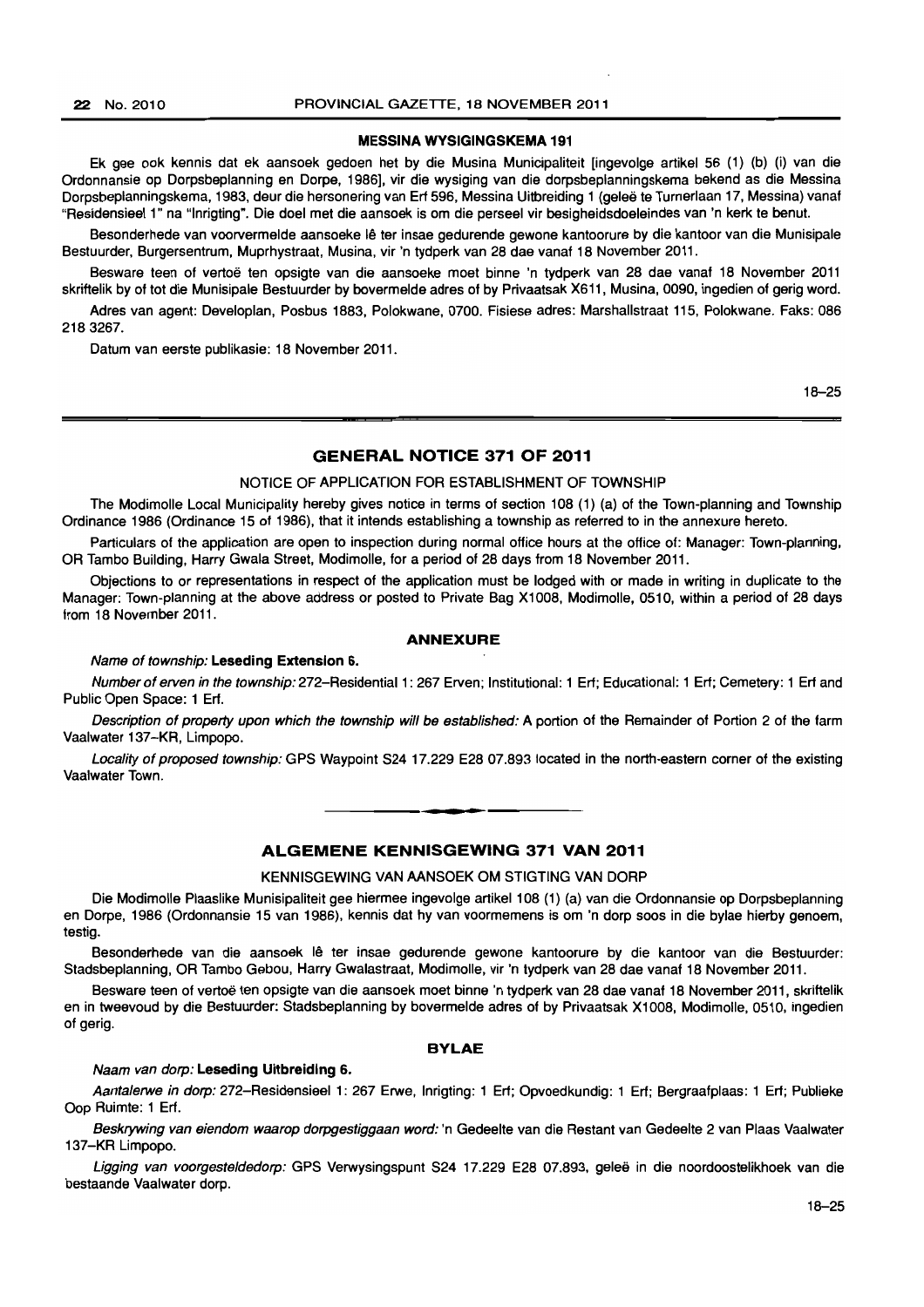## MESSINA WYSIGINGSKEMA 191

Ek gee ook kennis dat ek aansoek gedoen het by die Musina Munisipaliteit [ingevolge artikel 56 (1) (b) (i) van die Ordonnansie op Dorpsbeplanning en Dorpe, 1986], vir die wysiging van die dorpsbeplanningskema bekend as die Messina Dorpsbeplanningskema, 1983, deur die hersonering van Erf 596, Messina Uitbreiding 1 (geleë te Turnerlaan 17, Messina) vanaf "Residensieel 1" na "Inrigting". Die doel met die aansoek is om die perseel vir besigheidsdoeleindes van 'n kerk te benut.

Besonderhede van voorvermelde aansoeke lê ter insae gedurende gewone kantoorure by die kantoor van die Munisipale Bestuurder, Burgersentrum, Muprhystraat, Musina, vir 'n tydperk van 28 dae vanaf 18 November 2011.

Besware teen of vertoë ten opsigte van die aansoeke moet binne 'n tydperk van 28 dae vanaf 18 November 2011 skriftelik by of tot die Munisipale Bestuurder by bovermelde adres of by Privaatsak X611, Musina, 0090, ingedien of gerig word.

Adres van agent: Developlan, Posbus 1883, Polokwane, 0700. Fisiese adres: Marshallstraat 115, Polokwane. Faks: 086 218 3267.

Datum van eerste publikasie: 18 November 2011.

18–25

## GENERAL NOTICE 371 OF 2011

NOTICE OF APPLICATION FOR ESTABLISHMENT OF TOWNSHIP

The Modimolle Local Municipality hereby gives notice in terms of section 108 (1) (a) of the Town-planning and Township Ordinance 1986 (Ordinance 15 of 1986), that it intends establishing a township as referred to in the annexure hereto.

Particulars of the application are open to inspection during normal office hours at the office of: Manager: Town-planning, OR Tambo Building, Harry Gwala Street, Modimolle, for a period of 28 days from 18 November 2011.

Objections to or representations in respect of the application must be lodged with or made in writing in duplicate to the Manager: Town-planning at the above address or posted to Private Bag X1008, Modimolle, 0510, within a period of 28 days from 18 November 2011.

### ANNEXURE

*Name of township:* **Leseding Extension 6.**

*Number of erven in the township:* 272–Residential 1: 267 Erven; Institutional: 1 Erf; Educational: 1 Erf; Cemetery: 1 Erf and Public Open Space: 1 Erf.

*Description of property upon which the township will be established:* A portion of the Remainder of Portion 2 of the farm Vaalwater 137–KR, Limpopo.

*Locality of proposed township:* GPS Waypoint S24 17.229 E28 07.893 located in the north-eastern corner of the existing Vaalwater Town.

---

## ALGEMENE KENNISGEWING 371 VAN 2011

KENNISGEWING VAN AANSOEK OM STIGTING VAN DORP

Die Modimolle Plaaslike Munisipaliteit gee hiermee ingevolge artikel 108 (1) (a) van die Ordonnansie op Dorpsbeplanning en Dorpe, 1986 (Ordonnansie 15 van 1986), kennis dat hy van voormemens is om 'n dorp soos in die bylae hierby genoem, testig.

Besonderhede van die aansoek lê ter insae gedurende gewone kantoorure by die kantoor van die Bestuurder: Stadsbeplanning, OR Tambo Gebou, Harry Gwalastraat, Modimolle, vir 'n tydperk van 28 dae vanaf 18 November 2011.

Besware teen of vertoë ten opsigte van die aansoek moet binne 'n tydperk van 28 dae vanaf 18 November 2011, skriftelik en in tweevoud by die Bestuurder: Stadsbeplanning by bovermelde adres of by Privaatsak X1008, Modimolle, 0510, ingedien of gerig.

### BYLAE

*Naam van dorp:* **Leseding Uitbreiding 6.**

*Aantalerwe in dorp:* 272–Residensieel 1: 267 Erwe, Inrigting: 1 Erf; Opvoedkundig: 1 Erf; Bergraafplaas: 1 Erf; Publieke Oop Ruimte: 1 Erf.

*Beskrywing van eiendom waarop dorpgestiggaan word:* 'n Gedeelte van die Restant van Gedeelte 2 van Plaas Vaalwater 137–KR Limpopo.

*Ligging van voorgesteldedorp:* GPS Verwysingspunt S24 17.229 E28 07.893, geleë in die noordoostelikhoek van die bestaande Vaalwater dorp.

18–25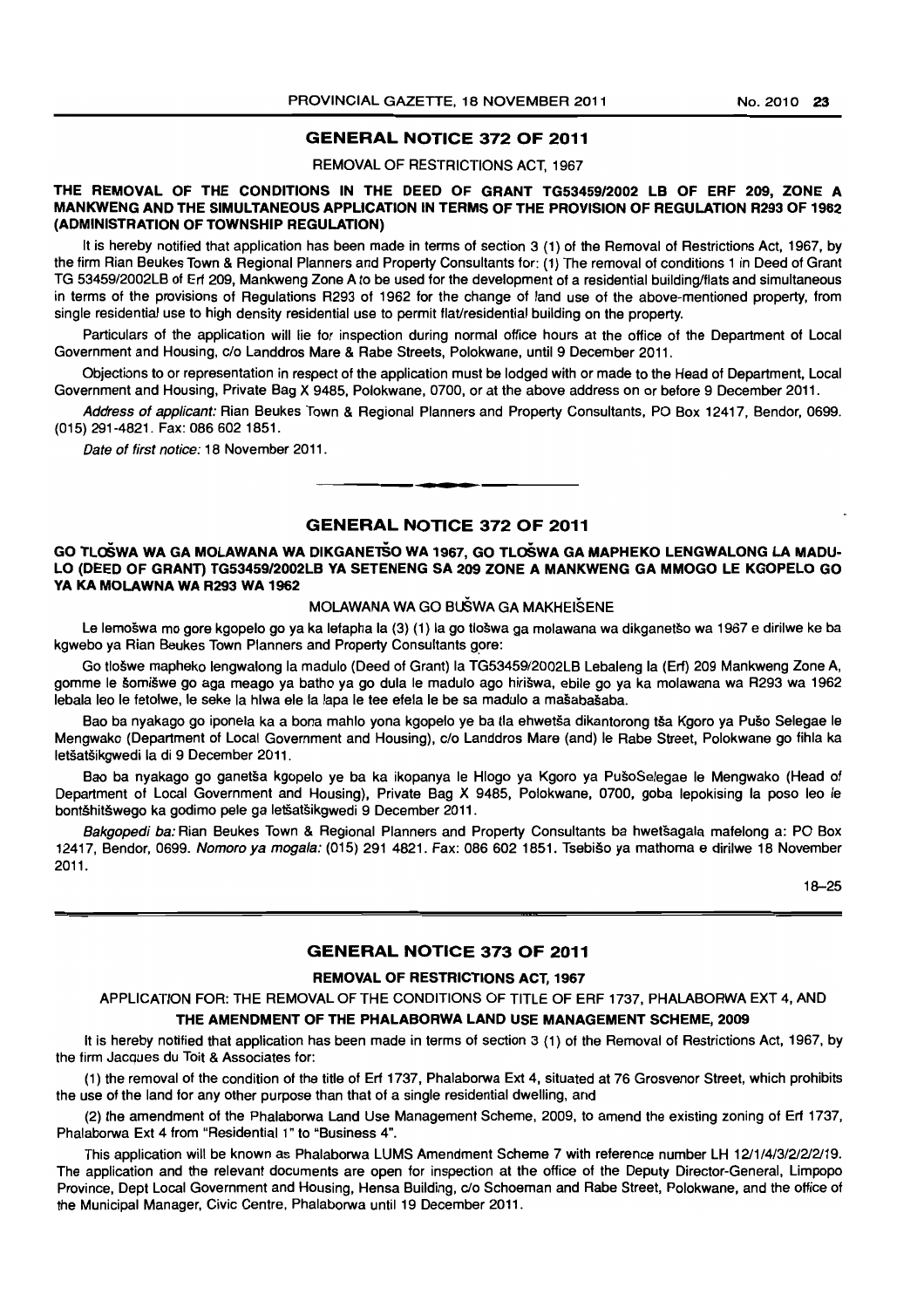## GENERAL NOTICE 372 OF 2011

REMOVAL OF RESTRICTIONS ACT, 1967

**THE REMOVAL OF THE CONDITIONS IN THE DEED OF GRANT TG53459/2002 LB OF ERF 209, ZONE A MANKWENG AND THE SIMULTANEOUS APPLICATION IN TERMS OF THE PROVISION OF REGULATION R293 OF 1962 (ADMINISTRATION OF TOWNSHIP REGULATION)**

It is hereby notified that application has been made in terms of section 3 (1) of the Removal of Restrictions Act, 1967, by the firm Rian Beukes Town & Regional Planners and Property Consultants for: (1) The removal of conditions 1 in Deed of Grant TG 53459/2002LB of Erf 209, Mankweng Zone A to be used for the development of a residential building/flats and simultaneous in terms of the provisions of Regulations R293 of 1962 for the change of land use of the above-mentioned property, from single residential use to high density residential use to permit flat/residential building on the property.

Particulars of the application will lie for inspection during normal office hours at the office of the Department of Local Government and Housing, c/o Landdros Mare & Rabe Streets, Polokwane, until 9 December 2011.

Objections to or representation in respect of the application must be lodged with or made to the Head of Department, Local Government and Housing, Private Bag X 9485, Polokwane, 0700, or at the above address on or before 9 December 2011.

*Address of applicant:* Rian Beukes Town & Regional Planners and Property Consultants, PO Box 12417, Bendor, 0699. (015) 291-4821. Fax: 086 602 1851.

*Date of first notice:* 18 November 2011.

---

## GENERAL NOTICE 372 OF 2011

**GO TLOŠWA WA GA MOLAWANA WA DIKGANETŠO WA 1967, GO TLOŠWA GA MAPHEKO LENGWALONG LA MADULO (DEED OF GRANT) TG53459/2002LB YA SETENENG SA 209 ZONE A MANKWENG GA MMOGO LE KGOPELO GO YA KA MOLAWNA WA R293 WA 1962**

MOLAWANA WA GO BUŠWA GA MAKHEIŠENE

Le lemošwa mo gore kgopelo go ya ka lefapha la (3) (1) la go tlošwa ga molawana wa dikganetšo wa 1967 e dirilwe ke ba kgwebo ya Rian Beukes Town Planners and Property Consultants gore:

Go tlošwe mapheko lengwalong la madulo (Deed of Grant) la TG53459/2002LB Lebaleng la (Erf) 209 Mankweng Zone A, gomme le šomišwe go aga meago ya batho ya go dula le madulo ago hirišwa, ebile go ya ka molawana wa R293 wa 1962 lebala leo le fetolwe, le seke la hlwa ele la lapa le tee efela le be sa madulo a mašabašaba.

Bao ba nyakago go iponela ka a bona mahlo yona kgopelo ye ba tla ehwetša dikantorong tša Kgoro ya Pušo Selegae le Mengwako (Department of Local Government and Housing), c/o Landdros Mare (and) le Rabe Street, Polokwane go fihla ka letšatšikgwedi la di 9 December 2011.

Bao ba nyakago go ganetša kgopelo ye ba ka ikopanya le Hlogo ya Kgoro ya PušoSelegae le Mengwako (Head of Department of Local Government and Housing), Private Bag X 9485, Polokwane, 0700, goba lepokising la poso leo le bontšhitšwego ka godimo pele ga letšatšikgwedi 9 December 2011.

*Bakgopedi ba:* Rian Beukes Town & Regional Planners and Property Consultants ba hwetšagala mafelong a: PO Box 12417, Bendor, 0699. *Nomoro ya mogala:* (015) 291 4821. Fax: 086 602 1851. Tsebišo ya mathoma e dirilwe 18 November 2011.

18–25

---

## GENERAL NOTICE 373 OF 2011

**REMOVAL OF RESTRICTIONS ACT, 1967**

APPLICATION FOR: THE REMOVAL OF THE CONDITIONS OF TITLE OF ERF 1737, PHALABORWA EXT 4, AND

**THE AMENDMENT OF THE PHALABORWA LAND USE MANAGEMENT SCHEME, 2009**

It is hereby notified that application has been made in terms of section 3 (1) of the Removal of Restrictions Act, 1967, by the firm Jacques du Toit & Associates for:

(1) the removal of the condition of the title of Erf 1737, Phalaborwa Ext 4, situated at 76 Grosvenor Street, which prohibits the use of the land for any other purpose than that of a single residential dwelling, and

(2) the amendment of the Phalaborwa Land Use Management Scheme, 2009, to amend the existing zoning of Erf 1737, Phalaborwa Ext 4 from "Residential 1" to "Business 4".

This application will be known as Phalaborwa LUMS Amendment Scheme 7 with reference number LH 12/1/4/3/2/2/2/19. The application and the relevant documents are open for inspection at the office of the Deputy Director-General, Limpopo Province, Dept Local Government and Housing, Hensa Building, c/o Schoeman and Rabe Street, Polokwane, and the office of the Municipal Manager, Civic Centre, Phalaborwa until 19 December 2011.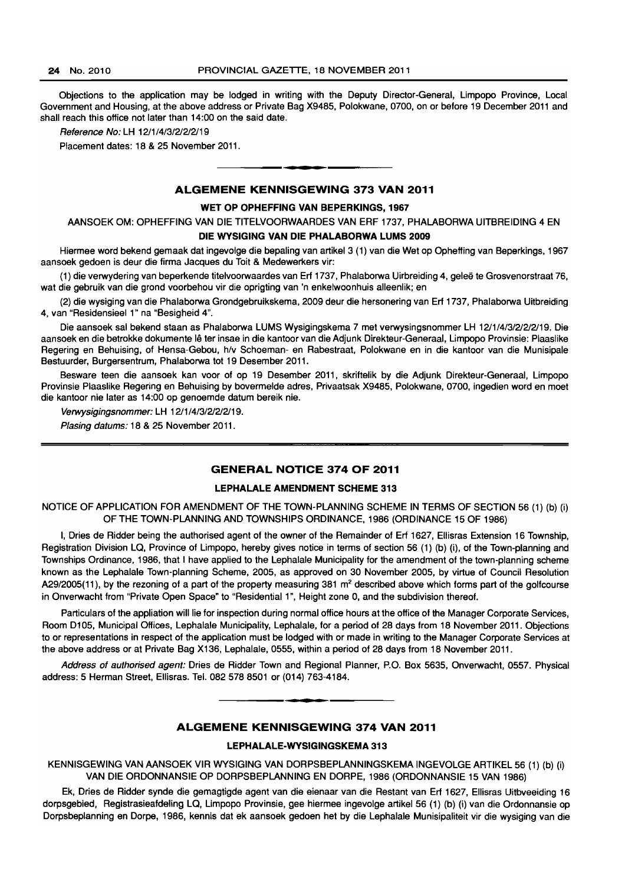Objections to the application may be lodged in writing with the Deputy Director-General, Limpopo Province, Local Government and Housing, at the above address or Private Bag X9485, Polokwane, 0700, on or before 19 December 2011 and shall reach this office not later than 14:00 on the said date.

*Reference No:* LH 12/1/4/3/2/2/2/19

Placement dates: 18 & 25 November 2011.

## ALGEMENE KENNISGEWING 373 VAN 2011

### WET OP OPHEFFING VAN BEPERKINGS, 1967

AANSOEK OM: OPHEFFING VAN DIE TITELVOORWAARDES VAN ERF 1737, PHALABORWA UITBREIDING 4 EN **DIE WYSIGING VAN DIE PHALABORWA LUMS 2009**

Hiermee word bekend gemaak dat ingevolge die bepaling van artikel 3 (1) van die Wet op Opheffing van Beperkings, 1967 aansoek gedoen is deur die firma Jacques du Toit & Medewerkers vir:

(1) die verwydering van beperkende titelvoorwaardes van Erf 1737, Phalaborwa Uirbreiding 4, geleë te Grosvenorstraat 76, wat die gebruik van die grond voorbehou vir die oprigting van 'n enkelwoonhuis alleenlik; en

(2) die wysiging van die Phalaborwa Grondgebruikskema, 2009 deur die hersonering van Erf 1737, Phalaborwa Uitbreiding 4, van "Residensieel 1" na "Besigheid 4".

Die aansoek sal bekend staan as Phalaborwa LUMS Wysigingskema 7 met verwysingsnommer LH 12/1/4/3/2/2/2/19. Die aansoek en die betrokke dokumente lê ter insae in die kantoor van die Adjunk Direkteur-Generaal, Limpopo Provinsie: Plaaslike Regering en Behuising, of Hensa-Gebou, h/v Schoeman- en Rabestraat, Polokwane en in die kantoor van die Munisipale Bestuurder, Burgersentrum, Phalaborwa tot 19 Desember 2011.

Besware teen die aansoek kan voor of op 19 Desember 2011, skriftelik by die Adjunk Direkteur-Generaal, Limpopo Provinsie Plaaslike Regering en Behuising by bovermelde adres, Privaatsak X9485, Polokwane, 0700, ingedien word en moet die kantoor nie later as 14:00 op genoemde datum bereik nie.

*Verwysingsnommer:* LH 12/1/4/3/2/2/2/19.

*Plasing datums:* 18 & 25 November 2011.

## GENERAL NOTICE 374 OF 2011

### LEPHALALE AMENDMENT SCHEME 313

NOTICE OF APPLICATION FOR AMENDMENT OF THE TOWN-PLANNING SCHEME IN TERMS OF SECTION 56 (1) (b) (i) OF THE TOWN-PLANNING AND TOWNSHIPS ORDINANCE, 1986 (ORDINANCE 15 OF 1986)

I, Dries de Ridder being the authorised agent of the owner of the Remainder of Erf 1627, Ellisras Extension 16 Township, Registration Division LQ, Province of Limpopo, hereby gives notice in terms of section 56 (1) (b) (i), of the Town-planning and Townships Ordinance, 1986, that I have applied to the Lephalale Municipality for the amendment of the town-planning scheme known as the Lephalale Town-planning Scheme, 2005, as approved on 30 November 2005, by virtue of Council Resolution A29/2005(11), by the rezoning of a part of the property measuring 381 m$^2$ described above which forms part of the golfcourse in Onverwacht from "Private Open Space" to "Residential 1", Height zone 0, and the subdivision thereof.

Particulars of the appliation will lie for inspection during normal office hours at the office of the Manager Corporate Services, Room D105, Municipal Offices, Lephalale Municipality, Lephalale, for a period of 28 days from 18 November 2011. Objections to or representations in respect of the application must be lodged with or made in writing to the Manager Corporate Services at the above address or at Private Bag X136, Lephalale, 0555, within a period of 28 days from 18 November 2011.

*Address of authorised agent:* Dries de Ridder Town and Regional Planner, P.O. Box 5635, Onverwacht, 0557. Physical address: 5 Herman Street, Ellisras. Tel. 082 578 8501 or (014) 763-4184.

## ALGEMENE KENNISGEWING 374 VAN 2011

### LEPHALALE-WYSIGINGSKEMA 313

KENNISGEWING VAN AANSOEK VIR WYSIGING VAN DORPSBEPLANNINGSKEMA INGEVOLGE ARTIKEL 56 (1) (b) (i) VAN DIE ORDONNANSIE OP DORPSBEPLANNING EN DORPE, 1986 (ORDONNANSIE 15 VAN 1986)

Ek, Dries de Ridder synde die gemagtigde agent van die eienaar van die Restant van Erf 1627, Ellisras Uitbveeiding 16 dorpsgebied, Registrasieafdeling LQ, Limpopo Provinsie, gee hiermee ingevolge artikel 56 (1) (b) (i) van die Ordonnansie op Dorpsbeplanning en Dorpe, 1986, kennis dat ek aansoek gedoen het by die Lephalale Munisipaliteit vir die wysiging van die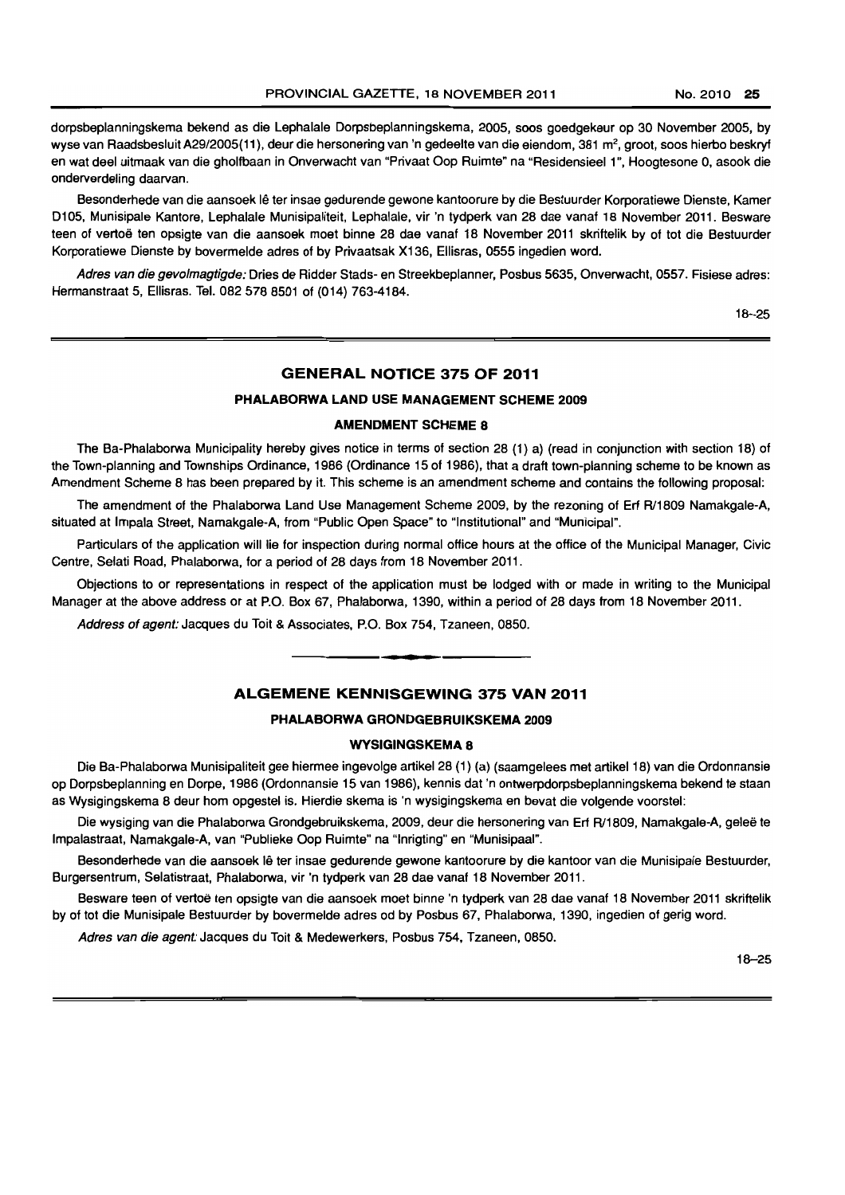dorpsbeplanningskema bekend as die Lephalale Dorpsbeplanningskema, 2005, soos goedgekeur op 30 November 2005, by wyse van Raadsbesluit A29/2005(11), deur die hersonering van 'n gedeelte van die eiendom, 381 m², groot, soos hierbo beskryf en wat deel uitmaak van die gholfbaan in Onverwacht van "Privaat Oop Ruimte" na "Residensieel 1", Hoogtesone 0, asook die onderverdeling daarvan.

Besonderhede van die aansoek lê ter insae gedurende gewone kantoorure by die Bestuurder Korporatiewe Dienste, Kamer D105, Munisipale Kantore, Lephalale Munisipaliteit, Lephalale, vir 'n tydperk van 28 dae vanaf 18 November 2011. Besware teen of vertoë ten opsigte van die aansoek moet binne 28 dae vanaf 18 November 2011 skriftelik by of tot die Bestuurder Korporatiewe Dienste by bovermelde adres of by Privaatsak X136, Ellisras, 0555 ingedien word.

*Adres van die gevolmagtigde:* Dries de Ridder Stads- en Streekbeplanner, Posbus 5635, Onverwacht, 0557. Fisiese adres: Hermanstraat 5, Ellisras. Tel. 082 578 8501 of (014) 763-4184.

18–25

## GENERAL NOTICE 375 OF 2011

### PHALABORWA LAND USE MANAGEMENT SCHEME 2009

### AMENDMENT SCHEME 8

The Ba-Phalaborwa Municipality hereby gives notice in terms of section 28 (1) a) (read in conjunction with section 18) of the Town-planning and Townships Ordinance, 1986 (Ordinance 15 of 1986), that a draft town-planning scheme to be known as Amendment Scheme 8 has been prepared by it. This scheme is an amendment scheme and contains the following proposal:

The amendment of the Phalaborwa Land Use Management Scheme 2009, by the rezoning of Erf R/1809 Namakgale-A, situated at Impala Street, Namakgale-A, from "Public Open Space" to "Institutional" and "Municipal".

Particulars of the application will lie for inspection during normal office hours at the office of the Municipal Manager, Civic Centre, Selati Road, Phalaborwa, for a period of 28 days from 18 November 2011.

Objections to or representations in respect of the application must be lodged with or made in writing to the Municipal Manager at the above address or at P.O. Box 67, Phalaborwa, 1390, within a period of 28 days from 18 November 2011.

*Address of agent:* Jacques du Toit & Associates, P.O. Box 754, Tzaneen, 0850.

## ALGEMENE KENNISGEWING 375 VAN 2011

### PHALABORWA GRONDGEBRUIKSKEMA 2009

### WYSIGINGSKEMA 8

Die Ba-Phalaborwa Munisipaliteit gee hiermee ingevolge artikel 28 (1) (a) (saamgelees met artikel 18) van die Ordonnansie op Dorpsbeplanning en Dorpe, 1986 (Ordonnansie 15 van 1986), kennis dat 'n ontwerpdorpsbeplanningskema bekend te staan as Wysigingskema 8 deur hom opgestel is. Hierdie skema is 'n wysigingskema en bevat die volgende voorstel:

Die wysiging van die Phalaborwa Grondgebruikskema, 2009, deur die hersonering van Erf R/1809, Namakgale-A, geleë te Impalastraat, Namakgale-A, van "Publieke Oop Ruimte" na "Inrigting" en "Munisipaal".

Besonderhede van die aansoek lê ter insae gedurende gewone kantoorure by die kantoor van die Munisipale Bestuurder, Burgersentrum, Selatistraat, Phalaborwa, vir 'n tydperk van 28 dae vanaf 18 November 2011.

Besware teen of vertoë ten opsigte van die aansoek moet binne 'n tydperk van 28 dae vanaf 18 November 2011 skriftelik by of tot die Munisipale Bestuurder by bovermelde adres od by Posbus 67, Phalaborwa, 1390, ingedien of gerig word.

*Adres van die agent:* Jacques du Toit & Medewerkers, Posbus 754, Tzaneen, 0850.

18–25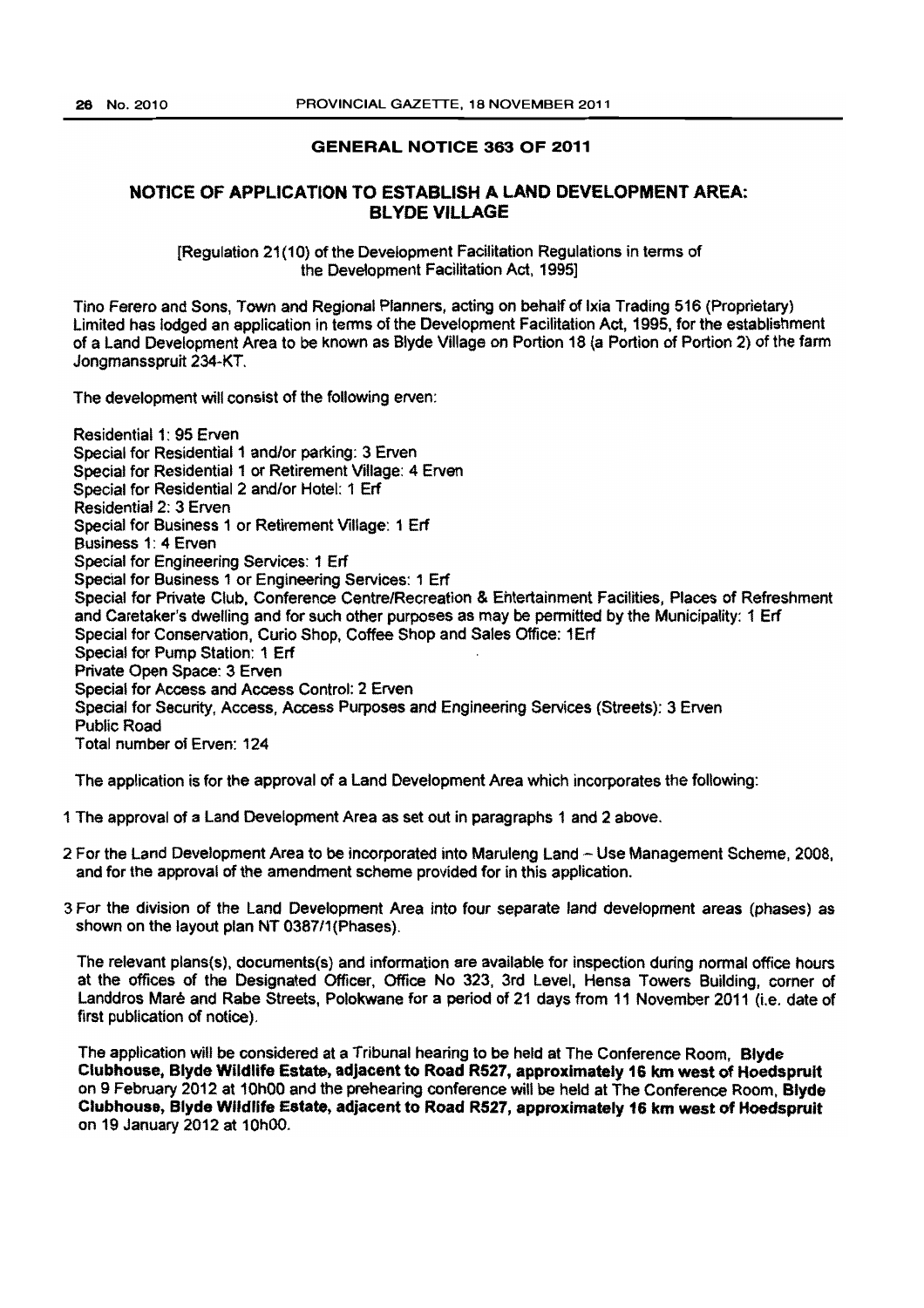## GENERAL NOTICE 363 OF 2011

## NOTICE OF APPLICATION TO ESTABLISH A LAND DEVELOPMENT AREA: BLYDE VILLAGE

[Regulation 21(10) of the Development Facilitation Regulations in terms of the Development Facilitation Act, 1995]

Tino Ferero and Sons, Town and Regional Planners, acting on behalf of Ixia Trading 516 (Proprietary) Limited has lodged an application in terms of the Development Facilitation Act, 1995, for the establishment of a Land Development Area to be known as Blyde Village on Portion 18 (a Portion of Portion 2) of the farm Jongmansspruit 234-KT.

The development will consist of the following erven:

Residential 1: 95 Erven
Special for Residential 1 and/or parking: 3 Erven
Special for Residential 1 or Retirement Village: 4 Erven
Special for Residential 2 and/or Hotel: 1 Erf
Residential 2: 3 Erven
Special for Business 1 or Retirement Village: 1 Erf
Business 1: 4 Erven
Special for Engineering Services: 1 Erf
Special for Business 1 or Engineering Services: 1 Erf
Special for Private Club, Conference Centre/Recreation & Entertainment Facilities, Places of Refreshment and Caretaker's dwelling and for such other purposes as may be permitted by the Municipality: 1 Erf
Special for Conservation, Curio Shop, Coffee Shop and Sales Office: 1Erf
Special for Pump Station: 1 Erf
Private Open Space: 3 Erven
Special for Access and Access Control: 2 Erven
Special for Security, Access, Access Purposes and Engineering Services (Streets): 3 Erven
Public Road
Total number of Erven: 124

The application is for the approval of a Land Development Area which incorporates the following:

1 The approval of a Land Development Area as set out in paragraphs 1 and 2 above.

2 For the Land Development Area to be incorporated into Maruleng Land – Use Management Scheme, 2008, and for the approval of the amendment scheme provided for in this application.

3 For the division of the Land Development Area into four separate land development areas (phases) as shown on the layout plan NT 0387/1(Phases).

The relevant plans(s), documents(s) and information are available for inspection during normal office hours at the offices of the Designated Officer, Office No 323, 3rd Level, Hensa Towers Building, corner of Landdros Maré and Rabe Streets, Polokwane for a period of 21 days from 11 November 2011 (i.e. date of first publication of notice).

The application will be considered at a Tribunal hearing to be held at The Conference Room, **Blyde Clubhouse, Blyde Wildlife Estate, adjacent to Road R527, approximately 16 km west of Hoedspruit** on 9 February 2012 at 10h00 and the prehearing conference will be held at The Conference Room, **Blyde Clubhouse, Blyde Wildlife Estate, adjacent to Road R527, approximately 16 km west of Hoedspruit** on 19 January 2012 at 10h00.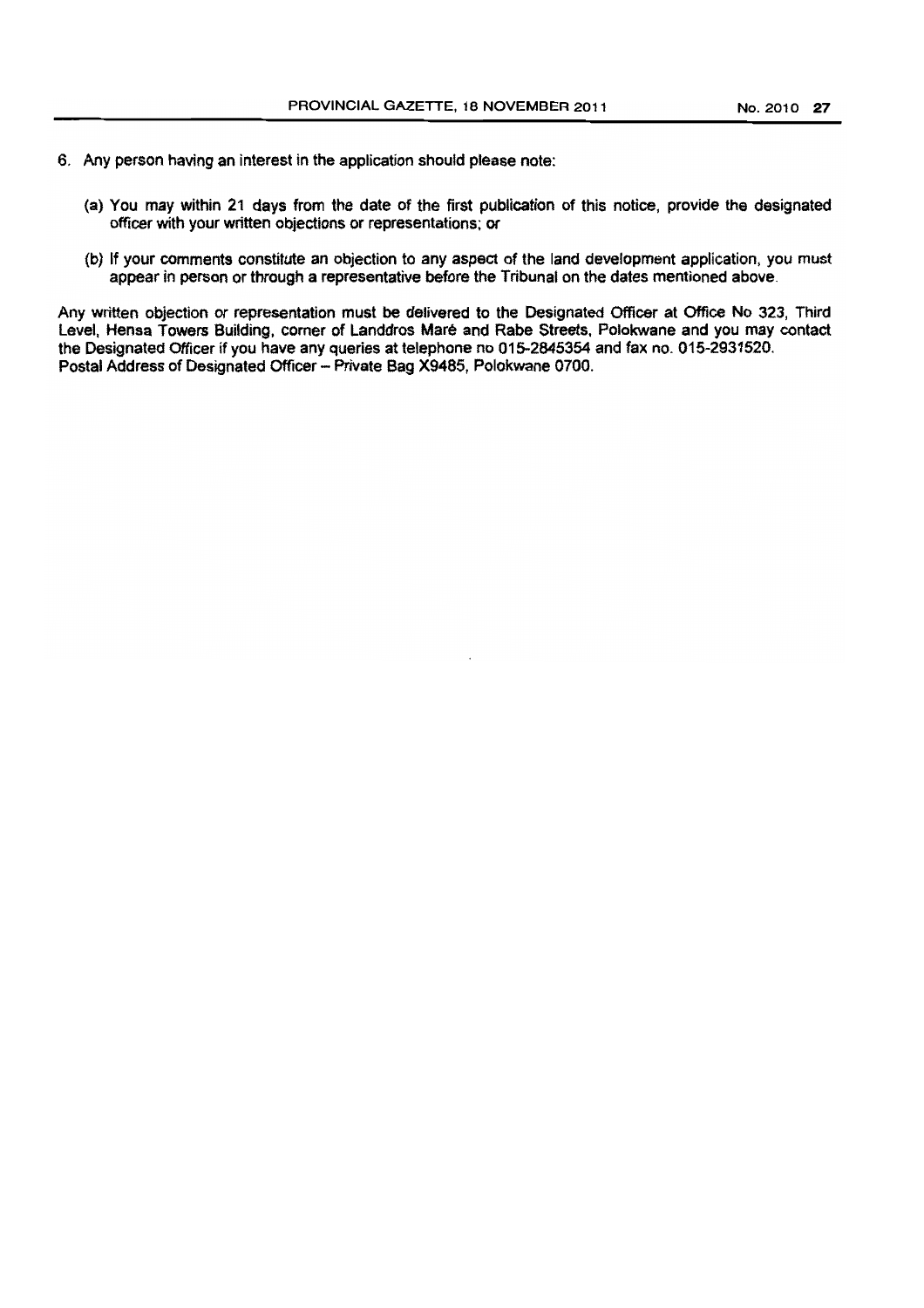6. Any person having an interest in the application should please note:

   (a) You may within 21 days from the date of the first publication of this notice, provide the designated officer with your written objections or representations; or

   (b) If your comments constitute an objection to any aspect of the land development application, you must appear in person or through a representative before the Tribunal on the dates mentioned above.

Any written objection or representation must be delivered to the Designated Officer at Office No 323, Third Level, Hensa Towers Building, corner of Landdros Maré and Rabe Streets, Polokwane and you may contact the Designated Officer if you have any queries at telephone no 015-2845354 and fax no. 015-2931520.
Postal Address of Designated Officer – Private Bag X9485, Polokwane 0700.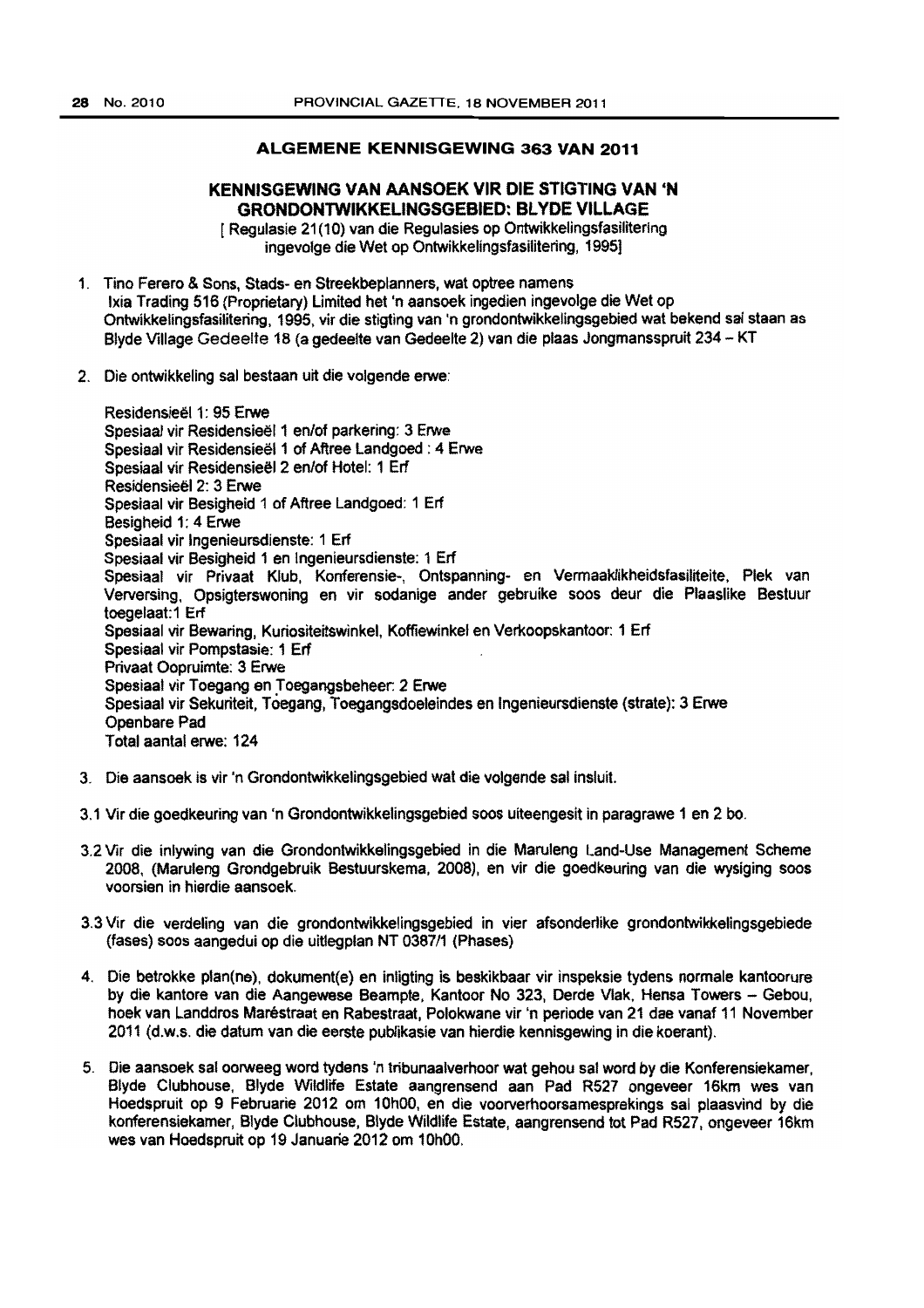## ALGEMENE KENNISGEWING 363 VAN 2011

### KENNISGEWING VAN AANSOEK VIR DIE STIGTING VAN 'N GRONDONTWIKKELINGSGEBIED: BLYDE VILLAGE

[ Regulasie 21(10) van die Regulasies op Ontwikkelingsfasilitering ingevolge die Wet op Ontwikkelingsfasilitering, 1995]

1. Tino Ferero & Sons, Stads- en Streekbeplanners, wat optree namens Ixia Trading 516 (Proprietary) Limited het 'n aansoek ingedien ingevolge die Wet op Ontwikkelingsfasilitering, 1995, vir die stigting van 'n grondontwikkelingsgebied wat bekend sal staan as Blyde Village Gedeelte 18 (a gedeelte van Gedeelte 2) van die plaas Jongmansspruit 234 – KT

2. Die ontwikkeling sal bestaan uit die volgende erwe:

   Residensieël 1: 95 Erwe
   Spesiaal vir Residensieël 1 en/of parkering: 3 Erwe
   Spesiaal vir Residensieël 1 of Aftree Landgoed : 4 Erwe
   Spesiaal vir Residensieël 2 en/of Hotel: 1 Erf
   Residensieël 2: 3 Erwe
   Spesiaal vir Besigheid 1 of Aftree Landgoed: 1 Erf
   Besigheid 1: 4 Erwe
   Spesiaal vir Ingenieursdienste: 1 Erf
   Spesiaal vir Besigheid 1 en Ingenieursdienste: 1 Erf
   Spesiaal vir Privaat Klub, Konferensie-, Ontspanning- en Vermaaklikheidsfasiliteite, Plek van Verversing, Opsigterswoning en vir sodanige ander gebruike soos deur die Plaaslike Bestuur toegelaat:1 Erf
   Spesiaal vir Bewaring, Kuriositeitswinkel, Koffiewinkel en Verkoopskantoor: 1 Erf
   Spesiaal vir Pompstasie: 1 Erf
   Privaat Oopruimte: 3 Erwe
   Spesiaal vir Toegang en Toegangsbeheer: 2 Erwe
   Spesiaal vir Sekuriteit, Toegang, Toegangsdoeleindes en Ingenieursdienste (strate): 3 Erwe
   Openbare Pad
   Total aantal erwe: 124

3. Die aansoek is vir 'n Grondontwikkelingsgebied wat die volgende sal insluit.

3.1 Vir die goedkeuring van 'n Grondontwikkelingsgebied soos uiteengesit in paragrawe 1 en 2 bo.

3.2 Vir die inlywing van die Grondontwikkelingsgebied in die Maruleng Land-Use Management Scheme 2008, (Maruleng Grondgebruik Bestuurskema, 2008), en vir die goedkeuring van die wysiging soos voorsien in hierdie aansoek.

3.3 Vir die verdeling van die grondontwikkelingsgebied in vier afsonderlike grondontwikkelingsgebiede (fases) soos aangedui op die uitlegplan NT 0387/1 (Phases)

4. Die betrokke plan(ne), dokument(e) en inligting is beskikbaar vir inspeksie tydens normale kantoorure by die kantore van die Aangewese Beampte, Kantoor No 323, Derde Vlak, Hensa Towers – Gebou, hoek van Landdros Maréstraat en Rabestraat, Polokwane vir 'n periode van 21 dae vanaf 11 November 2011 (d.w.s. die datum van die eerste publikasie van hierdie kennisgewing in die koerant).

5. Die aansoek sal oorweeg word tydens 'n tribunaalverhoor wat gehou sal word by die Konferensiekamer, Blyde Clubhouse, Blyde Wildlife Estate aangrensend aan Pad R527 ongeveer 16km wes van Hoedspruit op 9 Februarie 2012 om 10h00, en die voorverhoorsamesprekings sal plaasvind by die konferensiekamer, Blyde Clubhouse, Blyde Wildlife Estate, aangrensend tot Pad R527, ongeveer 16km wes van Hoedspruit op 19 Januarie 2012 om 10h00.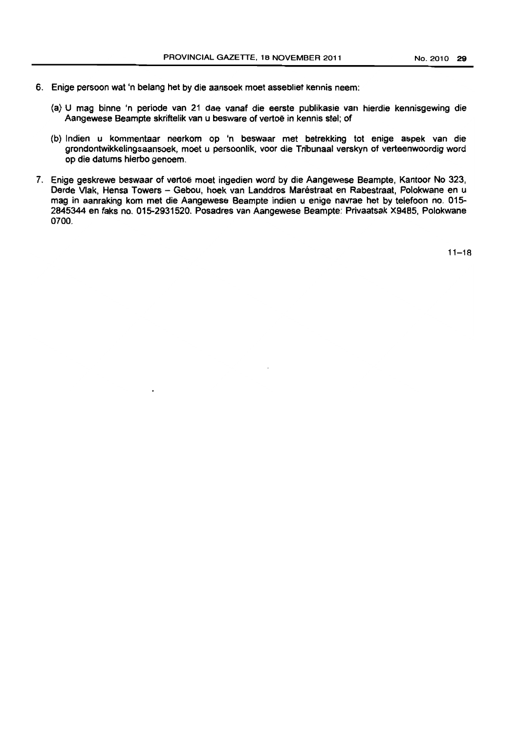6. Enige persoon wat 'n belang het by die aansoek moet asseblief kennis neem:

   (a) U mag binne 'n periode van 21 dae vanaf die eerste publikasie van hierdie kennisgewing die Aangewese Beampte skriftelik van u besware of vertoë in kennis stel; of

   (b) Indien u kommentaar neerkom op 'n beswaar met betrekking tot enige aspek van die grondontwikkelingsaansoek, moet u persoonlik, voor die Tribunaal verskyn of verteenwoordig word op die datums hierbo genoem.

7. Enige geskrewe beswaar of vertoë moet ingedien word by die Aangewese Beampte, Kantoor No 323, Derde Vlak, Hensa Towers – Gebou, hoek van Landdros Maréstraat en Rabestraat, Polokwane en u mag in aanraking kom met die Aangewese Beampte indien u enige navrae het by telefoon no. 015-2845344 en faks no. 015-2931520. Posadres van Aangewese Beampte: Privaatsak X9485, Polokwane 0700.

11–18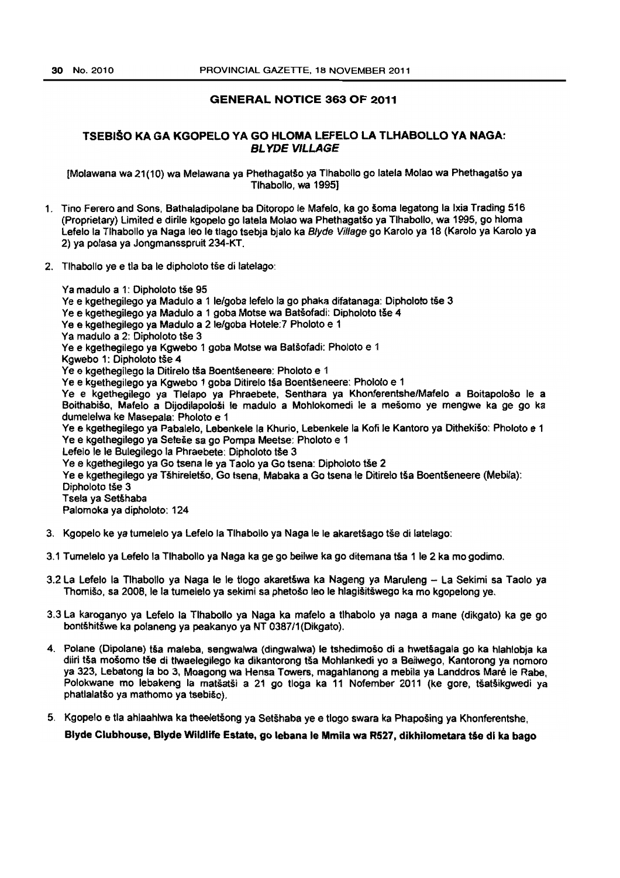## GENERAL NOTICE 363 OF 2011

### TSEBIŠO KA GA KGOPELO YA GO HLOMA LEFELO LA TLHABOLLO YA NAGA: *BLYDE VILLAGE*

[Molawana wa 21(10) wa Melawana ya Phethagatšo ya Tlhabollo go latela Molao wa Phethagatšo ya Tlhabollo, wa 1995]

1. Tino Ferero and Sons, Bathaladipolane ba Ditoropo le Mafelo, ka go šoma legatong la Ixia Trading 516 (Proprietary) Limited e dirile kgopelo go latela Molao wa Phethagatšo ya Tlhabollo, wa 1995, go hloma Lefelo la Tlhabollo ya Naga leo le tlago tsebja bjalo ka *Blyde Village* go Karolo ya 18 (Karolo ya Karolo ya 2) ya polasa ya Jongmansspruit 234-KT.

2. Tlhabollo ye e tla ba le dipholoto tše di latelago:

   Ya madulo a 1: Dipholoto tše 95
   Ye e kgethegilego ya Madulo a 1 le/goba lefelo la go phaka difatanaga: Dipholoto tše 3
   Ye e kgethegilego ya Madulo a 1 goba Motse wa Batšofadi: Dipholoto tše 4
   Ye e kgethegilego ya Madulo a 2 le/goba Hotele:7 Pholoto e 1
   Ya madulo a 2: Dipholoto tše 3
   Ye e kgethegilego ya Kgwebo 1 goba Motse wa Batšofadi: Pholoto e 1
   Kgwebo 1: Dipholoto tše 4
   Ye e kgethegilego la Ditirelo tša Boentšeneere: Pholoto e 1
   Ye e kgethegilego ya Kgwebo 1 goba Ditirelo tša Boentšeneere: Pholoto e 1
   Ye e kgethegilego ya Tlelapo ya Phraebete, Senthara ya Khonferentshe/Mafelo a Boitapološo le a Boithabišo, Mafelo a Dijodilapološi le madulo a Mohlokomedi le a mešomo ye mengwe ka ge go ka dumelelwa ke Masepala: Pholoto e 1
   Ye e kgethegilego ya Pabalelo, Lebenkele la Khurio, Lebenkele la Kofi le Kantoro ya Dithekišo: Pholoto e 1
   Ye e kgethegilego ya Seteše sa go Pompa Meetse: Pholoto e 1
   Lefelo le le Bulegilego la Phraebete: Dipholoto tše 3
   Ye e kgethegilego ya Go tsena le ya Taolo ya Go tsena: Dipholoto tše 2
   Ye e kgethegilego ya Tšhireletšo, Go tsena, Mabaka a Go tsena le Ditirelo tša Boentšeneere (Mebila): Dipholoto tše 3
   Tsela ya Setšhaba
   Palomoka ya dipholoto: 124

3. Kgopelo ke ya tumelelo ya Lefelo la Tlhabollo ya Naga le le akaretšago tše di latelago:

3.1 Tumelelo ya Lefelo la Tlhabollo ya Naga ka ge go beilwe ka go ditemana tša 1 le 2 ka mo godimo.

3.2 La Lefelo la Tlhabollo ya Naga le le tlogo akaretšwa ka Nageng ya Maruleng – La Sekimi sa Taolo ya Thomišo, sa 2008, le la tumelelo ya sekimi sa phetošo leo le hlagišitšwego ka mo kgopelong ye.

3.3 La karoganyo ya Lefelo la Tlhabollo ya Naga ka mafelo a tlhabolo ya naga a mane (dikgato) ka ge go bontšhitšwe ka polaneng ya peakanyo ya NT 0387/1(Dikgato).

4. Polane (Dipolane) tša maleba, sengwalwa (dingwalwa) le tshedimošo di a hwetšagala go ka hlahlobja ka diiri tša mošomo tše di tlwaelegilego ka dikantorong tša Mohlankedi yo a Beilwego, Kantorong ya nomoro ya 323, Lebatong la bo 3, Moagong wa Hensa Towers, magahlanong a mebila ya Landdros Maré le Rabe, Polokwane mo lebakeng la matšatši a 21 go tloga ka 11 Nofember 2011 (ke gore, tšatšikgwedi ya phatlalatšo ya mathomo ya tsebišo).

5. Kgopelo e tla ahlaahlwa ka theeletšong ya Setšhaba ye e tlogo swara ka Phapošing ya Khonferentshe, **Blyde Clubhouse, Blyde Wildlife Estate, go lebana le Mmila wa R527, dikhilometara tše di ka bago**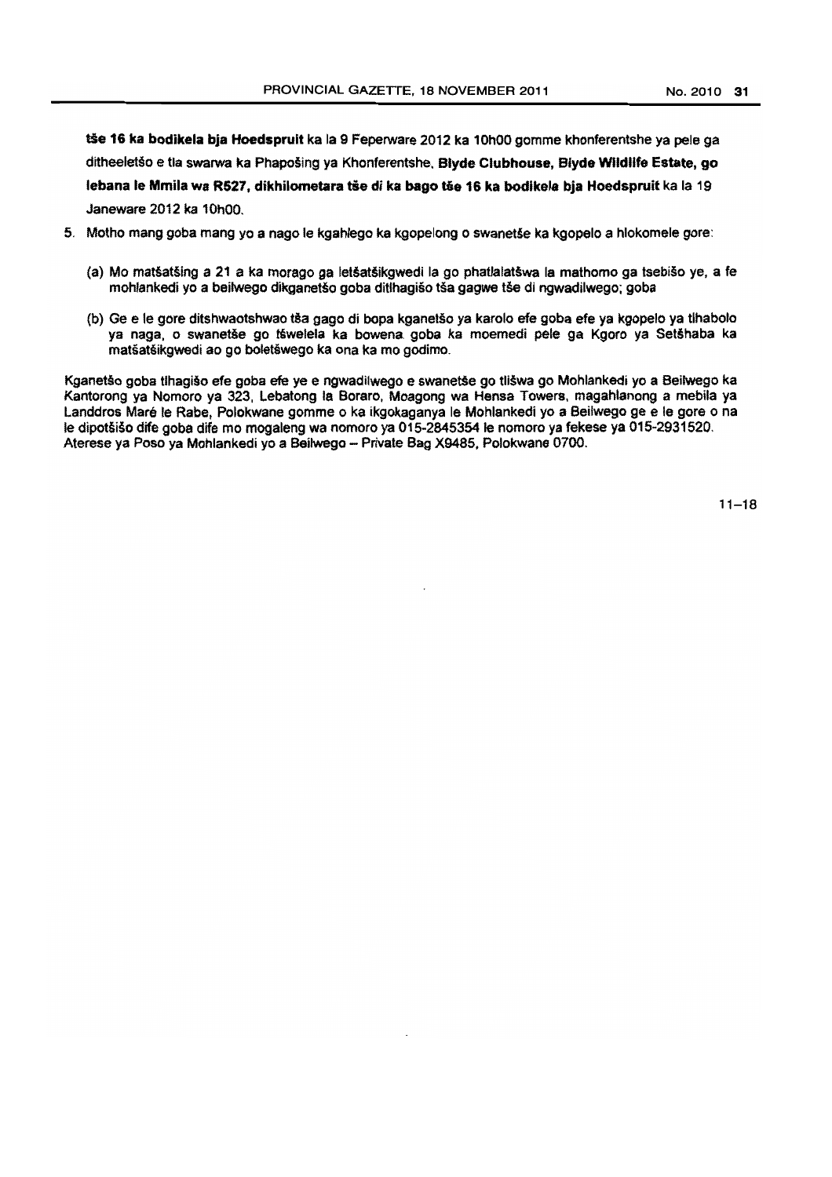**tše 16 ka bodikela bja Hoedspruit** ka la 9 Feperware 2012 ka 10h00 gomme khonferentshe ya pele ga ditheeletšo e tla swarwa ka Phapošing ya Khonferentshe, **Blyde Clubhouse, Blyde Wildlife Estate, go lebana le Mmila wa R527, dikhilometara tše di ka bago tše 16 ka bodikela bja Hoedspruit** ka la 19 Janeware 2012 ka 10h00.

5. Motho mang goba mang yo a nago le kgahlego ka kgopelong o swanetše ka kgopelo a hlokomele gore:

   (a) Mo matšatšing a 21 a ka morago ga letšatšikgwedi la go phatlalatšwa la mathomo ga tsebišo ye, a fe mohlankedi yo a beilwego dikganetšo goba ditlhagišo tša gagwe tše di ngwadilwego; goba

   (b) Ge e le gore ditshwaotshwao tša gago di bopa kganetšo ya karolo efe goba efe ya kgopelo ya tlhabolo ya naga, o swanetše go tšwelela ka bowena goba ka moemedi pele ga Kgoro ya Setšhaba ka matšatšikgwedi ao go boletšwego ka ona ka mo godimo.

Kganetšo goba tlhagišo efe goba efe ye e ngwadilwego e swanetše go tlišwa go Mohlankedi yo a Beilwego ka Kantorong ya Nomoro ya 323, Lebatong la Boraro, Moagong wa Hensa Towers, magahlanong a mebila ya Landdros Maré le Rabe, Polokwane gomme o ka ikgokaganya le Mohlankedi yo a Beilwego ge e le gore o na le dipotšišo dife goba dife mo mogaleng wa nomoro ya 015-2845354 le nomoro ya fekese ya 015-2931520. Aterese ya Poso ya Mohlankedi yo a Beilwego – Private Bag X9485, Polokwane 0700.

11–18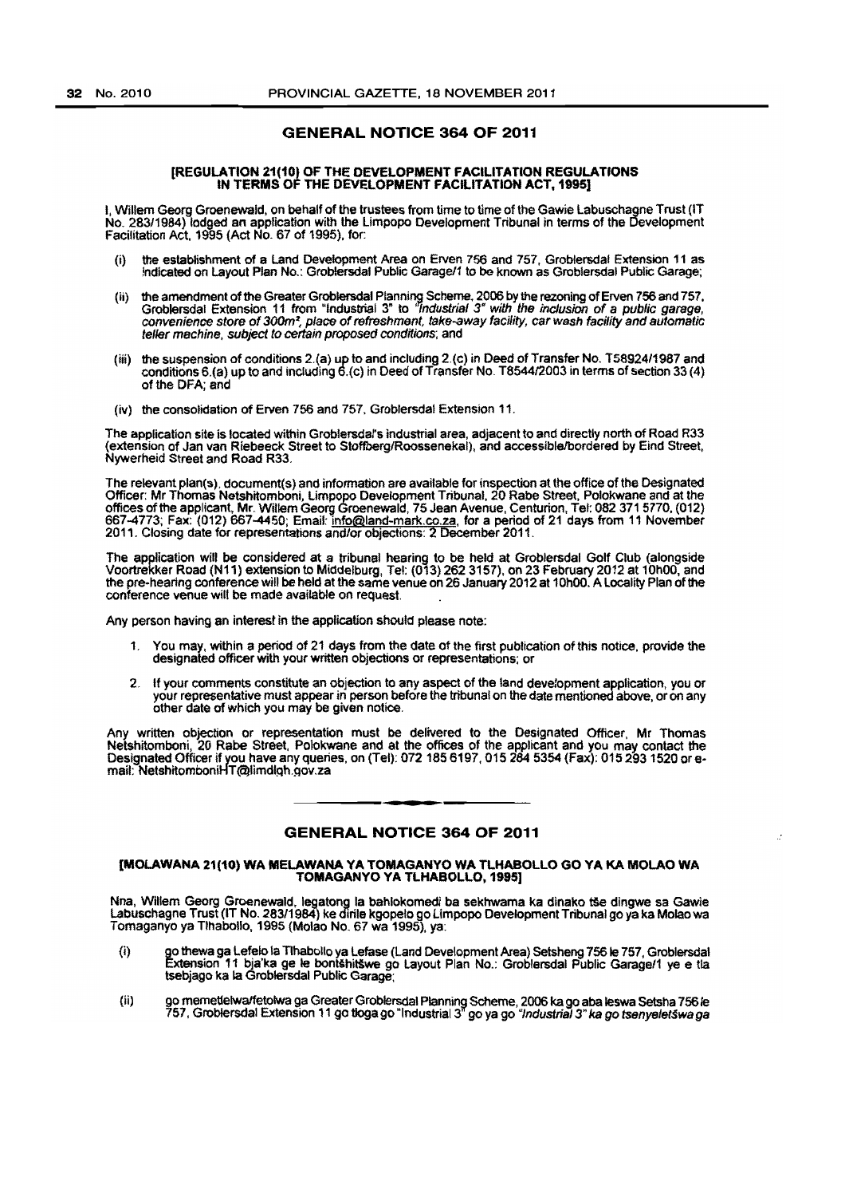## GENERAL NOTICE 364 OF 2011

### [REGULATION 21(10) OF THE DEVELOPMENT FACILITATION REGULATIONS IN TERMS OF THE DEVELOPMENT FACILITATION ACT, 1995]

I, Willem Georg Groenewald, on behalf of the trustees from time to time of the Gawie Labuschagne Trust (IT No. 283/1984) lodged an application with the Limpopo Development Tribunal in terms of the Development Facilitation Act, 1995 (Act No. 67 of 1995), for:

(i) the establishment of a Land Development Area on Erven 756 and 757, Groblersdal Extension 11 as indicated on Layout Plan No.: Groblersdal Public Garage/1 to be known as Groblersdal Public Garage;

(ii) the amendment of the Greater Groblersdal Planning Scheme, 2006 by the rezoning of Erven 756 and 757, Groblersdal Extension 11 from "Industrial 3" to *"Industrial 3" with the inclusion of a public garage, convenience store of 300m², place of refreshment, take-away facility, car wash facility and automatic teller machine, subject to certain proposed conditions*; and

(iii) the suspension of conditions 2.(a) up to and including 2.(c) in Deed of Transfer No. T58924/1987 and conditions 6.(a) up to and including 6.(c) in Deed of Transfer No. T8544/2003 in terms of section 33 (4) of the DFA; and

(iv) the consolidation of Erven 756 and 757, Groblersdal Extension 11.

The application site is located within Groblersdal's industrial area, adjacent to and directly north of Road R33 (extension of Jan van Riebeeck Street to Stoffberg/Roossenekal), and accessible/bordered by Eind Street, Nywerheid Street and Road R33.

The relevant plan(s), document(s) and information are available for inspection at the office of the Designated Officer: Mr Thomas Netshitomboni, Limpopo Development Tribunal, 20 Rabe Street, Polokwane and at the offices of the applicant, Mr. Willem Georg Groenewald, 75 Jean Avenue, Centurion, Tel: 082 371 5770, (012) 667-4773; Fax: (012) 667-4450; Email: info@land-mark.co.za, for a period of 21 days from 11 November 2011. Closing date for representations and/or objections: 2 December 2011.

The application will be considered at a tribunal hearing to be held at Groblersdal Golf Club (alongside Voortrekker Road (N11) extension to Middelburg, Tel: (013) 262 3157), on 23 February 2012 at 10h00, and the pre-hearing conference will be held at the same venue on 26 January 2012 at 10h00. A Locality Plan of the conference venue will be made available on request.

Any person having an interest in the application should please note:

1. You may, within a period of 21 days from the date of the first publication of this notice, provide the designated officer with your written objections or representations; or

2. If your comments constitute an objection to any aspect of the land development application, you or your representative must appear in person before the tribunal on the date mentioned above, or on any other date of which you may be given notice.

Any written objection or representation must be delivered to the Designated Officer, Mr Thomas Netshitomboni, 20 Rabe Street, Polokwane and at the offices of the applicant and you may contact the Designated Officer if you have any queries, on (Tel): 072 185 6197, 015 284 5354 (Fax): 015 293 1520 or e-mail: NetshitomboniHT@limdlgh.gov.za

---

## GENERAL NOTICE 364 OF 2011

### [MOLAWANA 21(10) WA MELAWANA YA TOMAGANYO WA TLHABOLLO GO YA KA MOLAO WA TOMAGANYO YA TLHABOLLO, 1995]

Nna, Willem Georg Groenewald, legatong la bahlokomedi ba sekhwama ka dinako tše dingwe sa Gawie Labuschagne Trust (IT No. 283/1984) ke dirile kgopelo go Limpopo Development Tribunal go ya ka Molao wa Tomaganyo ya Tlhabollo, 1995 (Molao No. 67 wa 1995), ya:

(i) go thewa ga Lefelo la Tlhabollo ya Lefase (Land Development Area) Setsheng 756 le 757, Groblersdal Extension 11 bja'ka ge le bontšhitšwe go Layout Plan No.: Groblersdal Public Garage/1 ye e tla tsebjago ka la Groblersdal Public Garage;

(ii) go memetlelwa/fetolwa ga Greater Groblersdal Planning Scheme, 2006 ka go aba leswa Setsha 756 le 757, Groblersdal Extension 11 go tloga go "Industrial 3" go ya go *"Industrial 3" ka go tsenyeletšwa ga*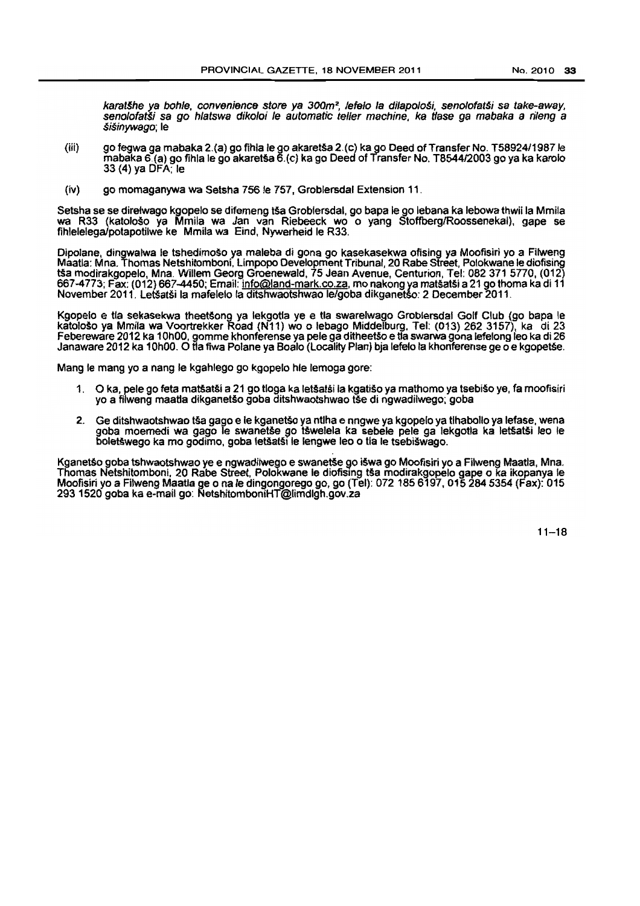*karatšhe ya bohle, convenience store ya 300m², lefelo la dilapološi, senolofatši sa take-away, senolofatši sa go hlatswa dikoloi le automatic teller machine, ka tlase ga mabaka a rileng a šišinywago;* le

(iii) go fegwa ga mabaka 2.(a) go fihla le go akaretša 2.(c) ka go Deed of Transfer No. T58924/1987 le mabaka 6.(a) go fihla le go akaretša 6.(c) ka go Deed of Transfer No. T8544/2003 go ya ka karolo 33 (4) ya DFA; le

(iv) go momaganywa wa Setsha 756 le 757, Groblersdal Extension 11.

Setsha se se direlwago kgopelo se difemeng tša Groblersdal, go bapa le go lebana ka lebowa thwii la Mmila wa R33 (katološo ya Mmila wa Jan van Riebeeck wo o yang Stoffberg/Roossenekal), gape se fihlelelega/potapotilwe ke Mmila wa Eind, Nywerheid le R33.

Dipolane, dingwalwa le tshedimošo ya maleba di gona go kasekasekwa ofising ya Moofisiri yo a Filweng Maatla: Mna. Thomas Netshitomboni, Limpopo Development Tribunal, 20 Rabe Street, Polokwane le diofising tša modirakgopelo, Mna. Willem Georg Groenewald, 75 Jean Avenue, Centurion, Tel: 082 371 5770, (012) 667-4773; Fax: (012) 667-4450; Email: info@land-mark.co.za, mo nakong ya matšatši a 21 go thoma ka di 11 November 2011. Letšatši la mafelelo la ditshwaotshwao le/goba dikganetšo: 2 December 2011.

Kgopelo e tla sekasekwa theetšong ya lekgotla ye e tla swarelwago Groblersdal Golf Club (go bapa le katološo ya Mmila wa Voortrekker Road (N11) wo o lebago Middelburg, Tel: (013) 262 3157), ka di 23 Febereware 2012 ka 10h00, gomme khonferense ya pele ga ditheetšo e tla swarwa gona lefelong leo ka di 26 Janaware 2012 ka 10h00. O tla fiwa Polane ya Boalo (Locality Plan) bja lefelo la khonferense ge o e kgopetše.

Mang le mang yo a nang le kgahlego go kgopelo hle lemoga gore:

1. O ka, pele go feta matšatši a 21 go tloga ka letšatši la kgatišo ya mathomo ya tsebišo ye, fa moofisiri yo a filweng maatla dikganetšo goba ditshwaotshwao tše di ngwadilwego; goba

2. Ge ditshwaotshwao tša gago e le kganetšo ya ntlha e nngwe ya kgopelo ya tlhabollo ya lefase, wena goba moemedi wa gago le swanetše go tšwelela ka sebele pele ga lekgotla ka letšatši leo le boletšwego ka mo godimo, goba letšatši le lengwe leo o tla le tsebišwago.

Kganetšo goba tshwaotshwao ye e ngwadilwego e swanetše go išwa go Moofisiri yo a Filweng Maatla, Mna. Thomas Netshitomboni, 20 Rabe Street, Polokwane le diofising tša modirakgopelo gape o ka ikopanya le Moofisiri yo a Filweng Maatla ge o na le dingongorego go, go (Tel): 072 185 6197, 015 284 5354 (Fax): 015 293 1520 goba ka e-mail go: NetshitomboniHT@limdlgh.gov.za

11–18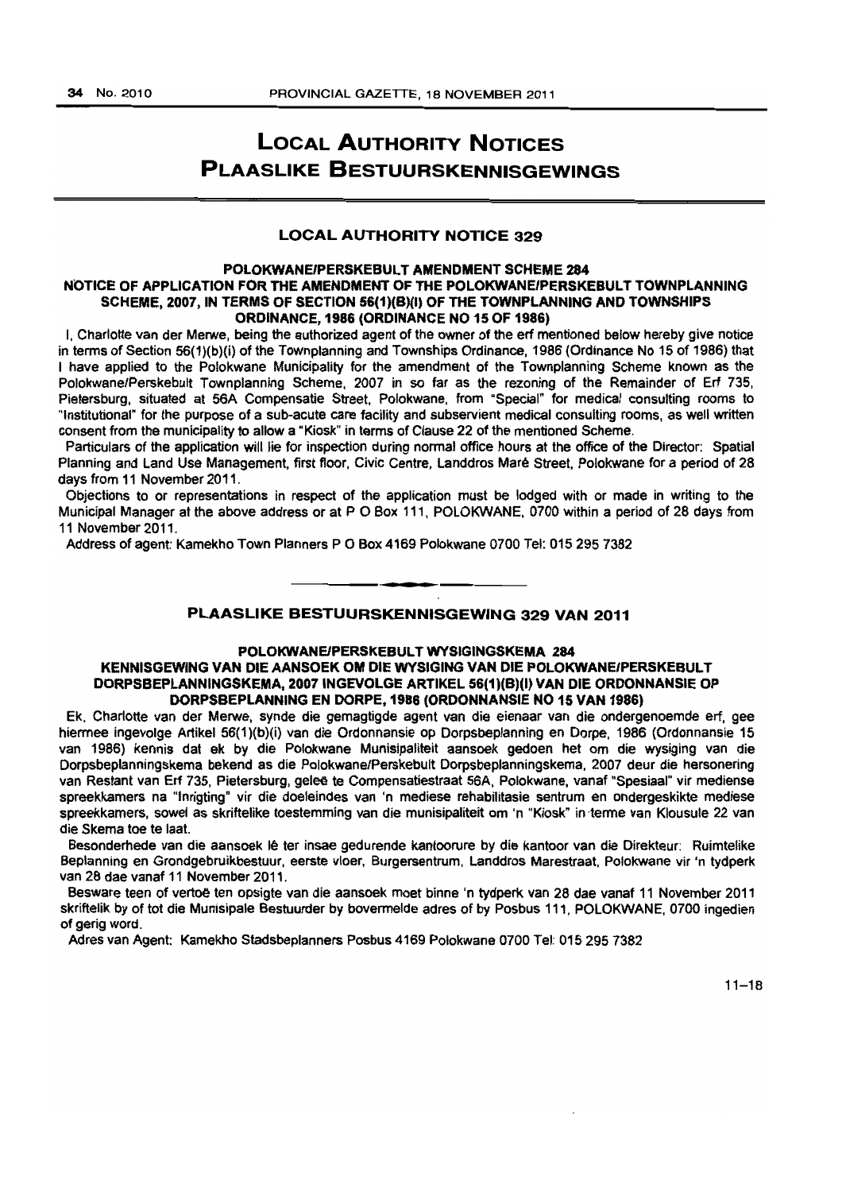# LOCAL AUTHORITY NOTICES
# PLAASLIKE BESTUURSKENNISGEWINGS

## LOCAL AUTHORITY NOTICE 329

### POLOKWANE/PERSKEBULT AMENDMENT SCHEME 284

### NOTICE OF APPLICATION FOR THE AMENDMENT OF THE POLOKWANE/PERSKEBULT TOWNPLANNING SCHEME, 2007, IN TERMS OF SECTION 56(1)(B)(I) OF THE TOWNPLANNING AND TOWNSHIPS ORDINANCE, 1986 (ORDINANCE NO 15 OF 1986)

I, Charlotte van der Merwe, being the authorized agent of the owner of the erf mentioned below hereby give notice in terms of Section 56(1)(b)(i) of the Townplanning and Townships Ordinance, 1986 (Ordinance No 15 of 1986) that I have applied to the Polokwane Municipality for the amendment of the Townplanning Scheme known as the Polokwane/Perskebult Townplanning Scheme, 2007 in so far as the rezoning of the Remainder of Erf 735, Pietersburg, situated at 56A Compensatie Street, Polokwane, from "Special" for medical consulting rooms to "Institutional" for the purpose of a sub-acute care facility and subservient medical consulting rooms, as well written consent from the municipality to allow a "Kiosk" in terms of Clause 22 of the mentioned Scheme.

Particulars of the application will lie for inspection during normal office hours at the office of the Director: Spatial Planning and Land Use Management, first floor, Civic Centre, Landdros Maré Street, Polokwane for a period of 28 days from 11 November 2011.

Objections to or representations in respect of the application must be lodged with or made in writing to the Municipal Manager at the above address or at P O Box 111, POLOKWANE, 0700 within a period of 28 days from 11 November 2011.

Address of agent: Kamekho Town Planners P O Box 4169 Polokwane 0700 Tel: 015 295 7382

---

## PLAASLIKE BESTUURSKENNISGEWING 329 VAN 2011

### POLOKWANE/PERSKEBULT WYSIGINGSKEMA 284

### KENNISGEWING VAN DIE AANSOEK OM DIE WYSIGING VAN DIE POLOKWANE/PERSKEBULT DORPSBEPLANNINGSKEMA, 2007 INGEVOLGE ARTIKEL 56(1)(B)(I) VAN DIE ORDONNANSIE OP DORPSBEPLANNING EN DORPE, 1986 (ORDONNANSIE NO 15 VAN 1986)

Ek, Charlotte van der Merwe, synde die gemagtigde agent van die eienaar van die ondergenoemde erf, gee hiermee ingevolge Artikel 56(1)(b)(i) van die Ordonnansie op Dorpsbeplanning en Dorpe, 1986 (Ordonnansie 15 van 1986) kennis dat ek by die Polokwane Munisipaliteit aansoek gedoen het om die wysiging van die Dorpsbeplanningskema bekend as die Polokwane/Perskebult Dorpsbeplanningskema, 2007 deur die hersonering van Restant van Erf 735, Pietersburg, geleë te Compensatiestraat 56A, Polokwane, vanaf "Spesiaal" vir mediense spreekkamers na "Inrigting" vir die doeleindes van 'n mediese rehabilitasie sentrum en ondergeskikte mediese spreekkamers, sowel as skriftelike toestemming van die munisipaliteit om 'n "Kiosk" in terme van Klousule 22 van die Skema toe te laat.

Besonderhede van die aansoek lê ter insae gedurende kantoorure by die kantoor van die Direkteur: Ruimtelike Beplanning en Grondgebruikbestuur, eerste vloer, Burgersentrum, Landdros Marestraat, Polokwane vir 'n tydperk van 28 dae vanaf 11 November 2011.

Besware teen of vertoë ten opsigte van die aansoek moet binne 'n tydperk van 28 dae vanaf 11 November 2011 skriftelik by of tot die Munisipale Bestuurder by bovermelde adres of by Posbus 111, POLOKWANE, 0700 ingedien of gerig word.

Adres van Agent: Kamekho Stadsbeplanners Posbus 4169 Polokwane 0700 Tel: 015 295 7382

11–18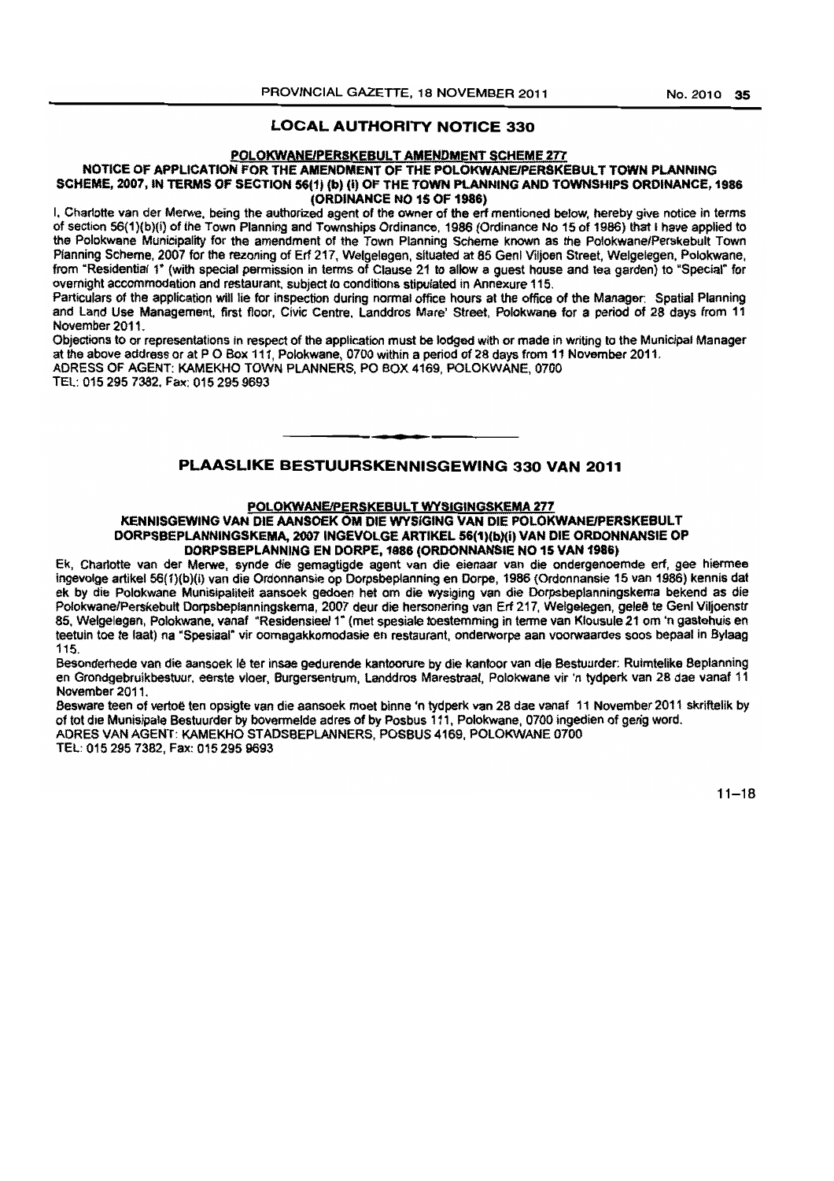## LOCAL AUTHORITY NOTICE 330

**POLOKWANE/PERSKEBULT AMENDMENT SCHEME 277**

**NOTICE OF APPLICATION FOR THE AMENDMENT OF THE POLOKWANE/PERSKEBULT TOWN PLANNING SCHEME, 2007, IN TERMS OF SECTION 56(1) (b) (i) OF THE TOWN PLANNING AND TOWNSHIPS ORDINANCE, 1986 (ORDINANCE NO 15 OF 1986)**

I, Charlotte van der Merwe, being the authorized agent of the owner of the erf mentioned below, hereby give notice in terms of section 56(1)(b)(i) of the Town Planning and Townships Ordinance, 1986 (Ordinance No 15 of 1986) that I have applied to the Polokwane Municipality for the amendment of the Town Planning Scheme known as the Polokwane/Perskebult Town Planning Scheme, 2007 for the rezoning of Erf 217, Welgelegen, situated at 85 Genl Viljoen Street, Welgelegen, Polokwane, from "Residential 1" (with special permission in terms of Clause 21 to allow a guest house and tea garden) to "Special" for overnight accommodation and restaurant, subject to conditions stipulated in Annexure 115.

Particulars of the application will lie for inspection during normal office hours at the office of the Manager: Spatial Planning and Land Use Management, first floor, Civic Centre, Landdros Mare' Street, Polokwane for a period of 28 days from 11 November 2011.

Objections to or representations in respect of the application must be lodged with or made in writing to the Municipal Manager at the above address or at P O Box 111, Polokwane, 0700 within a period of 28 days from 11 November 2011.

ADRESS OF AGENT: KAMEKHO TOWN PLANNERS, PO BOX 4169, POLOKWANE, 0700

TEL: 015 295 7382, Fax: 015 295 9693

## PLAASLIKE BESTUURSKENNISGEWING 330 VAN 2011

**POLOKWANE/PERSKEBULT WYSIGINGSKEMA 277**

**KENNISGEWING VAN DIE AANSOEK OM DIE WYSIGING VAN DIE POLOKWANE/PERSKEBULT DORPSBEPLANNINGSKEMA, 2007 INGEVOLGE ARTIKEL 56(1)(b)(i) VAN DIE ORDONNANSIE OP DORPSBEPLANNING EN DORPE, 1986 (ORDONNANSIE NO 15 VAN 1986)**

Ek, Charlotte van der Merwe, synde die gemagtigde agent van die eienaar van die ondergenoemde erf, gee hiermee ingevolge artikel 56(1)(b)(i) van die Ordonnansie op Dorpsbeplanning en Dorpe, 1986 (Ordonnansie 15 van 1986) kennis dat ek by die Polokwane Munisipaliteit aansoek gedoen het om die wysiging van die Dorpsbeplanningskema bekend as die Polokwane/Perskebult Dorpsbeplanningskema, 2007 deur die hersonering van Erf 217, Welgelegen, geleë te Genl Viljoenstr 85, Welgelegen, Polokwane, vanaf "Residensieel 1" (met spesiale toestemming in terme van Klousule 21 om 'n gastehuis en teetuin toe te laat) na "Spesiaal" vir oornagakkomodasie en restaurant, onderworpe aan voorwaardes soos bepaal in Bylaag 115.

Besonderhede van die aansoek lê ter insae gedurende kantoorure by die kantoor van die Bestuurder: Ruimtelike Beplanning en Grondgebruikbestuur, eerste vloer, Burgersentrum, Landdros Marestraat, Polokwane vir 'n tydperk van 28 dae vanaf 11 November 2011.

Besware teen of vertoë ten opsigte van die aansoek moet binne 'n tydperk van 28 dae vanaf 11 November 2011 skriftelik by of tot die Munisipale Bestuurder by bovermelde adres of by Posbus 111, Polokwane, 0700 ingedien of gerig word.

ADRES VAN AGENT: KAMEKHO STADSBEPLANNERS, POSBUS 4169, POLOKWANE 0700

TEL: 015 295 7382, Fax: 015 295 9693

11–18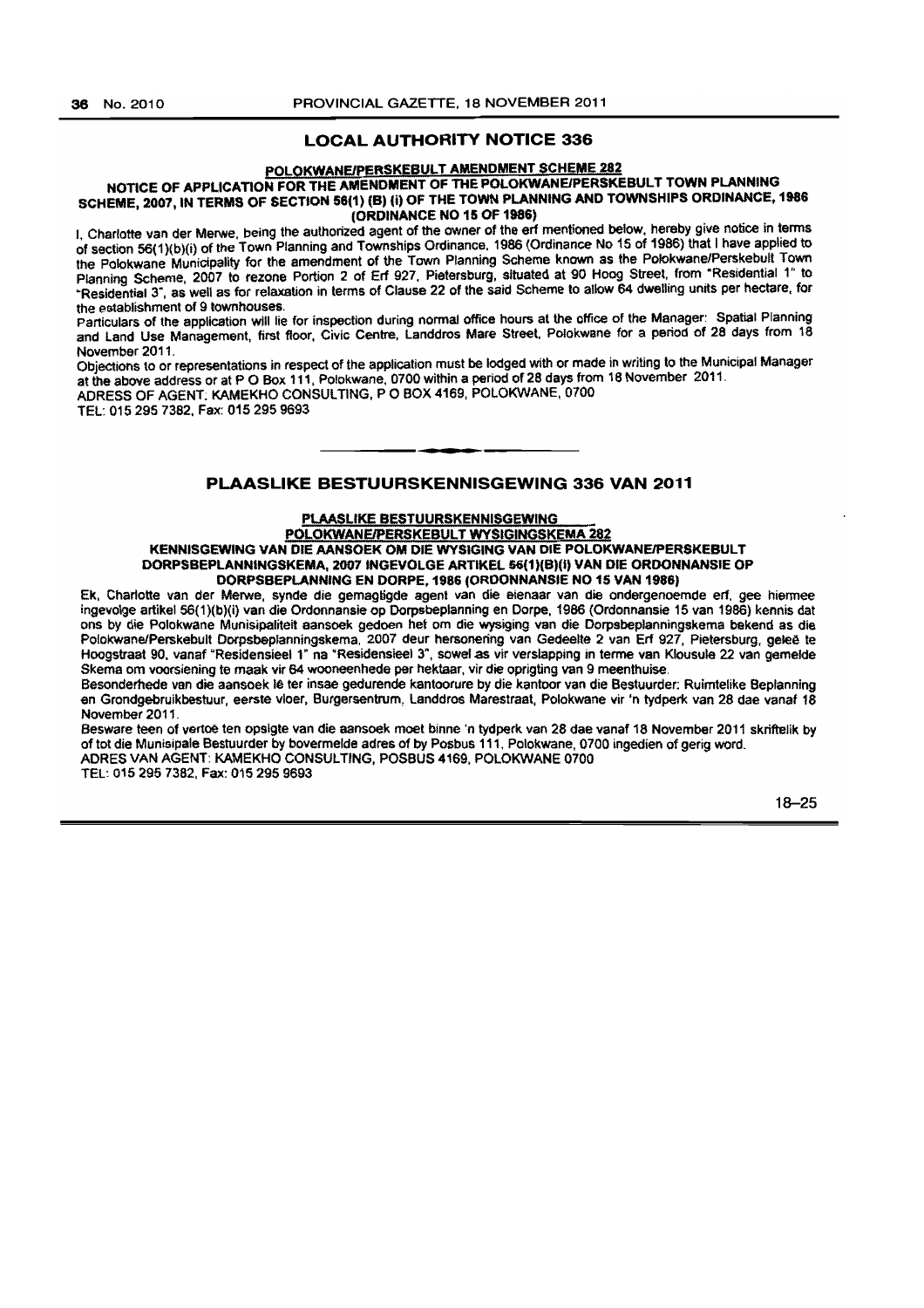## LOCAL AUTHORITY NOTICE 336

**POLOKWANE/PERSKEBULT AMENDMENT SCHEME 282**

**NOTICE OF APPLICATION FOR THE AMENDMENT OF THE POLOKWANE/PERSKEBULT TOWN PLANNING SCHEME, 2007, IN TERMS OF SECTION 56(1) (B) (I) OF THE TOWN PLANNING AND TOWNSHIPS ORDINANCE, 1986 (ORDINANCE NO 15 OF 1986)**

I, Charlotte van der Merwe, being the authorized agent of the owner of the erf mentioned below, hereby give notice in terms of section 56(1)(b)(i) of the Town Planning and Townships Ordinance, 1986 (Ordinance No 15 of 1986) that I have applied to the Polokwane Municipality for the amendment of the Town Planning Scheme known as the Polokwane/Perskebult Town Planning Scheme, 2007 to rezone Portion 2 of Erf 927, Pietersburg, situated at 90 Hoog Street, from "Residential 1" to "Residential 3", as well as for relaxation in terms of Clause 22 of the said Scheme to allow 64 dwelling units per hectare, for the establishment of 9 townhouses.

Particulars of the application will lie for inspection during normal office hours at the office of the Manager: Spatial Planning and Land Use Management, first floor, Civic Centre, Landdros Mare Street, Polokwane for a period of 28 days from 18 November 2011.

Objections to or representations in respect of the application must be lodged with or made in writing to the Municipal Manager at the above address or at P O Box 111, Polokwane, 0700 within a period of 28 days from 18 November 2011.

ADRESS OF AGENT: KAMEKHO CONSULTING, P O BOX 4169, POLOKWANE, 0700

TEL: 015 295 7382, Fax: 015 295 9693

---

## PLAASLIKE BESTUURSKENNISGEWING 336 VAN 2011

**PLAASLIKE BESTUURSKENNISGEWING**

**POLOKWANE/PERSKEBULT WYSIGINGSKEMA 282**

**KENNISGEWING VAN DIE AANSOEK OM DIE WYSIGING VAN DIE POLOKWANE/PERSKEBULT DORPSBEPLANNINGSKEMA, 2007 INGEVOLGE ARTIKEL 56(1)(B)(I) VAN DIE ORDONNANSIE OP DORPSBEPLANNING EN DORPE, 1986 (ORDONNANSIE NO 15 VAN 1986)**

Ek, Charlotte van der Merwe, synde die gemagtigde agent van die eienaar van die ondergenoemde erf, gee hiermee ingevolge artikel 56(1)(b)(i) van die Ordonnansie op Dorpsbeplanning en Dorpe, 1986 (Ordonnansie 15 van 1986) kennis dat ons by die Polokwane Munisipaliteit aansoek gedoen het om die wysiging van die Dorpsbeplanningskema bekend as die Polokwane/Perskebult Dorpsbeplanningskema, 2007 deur hersonering van Gedeelte 2 van Erf 927, Pietersburg, geleë te Hoogstraat 90, vanaf "Residensieel 1" na "Residensieel 3", sowel as vir verslapping in terme van Klousule 22 van gemelde Skema om voorsiening te maak vir 64 wooneenhede per hektaar, vir die oprigting van 9 meenthuise.

Besonderhede van die aansoek lê ter insae gedurende kantoorure by die kantoor van die Bestuurder: Ruimtelike Beplanning en Grondgebruikbestuur, eerste vloer, Burgersentrum, Landdros Marestraat, Polokwane vir 'n tydperk van 28 dae vanaf 18 November 2011.

Besware teen of vertoë ten opsigte van die aansoek moet binne 'n tydperk van 28 dae vanaf 18 November 2011 skriftelik by of tot die Munisipale Bestuurder by bovermelde adres of by Posbus 111, Polokwane, 0700 ingedien of gerig word.

ADRES VAN AGENT: KAMEKHO CONSULTING, POSBUS 4169, POLOKWANE 0700

TEL: 015 295 7382, Fax: 015 295 9693

18–25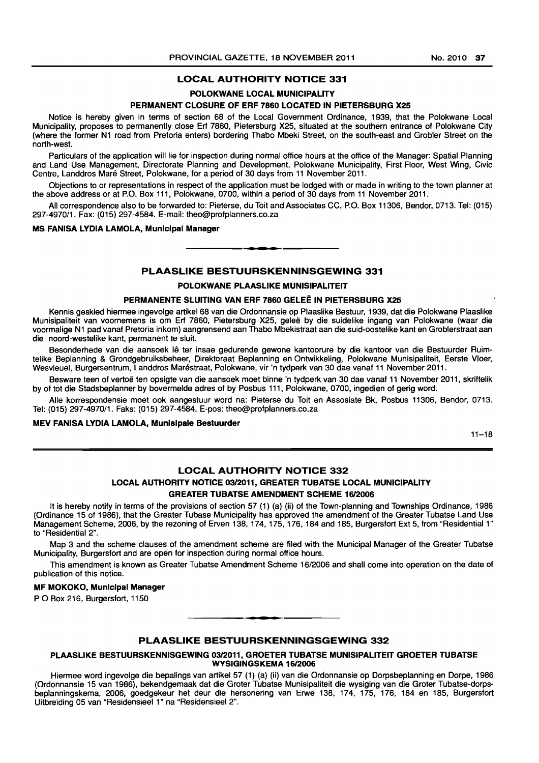## LOCAL AUTHORITY NOTICE 331

### POLOKWANE LOCAL MUNICIPALITY

#### PERMANENT CLOSURE OF ERF 7860 LOCATED IN PIETERSBURG X25

Notice is hereby given in terms of section 68 of the Local Government Ordinance, 1939, that the Polokwane Local Municipality, proposes to permanently close Erf 7860, Pietersburg X25, situated at the southern entrance of Polokwane City (where the former N1 road from Pretoria enters) bordering Thabo Mbeki Street, on the south-east and Grobler Street on the north-west.

Particulars of the application will lie for inspection during normal office hours at the office of the Manager: Spatial Planning and Land Use Management, Directorate Planning and Development, Polokwane Municipality, First Floor, West Wing, Civic Centre, Landdros Maré Street, Polokwane, for a period of 30 days from 11 November 2011.

Objections to or representations in respect of the application must be lodged with or made in writing to the town planner at the above address or at P.O. Box 111, Polokwane, 0700, within a period of 30 days from 11 November 2011.

All correspondence also to be forwarded to: Pieterse, du Toit and Associates CC, P.O. Box 11306, Bendor, 0713. Tel: (015) 297-4970/1. Fax: (015) 297-4584. E-mail: theo@profplanners.co.za

**MS FANISA LYDIA LAMOLA, Municipal Manager**

---

## PLAASLIKE BESTUURSKENNINSGEWING 331

### POLOKWANE PLAASLIKE MUNISIPALITEIT

#### PERMANENTE SLUITING VAN ERF 7860 GELEË IN PIETERSBURG X25

Kennis geskied hiermee ingevolge artikel 68 van die Ordonnansie op Plaaslike Bestuur, 1939, dat die Polokwane Plaaslike Munisipaliteit van voornemens is om Erf 7860, Pietersburg X25, geleë by die suidelike ingang van Polokwane (waar die voormalige N1 pad vanaf Pretoria inkom) aangrensend aan Thabo Mbekistraat aan die suid-oostelike kant en Groblerstraat aan die noord-westelike kant, permanent te sluit.

Besonderhede van die aansoek lê ter insae gedurende gewone kantoorure by die kantoor van die Bestuurder Ruimtelike Beplanning & Grondgebruiksbeheer, Direktoraat Beplanning en Ontwikkeling, Polokwane Munisipaliteit, Eerste Vloer, Wesvleuel, Burgersentrum, Landdros Maréstraat, Polokwane, vir 'n tydperk van 30 dae vanaf 11 November 2011.

Besware teen of vertoë ten opsigte van die aansoek moet binne 'n tydperk van 30 dae vanaf 11 November 2011, skriftelik by of tot die Stadsbeplanner by bovermelde adres of by Posbus 111, Polokwane, 0700, ingedien of gerig word.

Alle korrespondensie moet ook aangestuur word na: Pieterse du Toit en Assosiate Bk, Posbus 11306, Bendor, 0713. Tel: (015) 297-4970/1. Faks: (015) 297-4584. E-pos: theo@profplanners.co.za

**MEV FANISA LYDIA LAMOLA, Munisipale Bestuurder**

11–18

---

## LOCAL AUTHORITY NOTICE 332

### LOCAL AUTHORITY NOTICE 03/2011, GREATER TUBATSE LOCAL MUNICIPALITY

#### GREATER TUBATSE AMENDMENT SCHEME 16/2006

It is hereby notify in terms of the provisions of section 57 (1) (a) (ii) of the Town-planning and Townships Ordinance, 1986 (Ordinance 15 of 1986), that the Greater Tubase Municipality has approved the amendment of the Greater Tubatse Land Use Management Scheme, 2006, by the rezoning of Erven 138, 174, 175, 176, 184 and 185, Burgersfort Ext 5, from "Residential 1" to "Residential 2".

Map 3 and the scheme clauses of the amendment scheme are filed with the Municipal Manager of the Greater Tubatse Municipality, Burgersfort and are open for inspection during normal office hours.

This amendment is known as Greater Tubatse Amendment Scheme 16/2006 and shall come into operation on the date of publication of this notice.

**MF MOKOKO, Municipal Manager**

P O Box 216, Burgersfort, 1150

---

## PLAASLIKE BESTUURSKENNINGSGEWING 332

#### PLAASLIKE BESTUURSKENNISGEWING 03/2011, GROETER TUBATSE MUNISIPALITEIT GROETER TUBATSE WYSIGINGSKEMA 16/2006

Hiermee word ingevolge die bepalings van artikel 57 (1) (a) (ii) van die Ordonnansie op Dorpsbeplanning en Dorpe, 1986 (Ordonnansie 15 van 1986), bekendgemaak dat die Groter Tubatse Munisipaliteit die wysiging van die Groter Tubatse-dorpsbeplanningskema, 2006, goedgekeur het deur die hersonering van Erwe 138, 174, 175, 176, 184 en 185, Burgersfort Uitbreiding 05 van "Residensieel 1" na "Residensieel 2".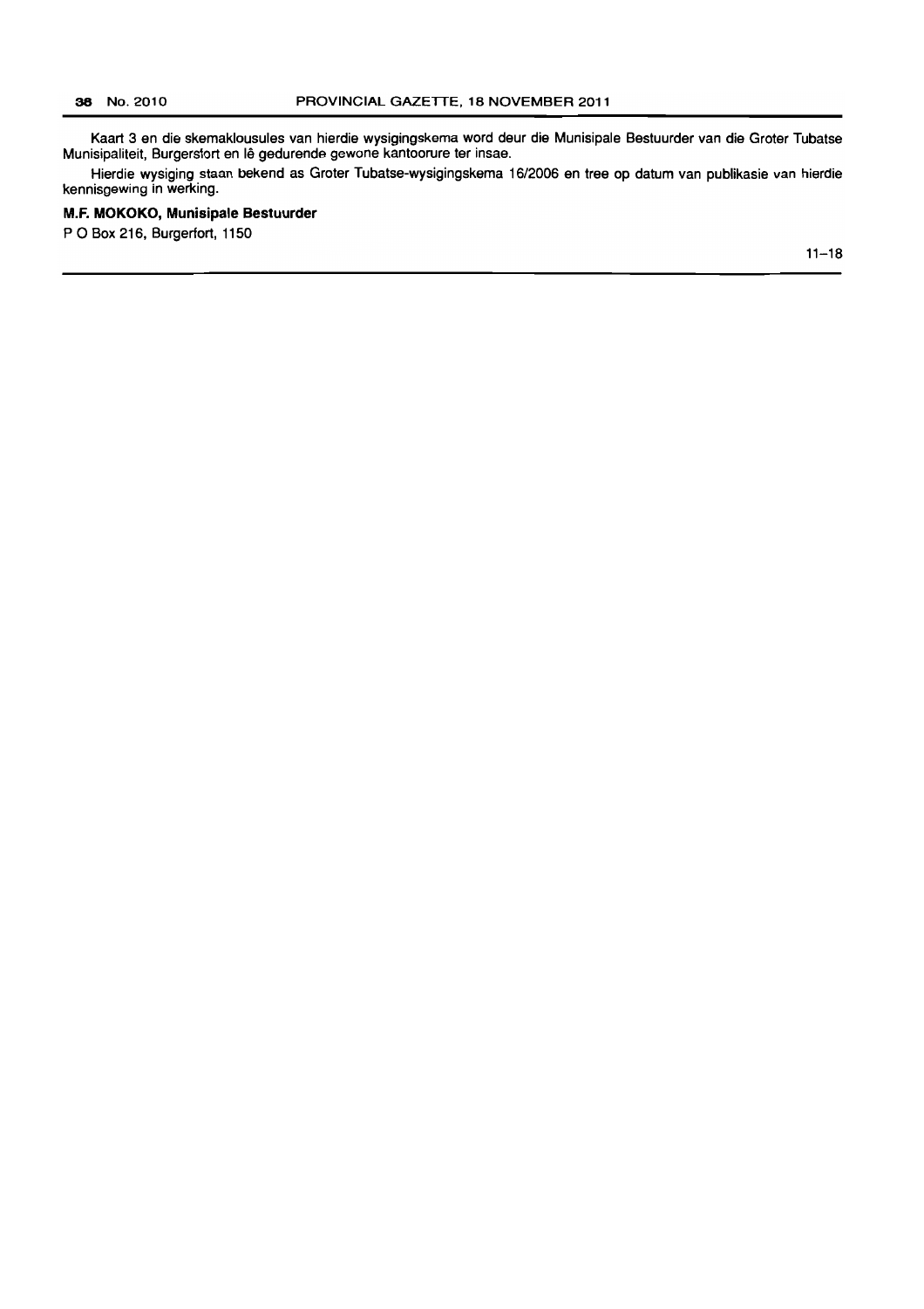Kaart 3 en die skemaklousules van hierdie wysigingskema word deur die Munisipale Bestuurder van die Groter Tubatse Munisipaliteit, Burgersfort en lê gedurende gewone kantoorure ter insae.

Hierdie wysiging staan bekend as Groter Tubatse-wysigingskema 16/2006 en tree op datum van publikasie van hierdie kennisgewing in werking.

**M.F. MOKOKO, Munisipale Bestuurder**

P O Box 216, Burgerfort, 1150

11–18